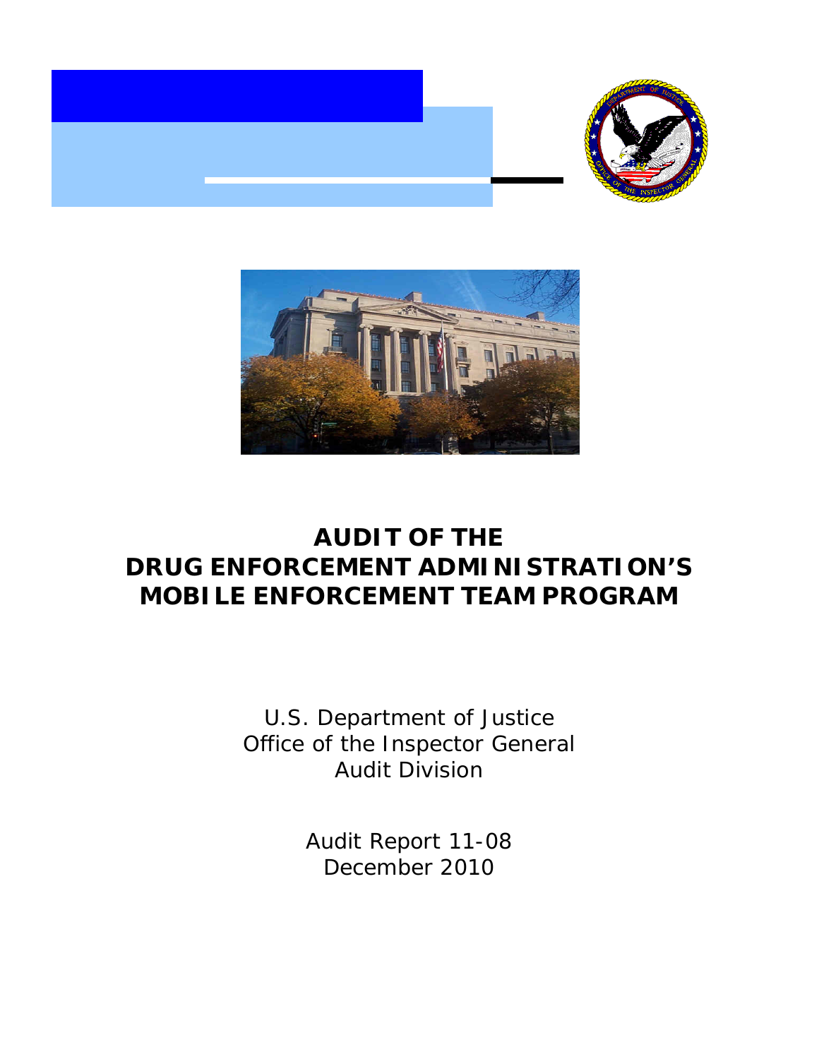# AUDIT OF THE DRUG ENFORCEMENT ADMINISTRATION'S MOBILE ENFORCEMENT TEAM PROGRAM

U.S. Department of Justice
Office of the Inspector General
Audit Division

Audit Report 11-08
December 2010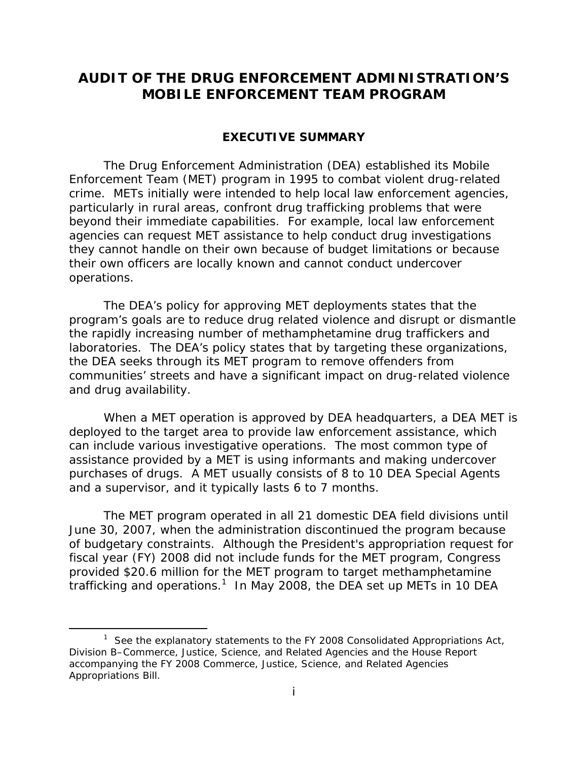# AUDIT OF THE DRUG ENFORCEMENT ADMINISTRATION'S MOBILE ENFORCEMENT TEAM PROGRAM

## EXECUTIVE SUMMARY

The Drug Enforcement Administration (DEA) established its Mobile Enforcement Team (MET) program in 1995 to combat violent drug-related crime. METs initially were intended to help local law enforcement agencies, particularly in rural areas, confront drug trafficking problems that were beyond their immediate capabilities. For example, local law enforcement agencies can request MET assistance to help conduct drug investigations they cannot handle on their own because of budget limitations or because their own officers are locally known and cannot conduct undercover operations.

The DEA's policy for approving MET deployments states that the program's goals are to reduce drug related violence and disrupt or dismantle the rapidly increasing number of methamphetamine drug traffickers and laboratories. The DEA's policy states that by targeting these organizations, the DEA seeks through its MET program to remove offenders from communities' streets and have a significant impact on drug-related violence and drug availability.

When a MET operation is approved by DEA headquarters, a DEA MET is deployed to the target area to provide law enforcement assistance, which can include various investigative operations. The most common type of assistance provided by a MET is using informants and making undercover purchases of drugs. A MET usually consists of 8 to 10 DEA Special Agents and a supervisor, and it typically lasts 6 to 7 months.

The MET program operated in all 21 domestic DEA field divisions until June 30, 2007, when the administration discontinued the program because of budgetary constraints. Although the President's appropriation request for fiscal year (FY) 2008 did not include funds for the MET program, Congress provided $20.6 million for the MET program to target methamphetamine trafficking and operations.[1] In May 2008, the DEA set up METs in 10 DEA

[1] See the explanatory statements to the FY 2008 Consolidated Appropriations Act, Division B–Commerce, Justice, Science, and Related Agencies and the House Report accompanying the FY 2008 Commerce, Justice, Science, and Related Agencies Appropriations Bill.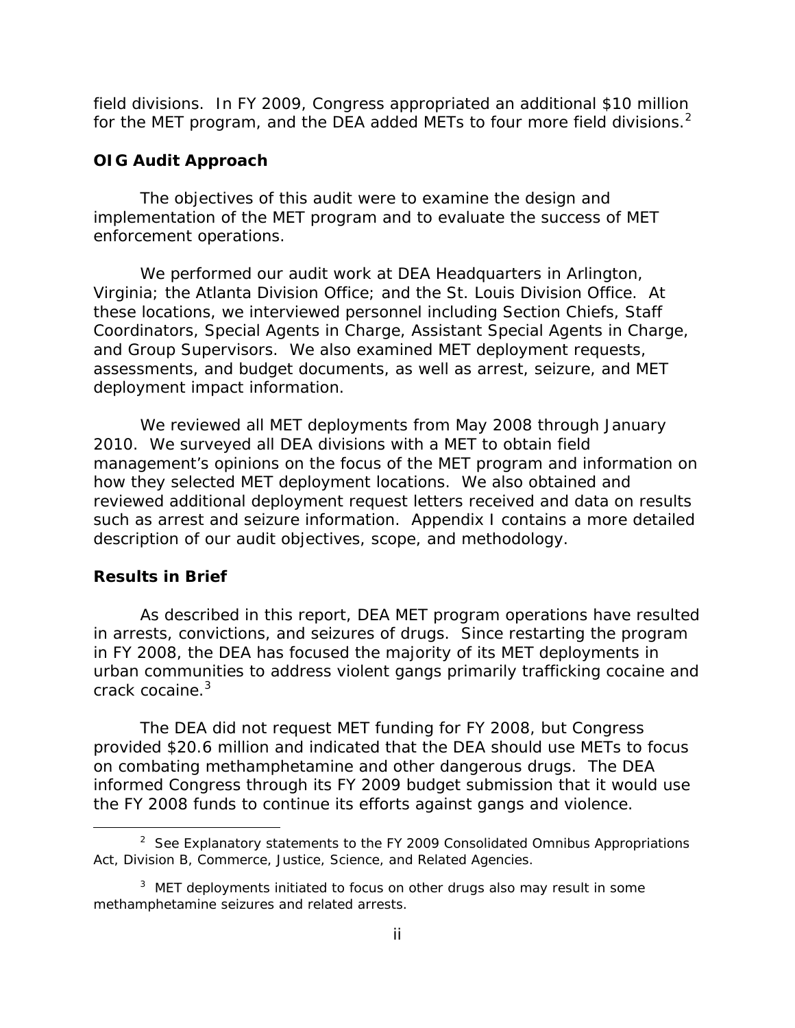field divisions. In FY 2009, Congress appropriated an additional $10 million for the MET program, and the DEA added METs to four more field divisions.[2]

**OIG Audit Approach**

The objectives of this audit were to examine the design and implementation of the MET program and to evaluate the success of MET enforcement operations.

We performed our audit work at DEA Headquarters in Arlington, Virginia; the Atlanta Division Office; and the St. Louis Division Office. At these locations, we interviewed personnel including Section Chiefs, Staff Coordinators, Special Agents in Charge, Assistant Special Agents in Charge, and Group Supervisors. We also examined MET deployment requests, assessments, and budget documents, as well as arrest, seizure, and MET deployment impact information.

We reviewed all MET deployments from May 2008 through January 2010. We surveyed all DEA divisions with a MET to obtain field management's opinions on the focus of the MET program and information on how they selected MET deployment locations. We also obtained and reviewed additional deployment request letters received and data on results such as arrest and seizure information. Appendix I contains a more detailed description of our audit objectives, scope, and methodology.

**Results in Brief**

As described in this report, DEA MET program operations have resulted in arrests, convictions, and seizures of drugs. Since restarting the program in FY 2008, the DEA has focused the majority of its MET deployments in urban communities to address violent gangs primarily trafficking cocaine and crack cocaine.[3]

The DEA did not request MET funding for FY 2008, but Congress provided $20.6 million and indicated that the DEA should use METs to focus on combating methamphetamine and other dangerous drugs. The DEA informed Congress through its FY 2009 budget submission that it would use the FY 2008 funds to continue its efforts against gangs and violence.

---

[2] See Explanatory statements to the FY 2009 Consolidated Omnibus Appropriations Act, Division B, Commerce, Justice, Science, and Related Agencies.

[3] MET deployments initiated to focus on other drugs also may result in some methamphetamine seizures and related arrests.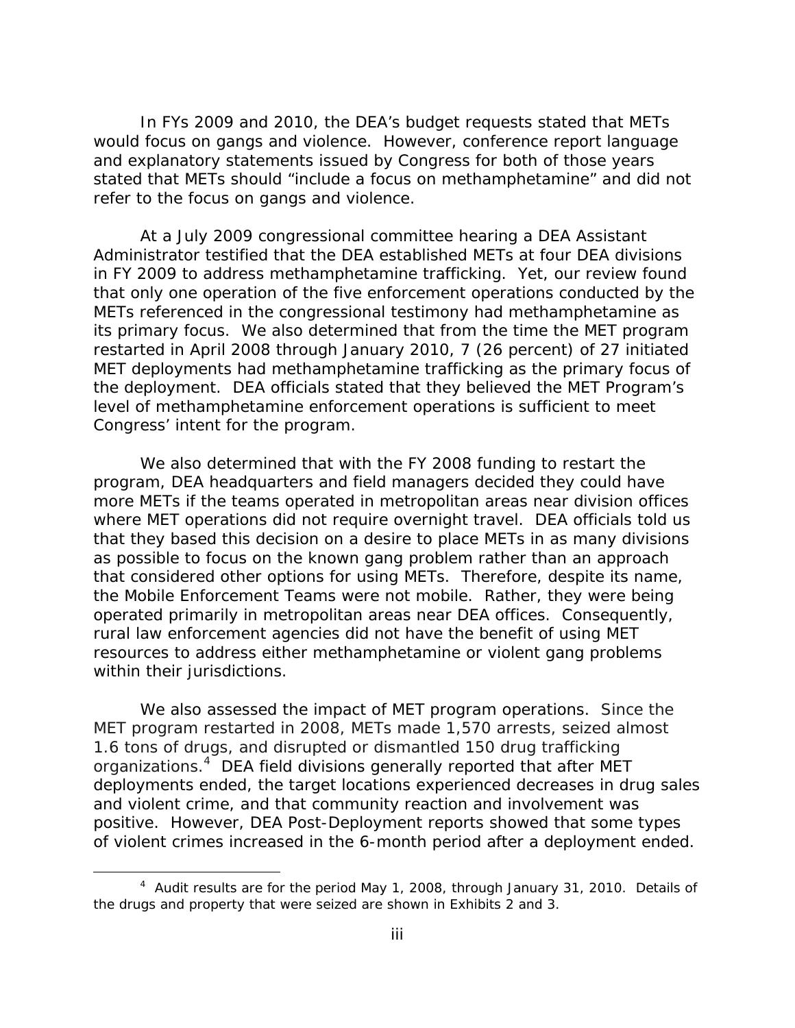In FYs 2009 and 2010, the DEA's budget requests stated that METs would focus on gangs and violence. However, conference report language and explanatory statements issued by Congress for both of those years stated that METs should "include a focus on methamphetamine" and did not refer to the focus on gangs and violence.

At a July 2009 congressional committee hearing a DEA Assistant Administrator testified that the DEA established METs at four DEA divisions in FY 2009 to address methamphetamine trafficking. Yet, our review found that only one operation of the five enforcement operations conducted by the METs referenced in the congressional testimony had methamphetamine as its primary focus. We also determined that from the time the MET program restarted in April 2008 through January 2010, 7 (26 percent) of 27 initiated MET deployments had methamphetamine trafficking as the primary focus of the deployment. DEA officials stated that they believed the MET Program's level of methamphetamine enforcement operations is sufficient to meet Congress' intent for the program.

We also determined that with the FY 2008 funding to restart the program, DEA headquarters and field managers decided they could have more METs if the teams operated in metropolitan areas near division offices where MET operations did not require overnight travel. DEA officials told us that they based this decision on a desire to place METs in as many divisions as possible to focus on the known gang problem rather than an approach that considered other options for using METs. Therefore, despite its name, the Mobile Enforcement Teams were not mobile. Rather, they were being operated primarily in metropolitan areas near DEA offices. Consequently, rural law enforcement agencies did not have the benefit of using MET resources to address either methamphetamine or violent gang problems within their jurisdictions.

We also assessed the impact of MET program operations. Since the MET program restarted in 2008, METs made 1,570 arrests, seized almost 1.6 tons of drugs, and disrupted or dismantled 150 drug trafficking organizations.[4] DEA field divisions generally reported that after MET deployments ended, the target locations experienced decreases in drug sales and violent crime, and that community reaction and involvement was positive. However, DEA Post-Deployment reports showed that some types of violent crimes increased in the 6-month period after a deployment ended.

---

[4] Audit results are for the period May 1, 2008, through January 31, 2010. Details of the drugs and property that were seized are shown in Exhibits 2 and 3.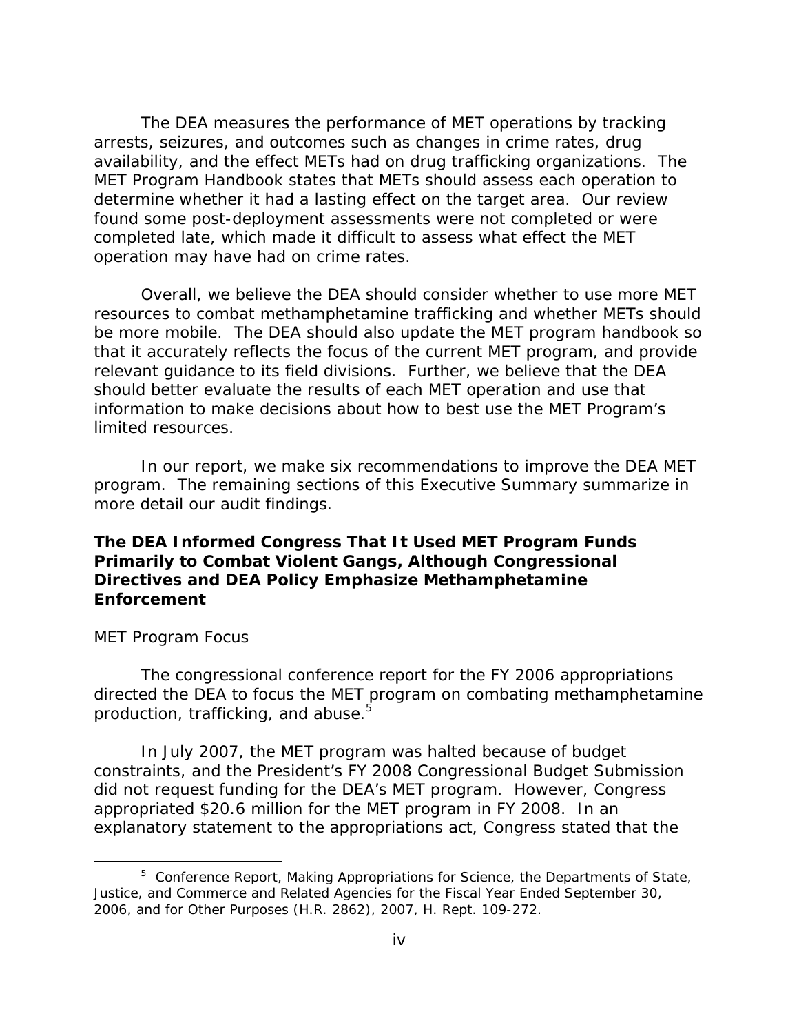The DEA measures the performance of MET operations by tracking arrests, seizures, and outcomes such as changes in crime rates, drug availability, and the effect METs had on drug trafficking organizations. The MET Program Handbook states that METs should assess each operation to determine whether it had a lasting effect on the target area. Our review found some post-deployment assessments were not completed or were completed late, which made it difficult to assess what effect the MET operation may have had on crime rates.

Overall, we believe the DEA should consider whether to use more MET resources to combat methamphetamine trafficking and whether METs should be more mobile. The DEA should also update the MET program handbook so that it accurately reflects the focus of the current MET program, and provide relevant guidance to its field divisions. Further, we believe that the DEA should better evaluate the results of each MET operation and use that information to make decisions about how to best use the MET Program's limited resources.

In our report, we make six recommendations to improve the DEA MET program. The remaining sections of this Executive Summary summarize in more detail our audit findings.

### The DEA Informed Congress That It Used MET Program Funds Primarily to Combat Violent Gangs, Although Congressional Directives and DEA Policy Emphasize Methamphetamine Enforcement

MET Program Focus

The congressional conference report for the FY 2006 appropriations directed the DEA to focus the MET program on combating methamphetamine production, trafficking, and abuse.[5]

In July 2007, the MET program was halted because of budget constraints, and the President's FY 2008 Congressional Budget Submission did not request funding for the DEA's MET program. However, Congress appropriated $20.6 million for the MET program in FY 2008. In an explanatory statement to the appropriations act, Congress stated that the

[5] Conference Report, Making Appropriations for Science, the Departments of State, Justice, and Commerce and Related Agencies for the Fiscal Year Ended September 30, 2006, and for Other Purposes (H.R. 2862), 2007, H. Rept. 109-272.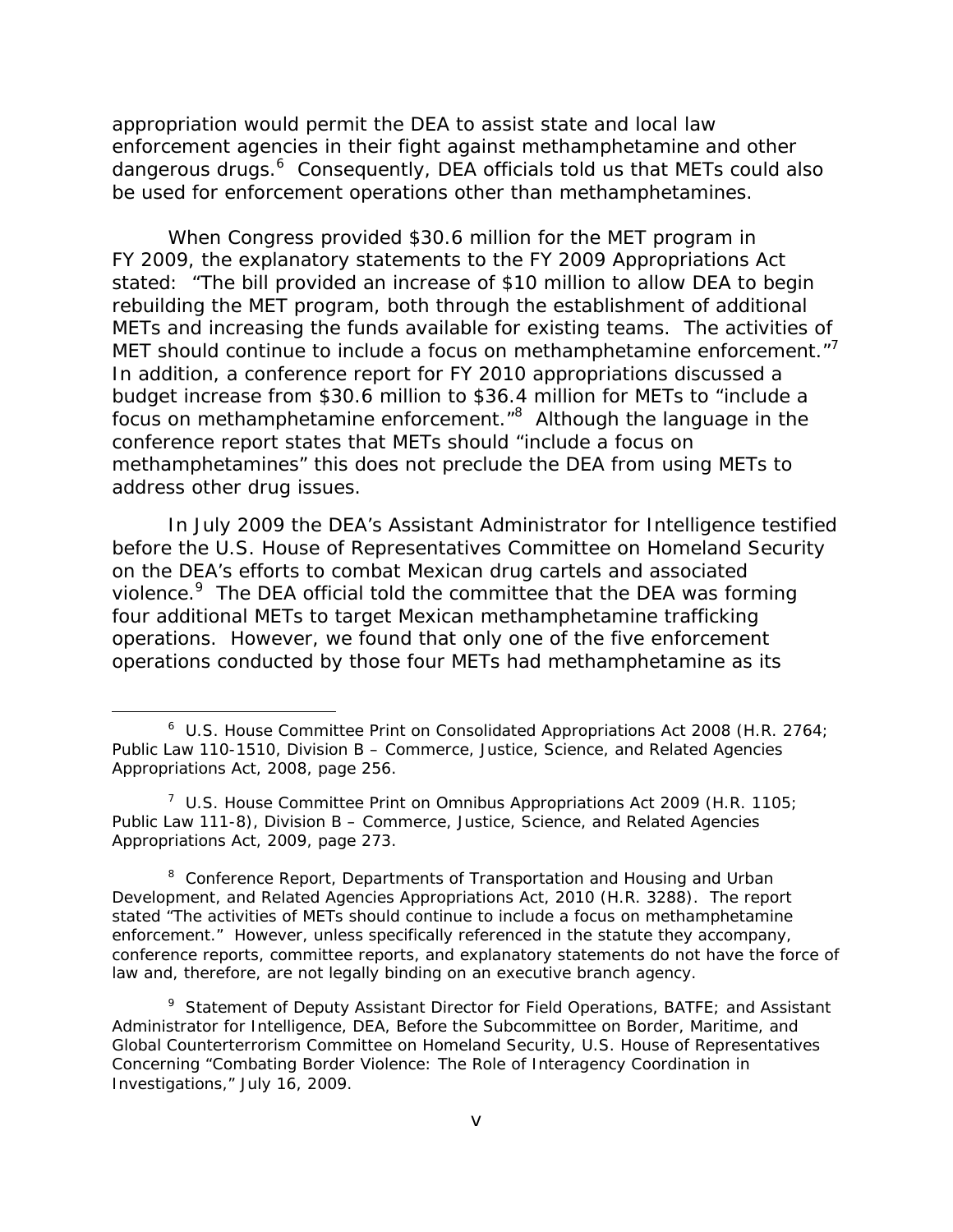appropriation would permit the DEA to assist state and local law enforcement agencies in their fight against methamphetamine and other dangerous drugs.[6] Consequently, DEA officials told us that METs could also be used for enforcement operations other than methamphetamines.

When Congress provided $30.6 million for the MET program in FY 2009, the explanatory statements to the FY 2009 Appropriations Act stated: "The bill provided an increase of $10 million to allow DEA to begin rebuilding the MET program, both through the establishment of additional METs and increasing the funds available for existing teams. The activities of MET should continue to include a focus on methamphetamine enforcement."[7] In addition, a conference report for FY 2010 appropriations discussed a budget increase from $30.6 million to $36.4 million for METs to "include a focus on methamphetamine enforcement."[8] Although the language in the conference report states that METs should "include a focus on methamphetamines" this does not preclude the DEA from using METs to address other drug issues.

In July 2009 the DEA's Assistant Administrator for Intelligence testified before the U.S. House of Representatives Committee on Homeland Security on the DEA's efforts to combat Mexican drug cartels and associated violence.[9] The DEA official told the committee that the DEA was forming four additional METs to target Mexican methamphetamine trafficking operations. However, we found that only one of the five enforcement operations conducted by those four METs had methamphetamine as its

---

[6] U.S. House Committee Print on Consolidated Appropriations Act 2008 (H.R. 2764; Public Law 110-1510, Division B – Commerce, Justice, Science, and Related Agencies Appropriations Act, 2008, page 256.

[7] U.S. House Committee Print on Omnibus Appropriations Act 2009 (H.R. 1105; Public Law 111-8), Division B – Commerce, Justice, Science, and Related Agencies Appropriations Act, 2009, page 273.

[8] Conference Report, Departments of Transportation and Housing and Urban Development, and Related Agencies Appropriations Act, 2010 (H.R. 3288). The report stated "The activities of METs should continue to include a focus on methamphetamine enforcement." However, unless specifically referenced in the statute they accompany, conference reports, committee reports, and explanatory statements do not have the force of law and, therefore, are not legally binding on an executive branch agency.

[9] Statement of Deputy Assistant Director for Field Operations, BATFE; and Assistant Administrator for Intelligence, DEA, Before the Subcommittee on Border, Maritime, and Global Counterterrorism Committee on Homeland Security, U.S. House of Representatives Concerning "Combating Border Violence: The Role of Interagency Coordination in Investigations," July 16, 2009.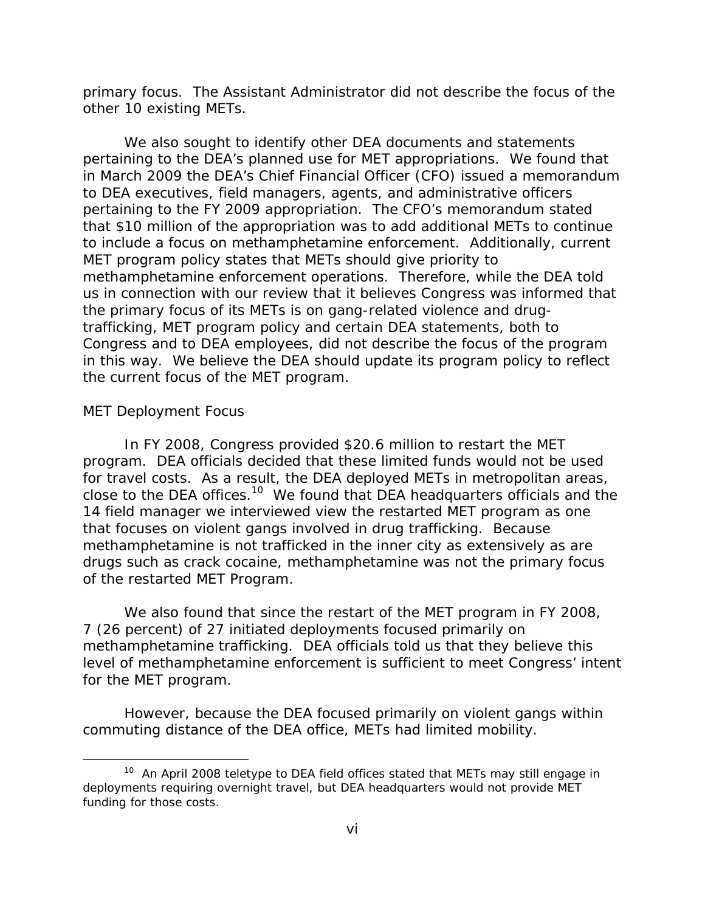primary focus. The Assistant Administrator did not describe the focus of the other 10 existing METs.

We also sought to identify other DEA documents and statements pertaining to the DEA's planned use for MET appropriations. We found that in March 2009 the DEA's Chief Financial Officer (CFO) issued a memorandum to DEA executives, field managers, agents, and administrative officers pertaining to the FY 2009 appropriation. The CFO's memorandum stated that $10 million of the appropriation was to add additional METs to continue to include a focus on methamphetamine enforcement. Additionally, current MET program policy states that METs should give priority to methamphetamine enforcement operations. Therefore, while the DEA told us in connection with our review that it believes Congress was informed that the primary focus of its METs is on gang-related violence and drug-trafficking, MET program policy and certain DEA statements, both to Congress and to DEA employees, did not describe the focus of the program in this way. We believe the DEA should update its program policy to reflect the current focus of the MET program.

MET Deployment Focus

In FY 2008, Congress provided $20.6 million to restart the MET program. DEA officials decided that these limited funds would not be used for travel costs. As a result, the DEA deployed METs in metropolitan areas, close to the DEA offices.[10] We found that DEA headquarters officials and the 14 field manager we interviewed view the restarted MET program as one that focuses on violent gangs involved in drug trafficking. Because methamphetamine is not trafficked in the inner city as extensively as are drugs such as crack cocaine, methamphetamine was not the primary focus of the restarted MET Program.

We also found that since the restart of the MET program in FY 2008, 7 (26 percent) of 27 initiated deployments focused primarily on methamphetamine trafficking. DEA officials told us that they believe this level of methamphetamine enforcement is sufficient to meet Congress' intent for the MET program.

However, because the DEA focused primarily on violent gangs within commuting distance of the DEA office, METs had limited mobility.

[10] An April 2008 teletype to DEA field offices stated that METs may still engage in deployments requiring overnight travel, but DEA headquarters would not provide MET funding for those costs.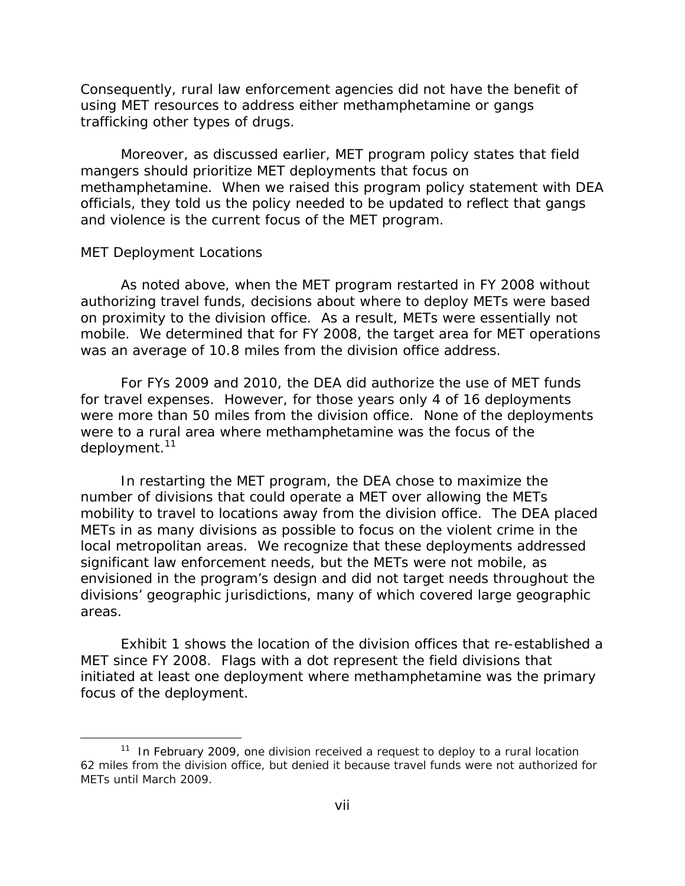Consequently, rural law enforcement agencies did not have the benefit of using MET resources to address either methamphetamine or gangs trafficking other types of drugs.

Moreover, as discussed earlier, MET program policy states that field mangers should prioritize MET deployments that focus on methamphetamine. When we raised this program policy statement with DEA officials, they told us the policy needed to be updated to reflect that gangs and violence is the current focus of the MET program.

MET Deployment Locations

As noted above, when the MET program restarted in FY 2008 without authorizing travel funds, decisions about where to deploy METs were based on proximity to the division office. As a result, METs were essentially not mobile. We determined that for FY 2008, the target area for MET operations was an average of 10.8 miles from the division office address.

For FYs 2009 and 2010, the DEA did authorize the use of MET funds for travel expenses. However, for those years only 4 of 16 deployments were more than 50 miles from the division office. None of the deployments were to a rural area where methamphetamine was the focus of the deployment.[11]

In restarting the MET program, the DEA chose to maximize the number of divisions that could operate a MET over allowing the METs mobility to travel to locations away from the division office. The DEA placed METs in as many divisions as possible to focus on the violent crime in the local metropolitan areas. We recognize that these deployments addressed significant law enforcement needs, but the METs were not mobile, as envisioned in the program's design and did not target needs throughout the divisions' geographic jurisdictions, many of which covered large geographic areas.

Exhibit 1 shows the location of the division offices that re-established a MET since FY 2008. Flags with a dot represent the field divisions that initiated at least one deployment where methamphetamine was the primary focus of the deployment.

[11] In February 2009, one division received a request to deploy to a rural location 62 miles from the division office, but denied it because travel funds were not authorized for METs until March 2009.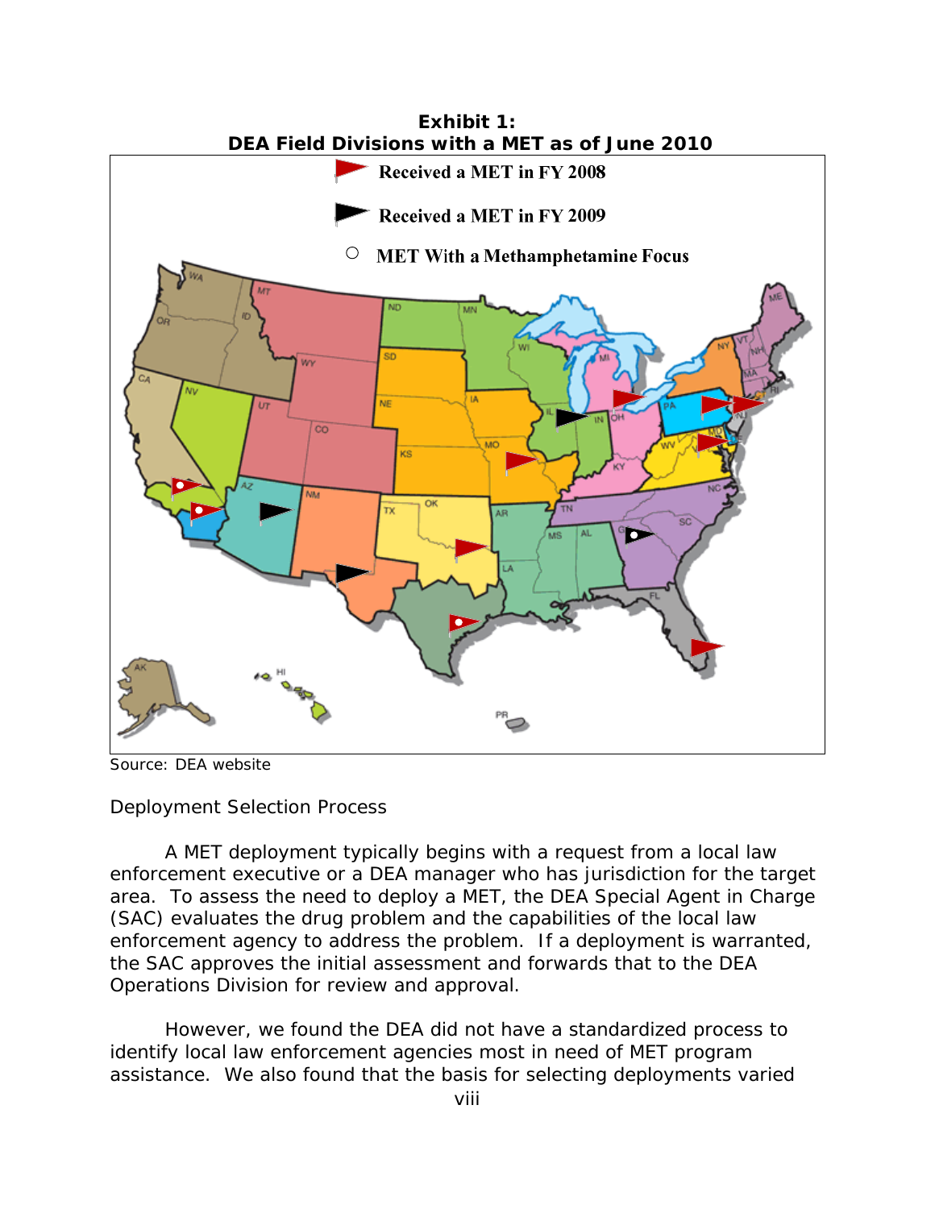**Exhibit 1:**
**DEA Field Divisions with a MET as of June 2010**

Received a MET in FY 2008

Received a MET in FY 2009

MET With a Methamphetamine Focus

Source: DEA website

Deployment Selection Process

A MET deployment typically begins with a request from a local law enforcement executive or a DEA manager who has jurisdiction for the target area. To assess the need to deploy a MET, the DEA Special Agent in Charge (SAC) evaluates the drug problem and the capabilities of the local law enforcement agency to address the problem. If a deployment is warranted, the SAC approves the initial assessment and forwards that to the DEA Operations Division for review and approval.

However, we found the DEA did not have a standardized process to identify local law enforcement agencies most in need of MET program assistance. We also found that the basis for selecting deployments varied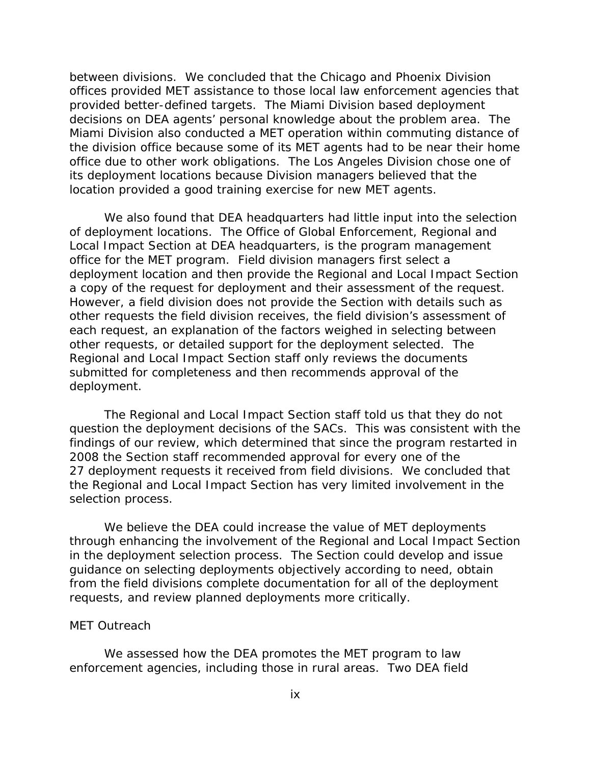between divisions. We concluded that the Chicago and Phoenix Division offices provided MET assistance to those local law enforcement agencies that provided better-defined targets. The Miami Division based deployment decisions on DEA agents' personal knowledge about the problem area. The Miami Division also conducted a MET operation within commuting distance of the division office because some of its MET agents had to be near their home office due to other work obligations. The Los Angeles Division chose one of its deployment locations because Division managers believed that the location provided a good training exercise for new MET agents.

We also found that DEA headquarters had little input into the selection of deployment locations. The Office of Global Enforcement, Regional and Local Impact Section at DEA headquarters, is the program management office for the MET program. Field division managers first select a deployment location and then provide the Regional and Local Impact Section a copy of the request for deployment and their assessment of the request. However, a field division does not provide the Section with details such as other requests the field division receives, the field division's assessment of each request, an explanation of the factors weighed in selecting between other requests, or detailed support for the deployment selected. The Regional and Local Impact Section staff only reviews the documents submitted for completeness and then recommends approval of the deployment.

The Regional and Local Impact Section staff told us that they do not question the deployment decisions of the SACs. This was consistent with the findings of our review, which determined that since the program restarted in 2008 the Section staff recommended approval for every one of the 27 deployment requests it received from field divisions. We concluded that the Regional and Local Impact Section has very limited involvement in the selection process.

We believe the DEA could increase the value of MET deployments through enhancing the involvement of the Regional and Local Impact Section in the deployment selection process. The Section could develop and issue guidance on selecting deployments objectively according to need, obtain from the field divisions complete documentation for all of the deployment requests, and review planned deployments more critically.

*MET Outreach*

We assessed how the DEA promotes the MET program to law enforcement agencies, including those in rural areas. Two DEA field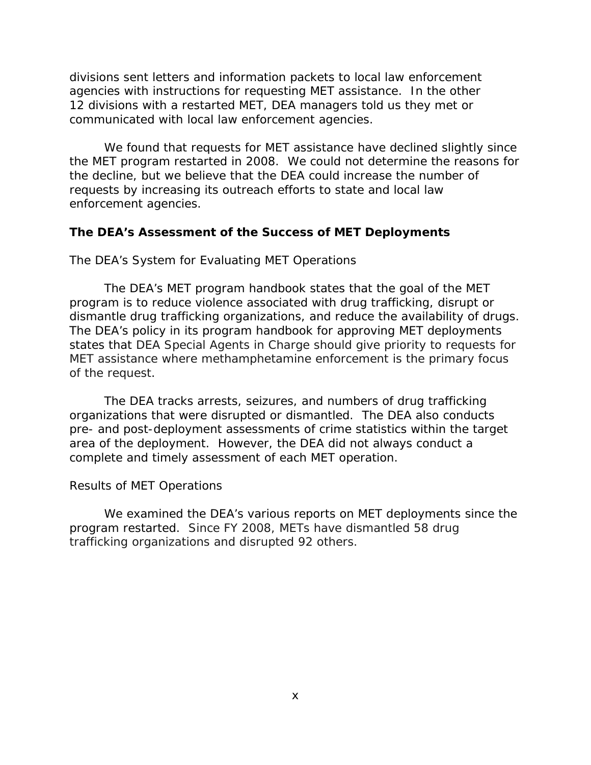divisions sent letters and information packets to local law enforcement agencies with instructions for requesting MET assistance. In the other 12 divisions with a restarted MET, DEA managers told us they met or communicated with local law enforcement agencies.

We found that requests for MET assistance have declined slightly since the MET program restarted in 2008. We could not determine the reasons for the decline, but we believe that the DEA could increase the number of requests by increasing its outreach efforts to state and local law enforcement agencies.

### The DEA's Assessment of the Success of MET Deployments

*The DEA's System for Evaluating MET Operations*

The DEA's MET program handbook states that the goal of the MET program is to reduce violence associated with drug trafficking, disrupt or dismantle drug trafficking organizations, and reduce the availability of drugs. The DEA's policy in its program handbook for approving MET deployments states that DEA Special Agents in Charge should give priority to requests for MET assistance where methamphetamine enforcement is the primary focus of the request.

The DEA tracks arrests, seizures, and numbers of drug trafficking organizations that were disrupted or dismantled. The DEA also conducts pre- and post-deployment assessments of crime statistics within the target area of the deployment. However, the DEA did not always conduct a complete and timely assessment of each MET operation.

*Results of MET Operations*

We examined the DEA's various reports on MET deployments since the program restarted. Since FY 2008, METs have dismantled 58 drug trafficking organizations and disrupted 92 others.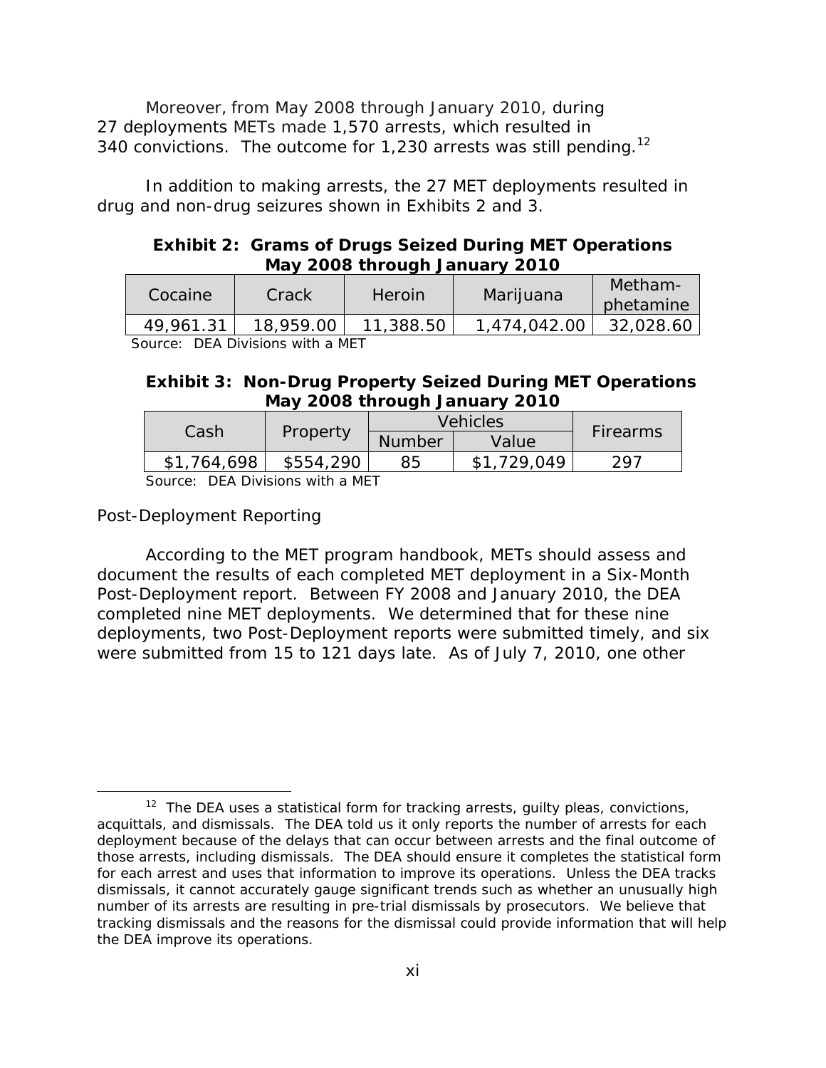Moreover, from May 2008 through January 2010, during 27 deployments METs made 1,570 arrests, which resulted in 340 convictions. The outcome for 1,230 arrests was still pending.[12]

In addition to making arrests, the 27 MET deployments resulted in drug and non-drug seizures shown in Exhibits 2 and 3.

**Exhibit 2: Grams of Drugs Seized During MET Operations May 2008 through January 2010**

| Cocaine | Crack | Heroin | Marijuana | Metham-phetamine |
|---|---|---|---|---|
| 49,961.31 | 18,959.00 | 11,388.50 | 1,474,042.00 | 32,028.60 |

Source: DEA Divisions with a MET

**Exhibit 3: Non-Drug Property Seized During MET Operations May 2008 through January 2010**

| Cash | Property | Vehicles | | Firearms |
|---|---|---|---|---|
| | | Number | Value | |
| $1,764,698 | $554,290 | 85 | $1,729,049 | 297 |

Source: DEA Divisions with a MET

Post-Deployment Reporting

According to the MET program handbook, METs should assess and document the results of each completed MET deployment in a Six-Month Post-Deployment report. Between FY 2008 and January 2010, the DEA completed nine MET deployments. We determined that for these nine deployments, two Post-Deployment reports were submitted timely, and six were submitted from 15 to 121 days late. As of July 7, 2010, one other

[12] The DEA uses a statistical form for tracking arrests, guilty pleas, convictions, acquittals, and dismissals. The DEA told us it only reports the number of arrests for each deployment because of the delays that can occur between arrests and the final outcome of those arrests, including dismissals. The DEA should ensure it completes the statistical form for each arrest and uses that information to improve its operations. Unless the DEA tracks dismissals, it cannot accurately gauge significant trends such as whether an unusually high number of its arrests are resulting in pre-trial dismissals by prosecutors. We believe that tracking dismissals and the reasons for the dismissal could provide information that will help the DEA improve its operations.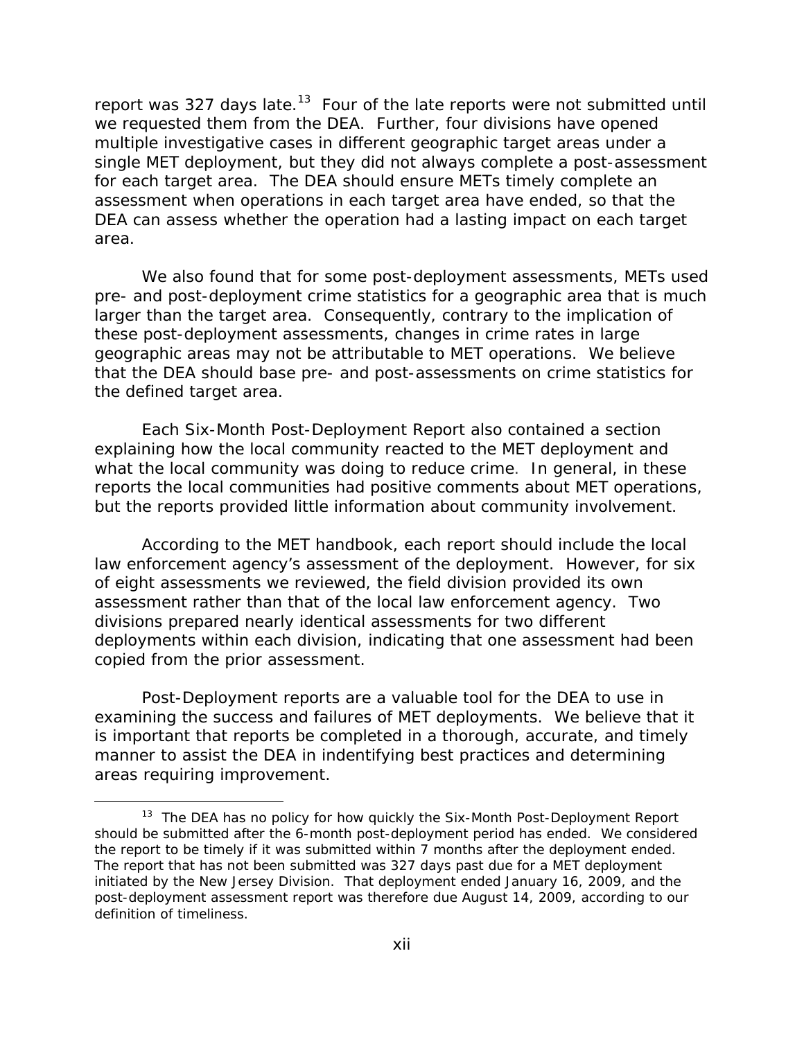report was 327 days late.[13] Four of the late reports were not submitted until we requested them from the DEA. Further, four divisions have opened multiple investigative cases in different geographic target areas under a single MET deployment, but they did not always complete a post-assessment for each target area. The DEA should ensure METs timely complete an assessment when operations in each target area have ended, so that the DEA can assess whether the operation had a lasting impact on each target area.

We also found that for some post-deployment assessments, METs used pre- and post-deployment crime statistics for a geographic area that is much larger than the target area. Consequently, contrary to the implication of these post-deployment assessments, changes in crime rates in large geographic areas may not be attributable to MET operations. We believe that the DEA should base pre- and post-assessments on crime statistics for the defined target area.

Each Six-Month Post-Deployment Report also contained a section explaining how the local community reacted to the MET deployment and what the local community was doing to reduce crime. In general, in these reports the local communities had positive comments about MET operations, but the reports provided little information about community involvement.

According to the MET handbook, each report should include the local law enforcement agency's assessment of the deployment. However, for six of eight assessments we reviewed, the field division provided its own assessment rather than that of the local law enforcement agency. Two divisions prepared nearly identical assessments for two different deployments within each division, indicating that one assessment had been copied from the prior assessment.

Post-Deployment reports are a valuable tool for the DEA to use in examining the success and failures of MET deployments. We believe that it is important that reports be completed in a thorough, accurate, and timely manner to assist the DEA in indentifying best practices and determining areas requiring improvement.

---

[13] The DEA has no policy for how quickly the Six-Month Post-Deployment Report should be submitted after the 6-month post-deployment period has ended. We considered the report to be timely if it was submitted within 7 months after the deployment ended. The report that has not been submitted was 327 days past due for a MET deployment initiated by the New Jersey Division. That deployment ended January 16, 2009, and the post-deployment assessment report was therefore due August 14, 2009, according to our definition of timeliness.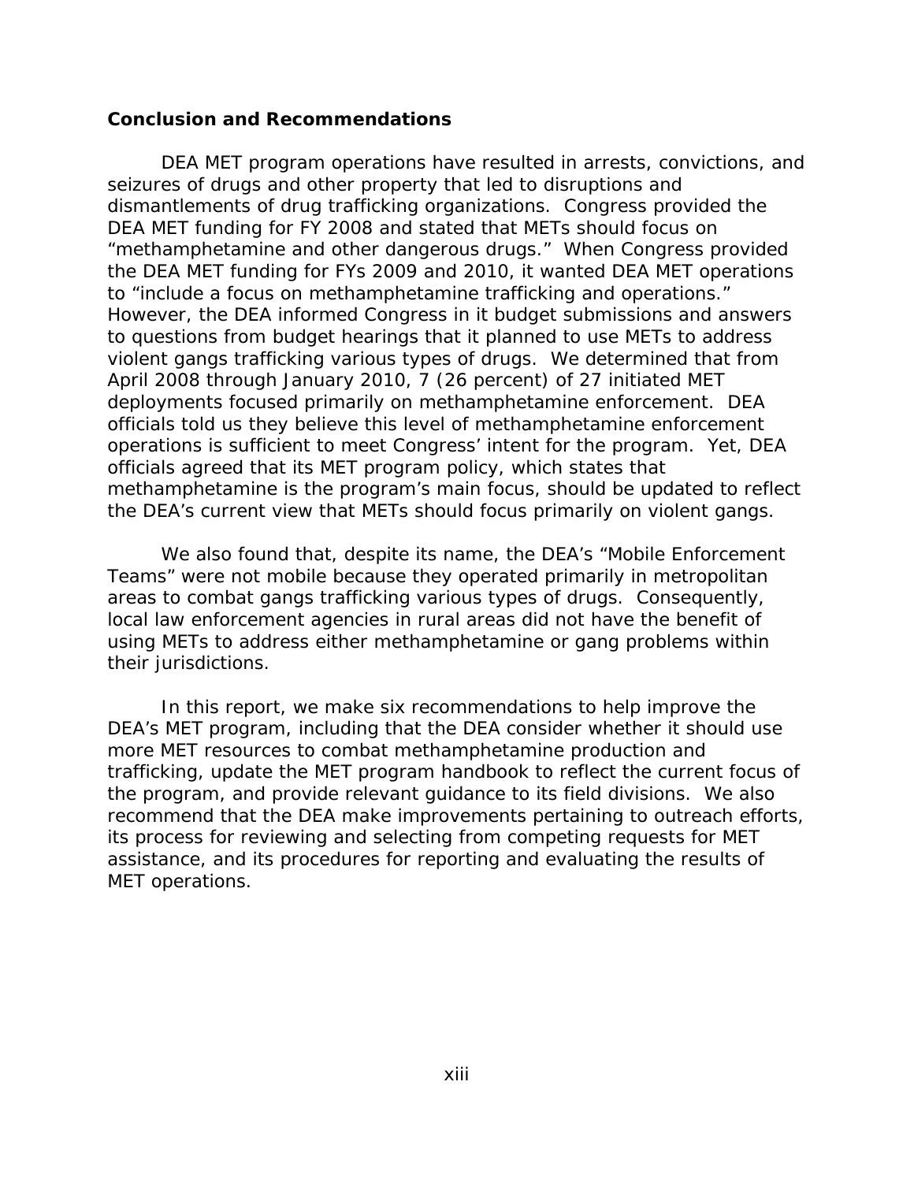**Conclusion and Recommendations**

DEA MET program operations have resulted in arrests, convictions, and seizures of drugs and other property that led to disruptions and dismantlements of drug trafficking organizations. Congress provided the DEA MET funding for FY 2008 and stated that METs should focus on "methamphetamine and other dangerous drugs." When Congress provided the DEA MET funding for FYs 2009 and 2010, it wanted DEA MET operations to "include a focus on methamphetamine trafficking and operations." However, the DEA informed Congress in it budget submissions and answers to questions from budget hearings that it planned to use METs to address violent gangs trafficking various types of drugs. We determined that from April 2008 through January 2010, 7 (26 percent) of 27 initiated MET deployments focused primarily on methamphetamine enforcement. DEA officials told us they believe this level of methamphetamine enforcement operations is sufficient to meet Congress' intent for the program. Yet, DEA officials agreed that its MET program policy, which states that methamphetamine is the program's main focus, should be updated to reflect the DEA's current view that METs should focus primarily on violent gangs.

We also found that, despite its name, the DEA's "Mobile Enforcement Teams" were not mobile because they operated primarily in metropolitan areas to combat gangs trafficking various types of drugs. Consequently, local law enforcement agencies in rural areas did not have the benefit of using METs to address either methamphetamine or gang problems within their jurisdictions.

In this report, we make six recommendations to help improve the DEA's MET program, including that the DEA consider whether it should use more MET resources to combat methamphetamine production and trafficking, update the MET program handbook to reflect the current focus of the program, and provide relevant guidance to its field divisions. We also recommend that the DEA make improvements pertaining to outreach efforts, its process for reviewing and selecting from competing requests for MET assistance, and its procedures for reporting and evaluating the results of MET operations.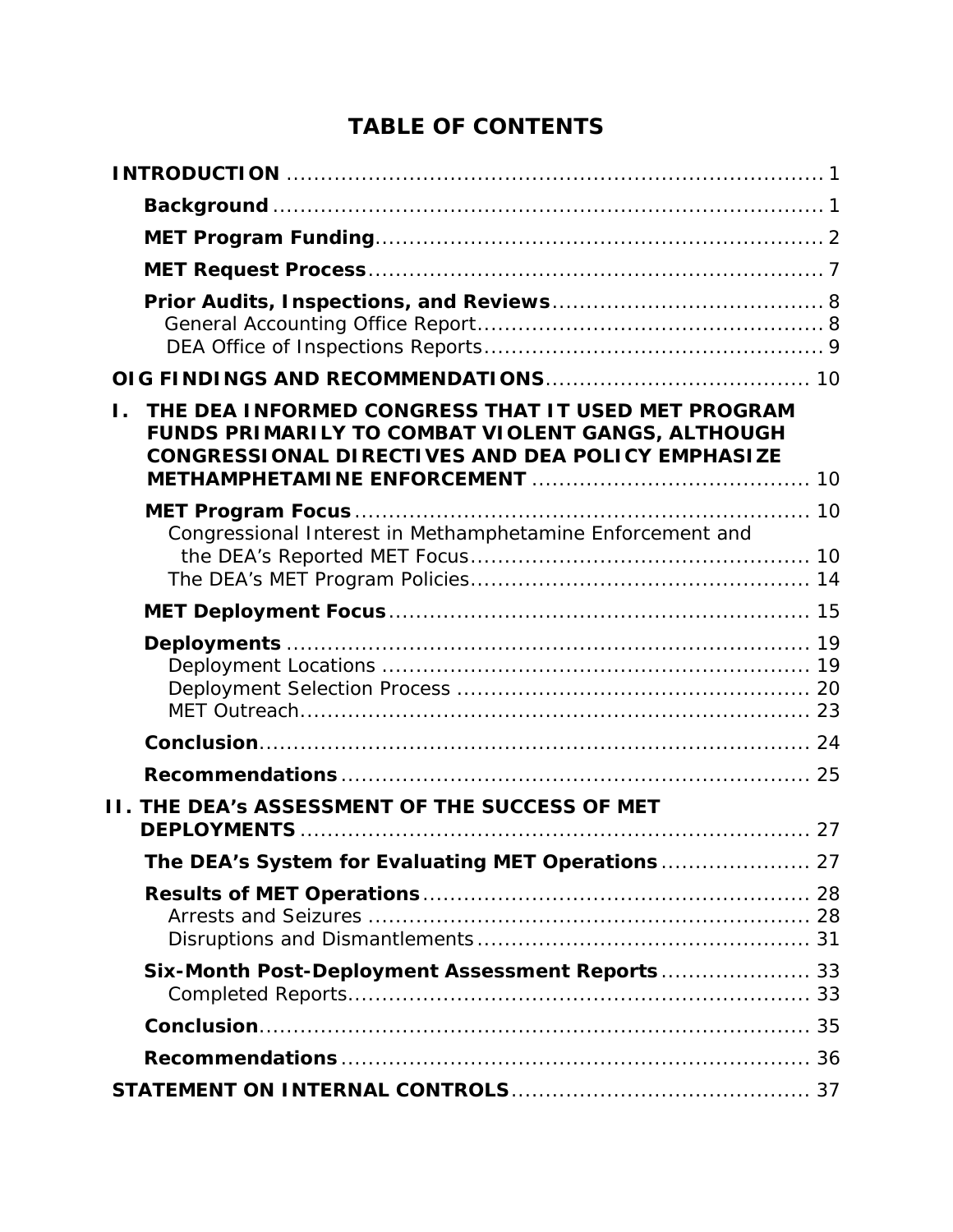# TABLE OF CONTENTS

**INTRODUCTION** ............................................................................ 1

- **Background** ............................................................................ 1
- **MET Program Funding** ............................................................................ 2
- **MET Request Process** ............................................................................ 7
- **Prior Audits, Inspections, and Reviews** ............................................................................ 8
  - General Accounting Office Report ............................................................................ 8
  - DEA Office of Inspections Reports ............................................................................ 9

**OIG FINDINGS AND RECOMMENDATIONS** ............................................................................ 10

**I. THE DEA INFORMED CONGRESS THAT IT USED MET PROGRAM FUNDS PRIMARILY TO COMBAT VIOLENT GANGS, ALTHOUGH CONGRESSIONAL DIRECTIVES AND DEA POLICY EMPHASIZE METHAMPHETAMINE ENFORCEMENT** ............................................................................ 10

- **MET Program Focus** ............................................................................ 10
  - Congressional Interest in Methamphetamine Enforcement and the DEA's Reported MET Focus ............................................................................ 10
  - The DEA's MET Program Policies ............................................................................ 14
- **MET Deployment Focus** ............................................................................ 15
- **Deployments** ............................................................................ 19
  - Deployment Locations ............................................................................ 19
  - Deployment Selection Process ............................................................................ 20
  - MET Outreach ............................................................................ 23
- **Conclusion** ............................................................................ 24
- **Recommendations** ............................................................................ 25

**II. THE DEA's ASSESSMENT OF THE SUCCESS OF MET DEPLOYMENTS** ............................................................................ 27

- **The DEA's System for Evaluating MET Operations** ............................................................................ 27
- **Results of MET Operations** ............................................................................ 28
  - Arrests and Seizures ............................................................................ 28
  - Disruptions and Dismantlements ............................................................................ 31
- **Six-Month Post-Deployment Assessment Reports** ............................................................................ 33
  - Completed Reports ............................................................................ 33
- **Conclusion** ............................................................................ 35
- **Recommendations** ............................................................................ 36

**STATEMENT ON INTERNAL CONTROLS** ............................................................................ 37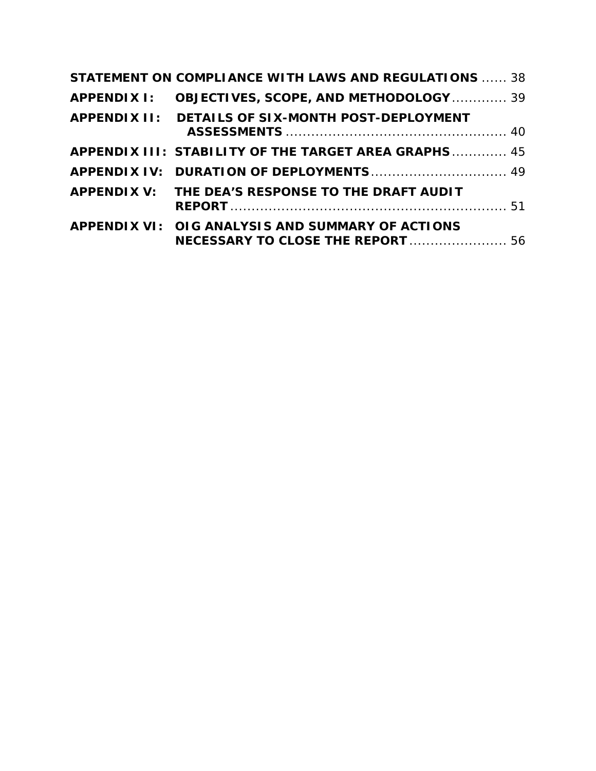**STATEMENT ON COMPLIANCE WITH LAWS AND REGULATIONS** ...... 38

**APPENDIX I: OBJECTIVES, SCOPE, AND METHODOLOGY** ............. 39

**APPENDIX II: DETAILS OF SIX-MONTH POST-DEPLOYMENT ASSESSMENTS** ..................................................... 40

**APPENDIX III: STABILITY OF THE TARGET AREA GRAPHS** ............. 45

**APPENDIX IV: DURATION OF DEPLOYMENTS** ................................ 49

**APPENDIX V: THE DEA'S RESPONSE TO THE DRAFT AUDIT REPORT** ................................................................. 51

**APPENDIX VI: OIG ANALYSIS AND SUMMARY OF ACTIONS NECESSARY TO CLOSE THE REPORT** ....................... 56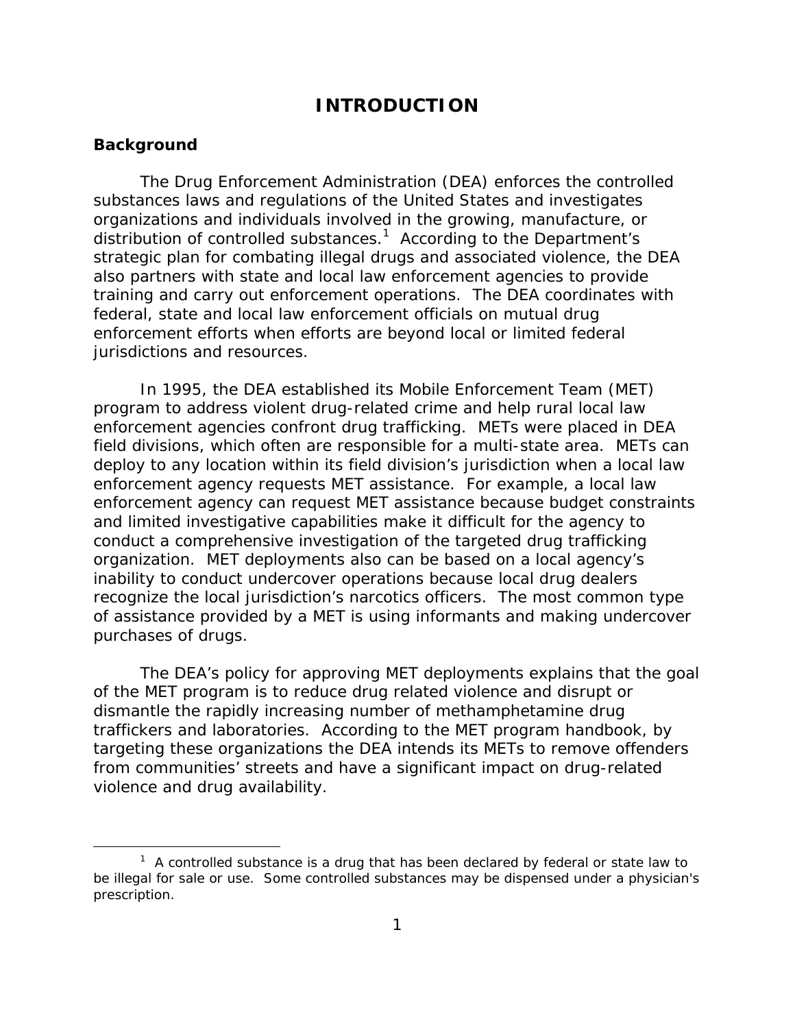# INTRODUCTION

## Background

The Drug Enforcement Administration (DEA) enforces the controlled substances laws and regulations of the United States and investigates organizations and individuals involved in the growing, manufacture, or distribution of controlled substances.[1] According to the Department's strategic plan for combating illegal drugs and associated violence, the DEA also partners with state and local law enforcement agencies to provide training and carry out enforcement operations. The DEA coordinates with federal, state and local law enforcement officials on mutual drug enforcement efforts when efforts are beyond local or limited federal jurisdictions and resources.

In 1995, the DEA established its Mobile Enforcement Team (MET) program to address violent drug-related crime and help rural local law enforcement agencies confront drug trafficking. METs were placed in DEA field divisions, which often are responsible for a multi-state area. METs can deploy to any location within its field division's jurisdiction when a local law enforcement agency requests MET assistance. For example, a local law enforcement agency can request MET assistance because budget constraints and limited investigative capabilities make it difficult for the agency to conduct a comprehensive investigation of the targeted drug trafficking organization. MET deployments also can be based on a local agency's inability to conduct undercover operations because local drug dealers recognize the local jurisdiction's narcotics officers. The most common type of assistance provided by a MET is using informants and making undercover purchases of drugs.

The DEA's policy for approving MET deployments explains that the goal of the MET program is to reduce drug related violence and disrupt or dismantle the rapidly increasing number of methamphetamine drug traffickers and laboratories. According to the MET program handbook, by targeting these organizations the DEA intends its METs to remove offenders from communities' streets and have a significant impact on drug-related violence and drug availability.

[1] A controlled substance is a drug that has been declared by federal or state law to be illegal for sale or use. Some controlled substances may be dispensed under a physician's prescription.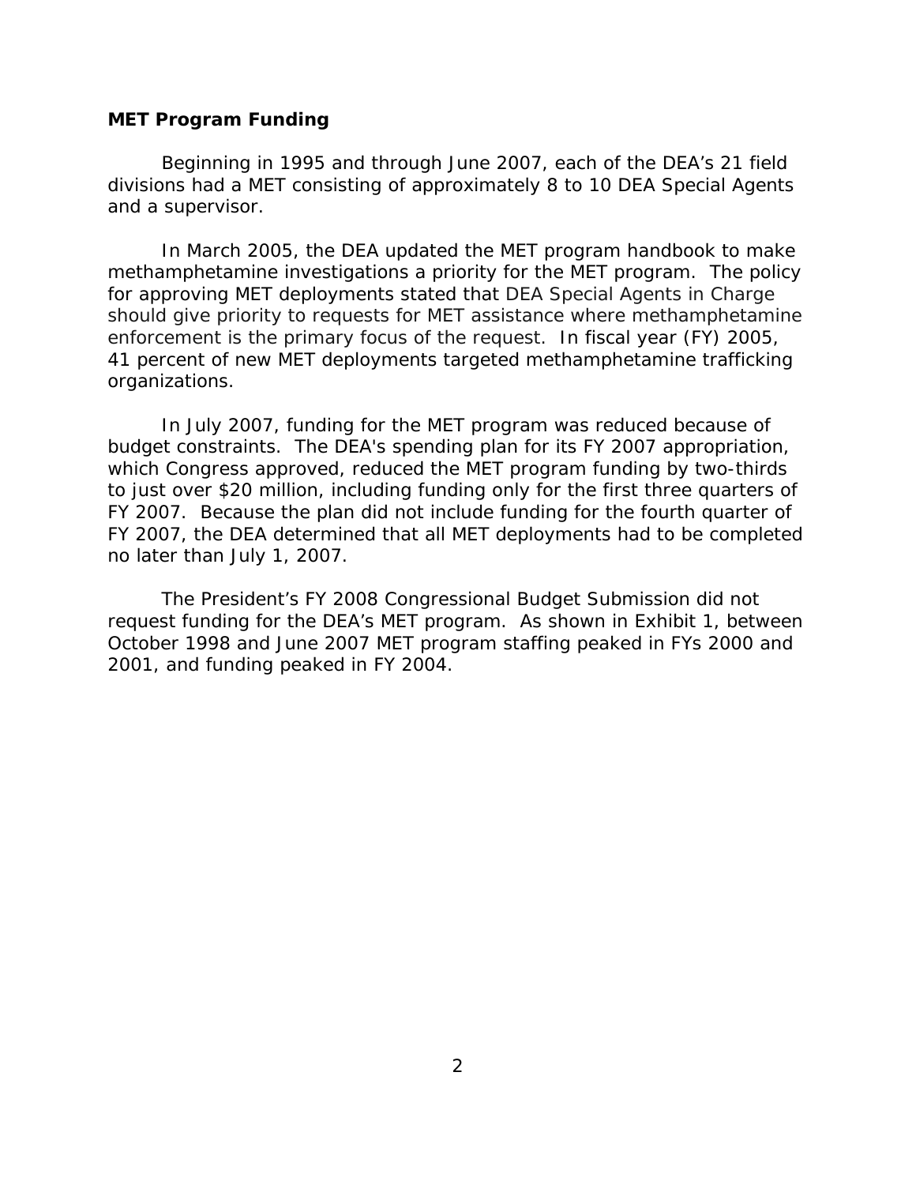### MET Program Funding

Beginning in 1995 and through June 2007, each of the DEA's 21 field divisions had a MET consisting of approximately 8 to 10 DEA Special Agents and a supervisor.

In March 2005, the DEA updated the MET program handbook to make methamphetamine investigations a priority for the MET program. The policy for approving MET deployments stated that DEA Special Agents in Charge should give priority to requests for MET assistance where methamphetamine enforcement is the primary focus of the request. In fiscal year (FY) 2005, 41 percent of new MET deployments targeted methamphetamine trafficking organizations.

In July 2007, funding for the MET program was reduced because of budget constraints. The DEA's spending plan for its FY 2007 appropriation, which Congress approved, reduced the MET program funding by two-thirds to just over \$20 million, including funding only for the first three quarters of FY 2007. Because the plan did not include funding for the fourth quarter of FY 2007, the DEA determined that all MET deployments had to be completed no later than July 1, 2007.

The President's FY 2008 Congressional Budget Submission did not request funding for the DEA's MET program. As shown in Exhibit 1, between October 1998 and June 2007 MET program staffing peaked in FYs 2000 and 2001, and funding peaked in FY 2004.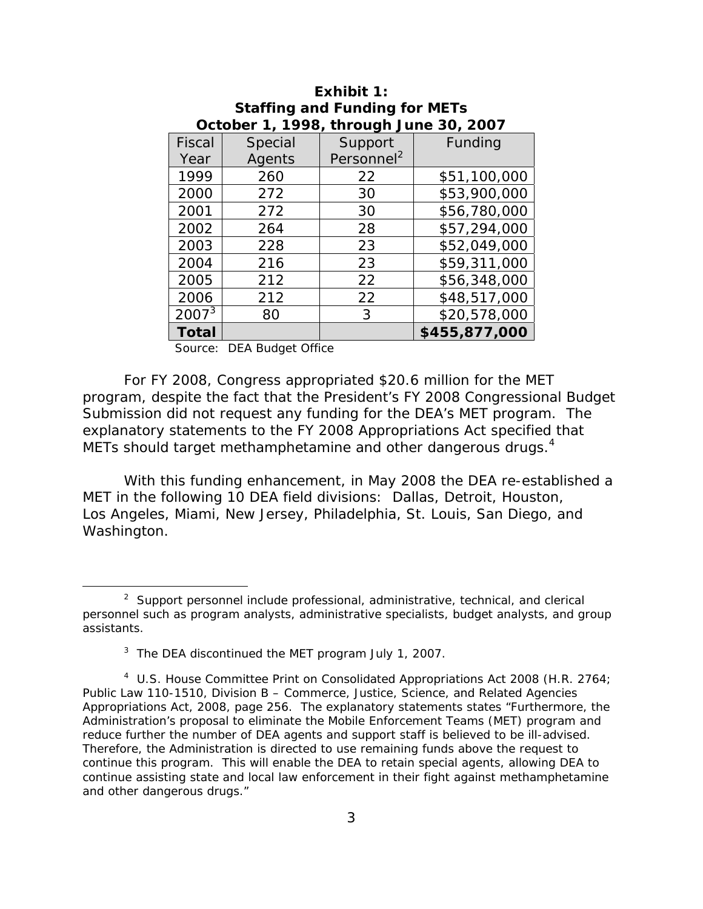**Exhibit 1:**
**Staffing and Funding for METs**
**October 1, 1998, through June 30, 2007**

| Fiscal Year | Special Agents | Support Personnel[2] | Funding |
|---|---|---|---|
| 1999 | 260 | 22 | $51,100,000 |
| 2000 | 272 | 30 | $53,900,000 |
| 2001 | 272 | 30 | $56,780,000 |
| 2002 | 264 | 28 | $57,294,000 |
| 2003 | 228 | 23 | $52,049,000 |
| 2004 | 216 | 23 | $59,311,000 |
| 2005 | 212 | 22 | $56,348,000 |
| 2006 | 212 | 22 | $48,517,000 |
| 2007[3] | 80 | 3 | $20,578,000 |
| **Total** | | | **$455,877,000** |

Source: DEA Budget Office

For FY 2008, Congress appropriated $20.6 million for the MET program, despite the fact that the President's FY 2008 Congressional Budget Submission did not request any funding for the DEA's MET program. The explanatory statements to the FY 2008 Appropriations Act specified that METs should target methamphetamine and other dangerous drugs.[4]

With this funding enhancement, in May 2008 the DEA re-established a MET in the following 10 DEA field divisions: Dallas, Detroit, Houston, Los Angeles, Miami, New Jersey, Philadelphia, St. Louis, San Diego, and Washington.

---

[2] Support personnel include professional, administrative, technical, and clerical personnel such as program analysts, administrative specialists, budget analysts, and group assistants.

[3] The DEA discontinued the MET program July 1, 2007.

[4] U.S. House Committee Print on Consolidated Appropriations Act 2008 (H.R. 2764; Public Law 110-1510, Division B – Commerce, Justice, Science, and Related Agencies Appropriations Act, 2008, page 256. The explanatory statements states "Furthermore, the Administration's proposal to eliminate the Mobile Enforcement Teams (MET) program and reduce further the number of DEA agents and support staff is believed to be ill-advised. Therefore, the Administration is directed to use remaining funds above the request to continue this program. This will enable the DEA to retain special agents, allowing DEA to continue assisting state and local law enforcement in their fight against methamphetamine and other dangerous drugs."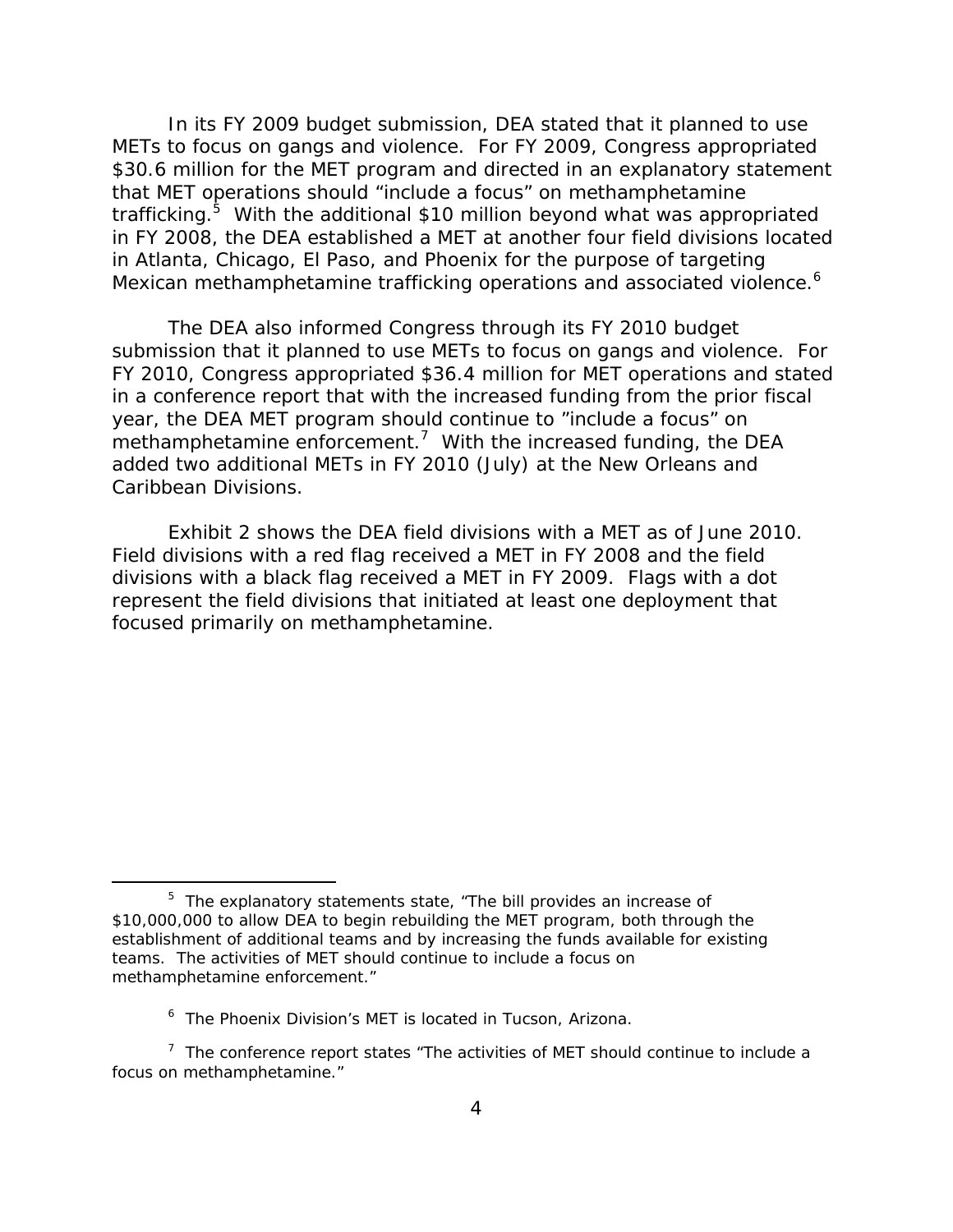In its FY 2009 budget submission, DEA stated that it planned to use METs to focus on gangs and violence. For FY 2009, Congress appropriated $30.6 million for the MET program and directed in an explanatory statement that MET operations should "include a focus" on methamphetamine trafficking.[5] With the additional $10 million beyond what was appropriated in FY 2008, the DEA established a MET at another four field divisions located in Atlanta, Chicago, El Paso, and Phoenix for the purpose of targeting Mexican methamphetamine trafficking operations and associated violence.[6]

The DEA also informed Congress through its FY 2010 budget submission that it planned to use METs to focus on gangs and violence. For FY 2010, Congress appropriated $36.4 million for MET operations and stated in a conference report that with the increased funding from the prior fiscal year, the DEA MET program should continue to "include a focus" on methamphetamine enforcement.[7] With the increased funding, the DEA added two additional METs in FY 2010 (July) at the New Orleans and Caribbean Divisions.

Exhibit 2 shows the DEA field divisions with a MET as of June 2010. Field divisions with a red flag received a MET in FY 2008 and the field divisions with a black flag received a MET in FY 2009. Flags with a dot represent the field divisions that initiated at least one deployment that focused primarily on methamphetamine.

---

[5] The explanatory statements state, "The bill provides an increase of $10,000,000 to allow DEA to begin rebuilding the MET program, both through the establishment of additional teams and by increasing the funds available for existing teams. The activities of MET should continue to include a focus on methamphetamine enforcement."

[6] The Phoenix Division's MET is located in Tucson, Arizona.

[7] The conference report states "The activities of MET should continue to include a focus on methamphetamine."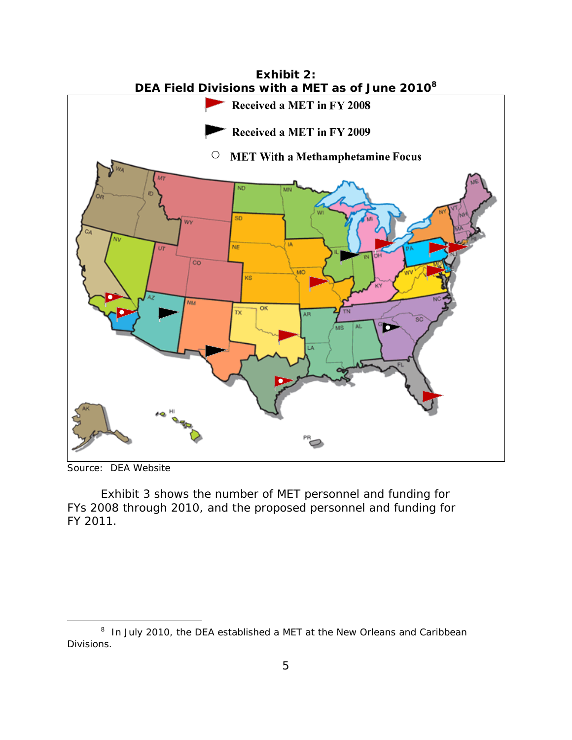**Exhibit 2:**
**DEA Field Divisions with a MET as of June 2010**[8]

Received a MET in FY 2008

Received a MET in FY 2009

MET With a Methamphetamine Focus

Source: DEA Website

Exhibit 3 shows the number of MET personnel and funding for FYs 2008 through 2010, and the proposed personnel and funding for FY 2011.

---

[8] In July 2010, the DEA established a MET at the New Orleans and Caribbean Divisions.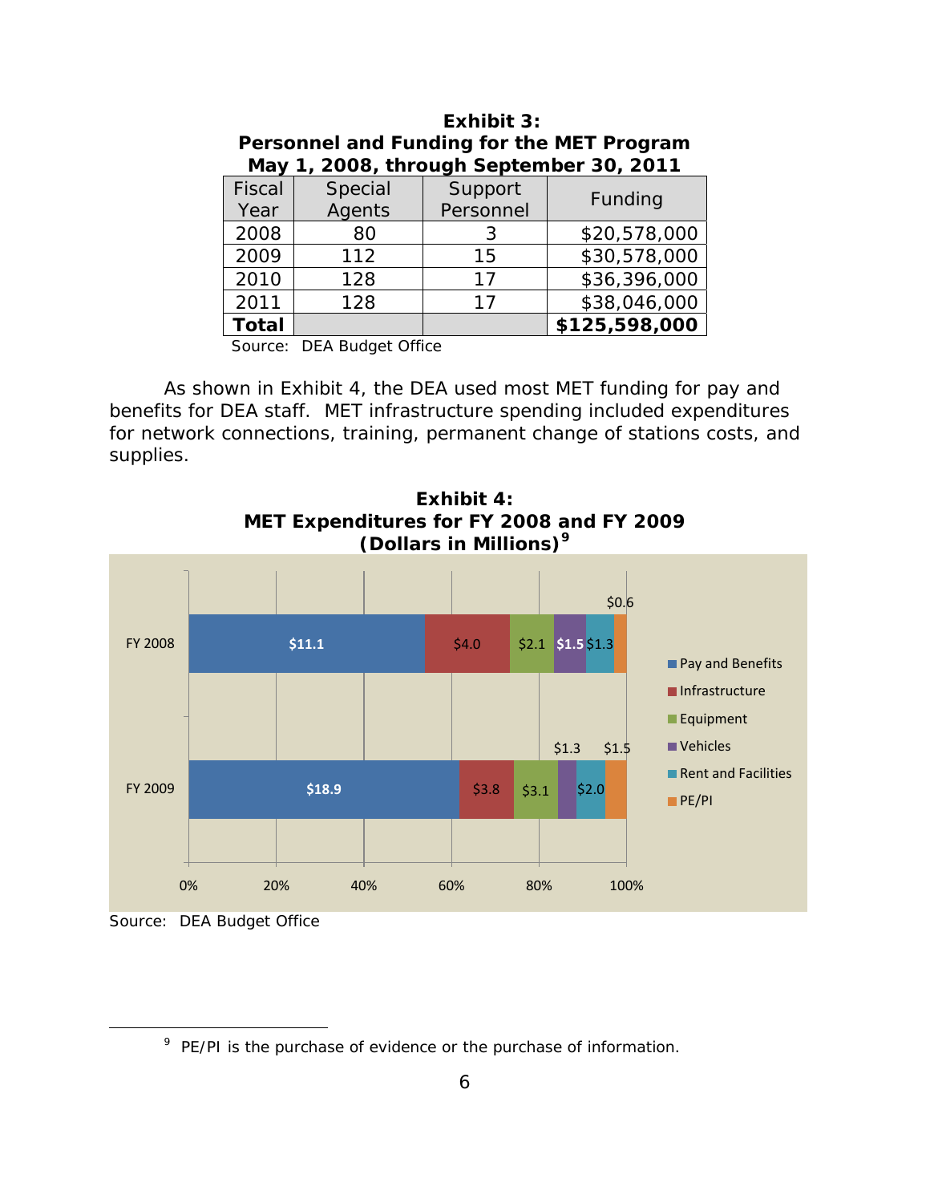**Exhibit 3:**
**Personnel and Funding for the MET Program**
**May 1, 2008, through September 30, 2011**

| Fiscal Year | Special Agents | Support Personnel | Funding |
|---|---|---|---|
| 2008 | 80 | 3 | $20,578,000 |
| 2009 | 112 | 15 | $30,578,000 |
| 2010 | 128 | 17 | $36,396,000 |
| 2011 | 128 | 17 | $38,046,000 |
| **Total** | | | **$125,598,000** |

Source: DEA Budget Office

As shown in Exhibit 4, the DEA used most MET funding for pay and benefits for DEA staff. MET infrastructure spending included expenditures for network connections, training, permanent change of stations costs, and supplies.

**Exhibit 4:**
**MET Expenditures for FY 2008 and FY 2009**
**(Dollars in Millions)[9]**

| | Pay and Benefits | Infrastructure | Equipment | Vehicles | Rent and Facilities | PE/PI |
|---|---|---|---|---|---|---|
| FY 2008 | $11.1 | $4.0 | $2.1 | $1.5 | $1.3 | $0.6 |
| FY 2009 | $18.9 | $3.8 | $3.1 | $1.3 | $2.0 | $1.5 |

Source: DEA Budget Office

[9] PE/PI is the purchase of evidence or the purchase of information.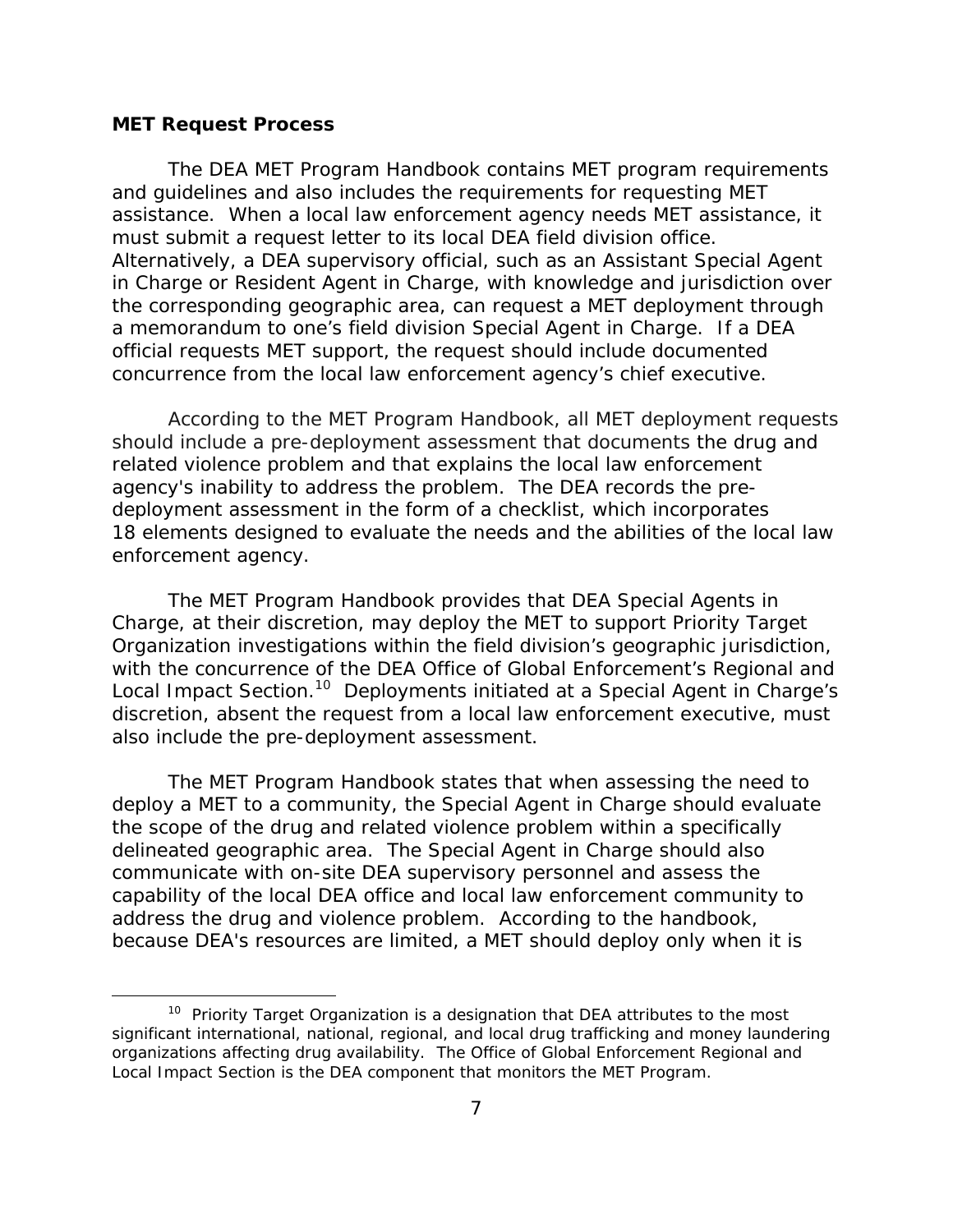**MET Request Process**

The DEA MET Program Handbook contains MET program requirements and guidelines and also includes the requirements for requesting MET assistance. When a local law enforcement agency needs MET assistance, it must submit a request letter to its local DEA field division office. Alternatively, a DEA supervisory official, such as an Assistant Special Agent in Charge or Resident Agent in Charge, with knowledge and jurisdiction over the corresponding geographic area, can request a MET deployment through a memorandum to one's field division Special Agent in Charge. If a DEA official requests MET support, the request should include documented concurrence from the local law enforcement agency's chief executive.

According to the MET Program Handbook, all MET deployment requests should include a pre-deployment assessment that documents the drug and related violence problem and that explains the local law enforcement agency's inability to address the problem. The DEA records the pre-deployment assessment in the form of a checklist, which incorporates 18 elements designed to evaluate the needs and the abilities of the local law enforcement agency.

The MET Program Handbook provides that DEA Special Agents in Charge, at their discretion, may deploy the MET to support Priority Target Organization investigations within the field division's geographic jurisdiction, with the concurrence of the DEA Office of Global Enforcement's Regional and Local Impact Section.[10] Deployments initiated at a Special Agent in Charge's discretion, absent the request from a local law enforcement executive, must also include the pre-deployment assessment.

The MET Program Handbook states that when assessing the need to deploy a MET to a community, the Special Agent in Charge should evaluate the scope of the drug and related violence problem within a specifically delineated geographic area. The Special Agent in Charge should also communicate with on-site DEA supervisory personnel and assess the capability of the local DEA office and local law enforcement community to address the drug and violence problem. According to the handbook, because DEA's resources are limited, a MET should deploy only when it is

[10] Priority Target Organization is a designation that DEA attributes to the most significant international, national, regional, and local drug trafficking and money laundering organizations affecting drug availability. The Office of Global Enforcement Regional and Local Impact Section is the DEA component that monitors the MET Program.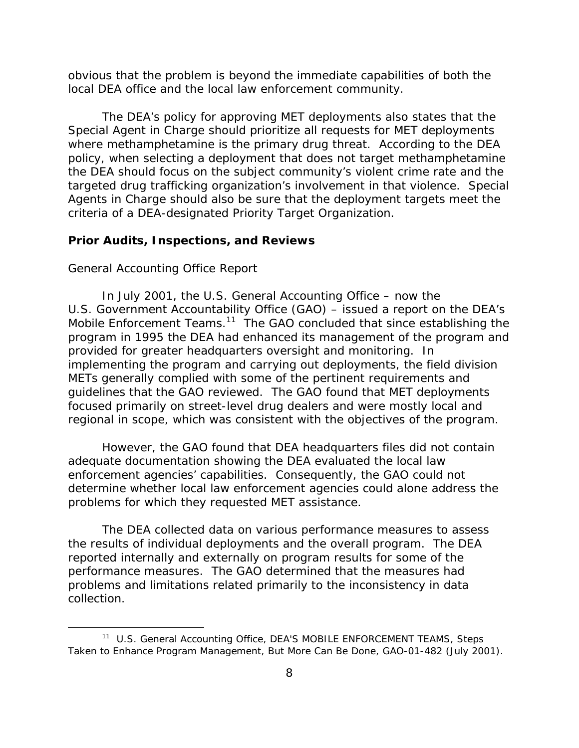obvious that the problem is beyond the immediate capabilities of both the local DEA office and the local law enforcement community.

The DEA's policy for approving MET deployments also states that the Special Agent in Charge should prioritize all requests for MET deployments where methamphetamine is the primary drug threat. According to the DEA policy, when selecting a deployment that does not target methamphetamine the DEA should focus on the subject community's violent crime rate and the targeted drug trafficking organization's involvement in that violence. Special Agents in Charge should also be sure that the deployment targets meet the criteria of a DEA-designated Priority Target Organization.

## Prior Audits, Inspections, and Reviews

*General Accounting Office Report*

In July 2001, the U.S. General Accounting Office – now the U.S. Government Accountability Office (GAO) – issued a report on the DEA's Mobile Enforcement Teams.[11] The GAO concluded that since establishing the program in 1995 the DEA had enhanced its management of the program and provided for greater headquarters oversight and monitoring. In implementing the program and carrying out deployments, the field division METs generally complied with some of the pertinent requirements and guidelines that the GAO reviewed. The GAO found that MET deployments focused primarily on street-level drug dealers and were mostly local and regional in scope, which was consistent with the objectives of the program.

However, the GAO found that DEA headquarters files did not contain adequate documentation showing the DEA evaluated the local law enforcement agencies' capabilities. Consequently, the GAO could not determine whether local law enforcement agencies could alone address the problems for which they requested MET assistance.

The DEA collected data on various performance measures to assess the results of individual deployments and the overall program. The DEA reported internally and externally on program results for some of the performance measures. The GAO determined that the measures had problems and limitations related primarily to the inconsistency in data collection.

---

[11] U.S. General Accounting Office, DEA'S MOBILE ENFORCEMENT TEAMS, Steps Taken to Enhance Program Management, But More Can Be Done, GAO-01-482 (July 2001).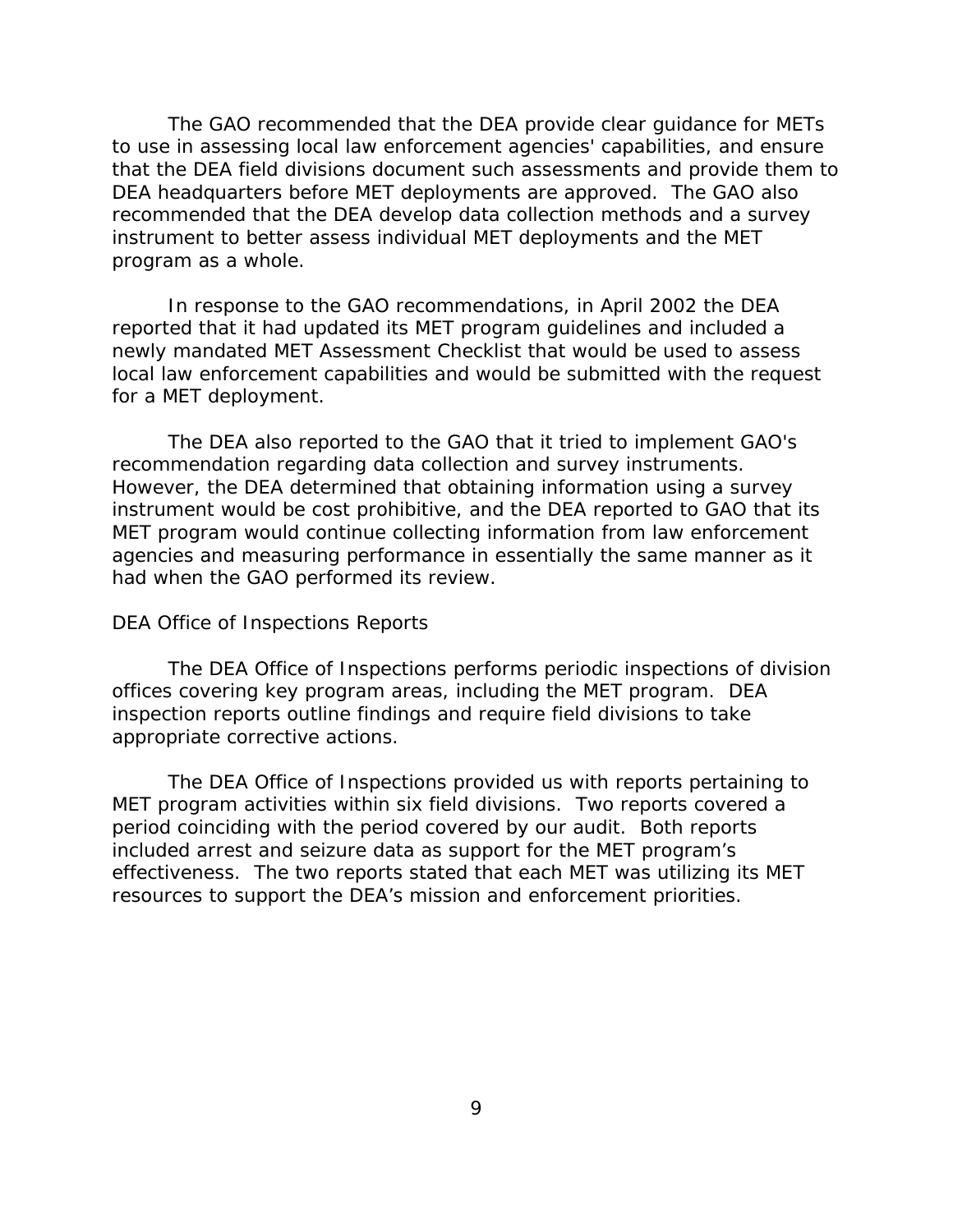The GAO recommended that the DEA provide clear guidance for METs to use in assessing local law enforcement agencies' capabilities, and ensure that the DEA field divisions document such assessments and provide them to DEA headquarters before MET deployments are approved. The GAO also recommended that the DEA develop data collection methods and a survey instrument to better assess individual MET deployments and the MET program as a whole.

In response to the GAO recommendations, in April 2002 the DEA reported that it had updated its MET program guidelines and included a newly mandated MET Assessment Checklist that would be used to assess local law enforcement capabilities and would be submitted with the request for a MET deployment.

The DEA also reported to the GAO that it tried to implement GAO's recommendation regarding data collection and survey instruments. However, the DEA determined that obtaining information using a survey instrument would be cost prohibitive, and the DEA reported to GAO that its MET program would continue collecting information from law enforcement agencies and measuring performance in essentially the same manner as it had when the GAO performed its review.

### DEA Office of Inspections Reports

The DEA Office of Inspections performs periodic inspections of division offices covering key program areas, including the MET program. DEA inspection reports outline findings and require field divisions to take appropriate corrective actions.

The DEA Office of Inspections provided us with reports pertaining to MET program activities within six field divisions. Two reports covered a period coinciding with the period covered by our audit. Both reports included arrest and seizure data as support for the MET program's effectiveness. The two reports stated that each MET was utilizing its MET resources to support the DEA's mission and enforcement priorities.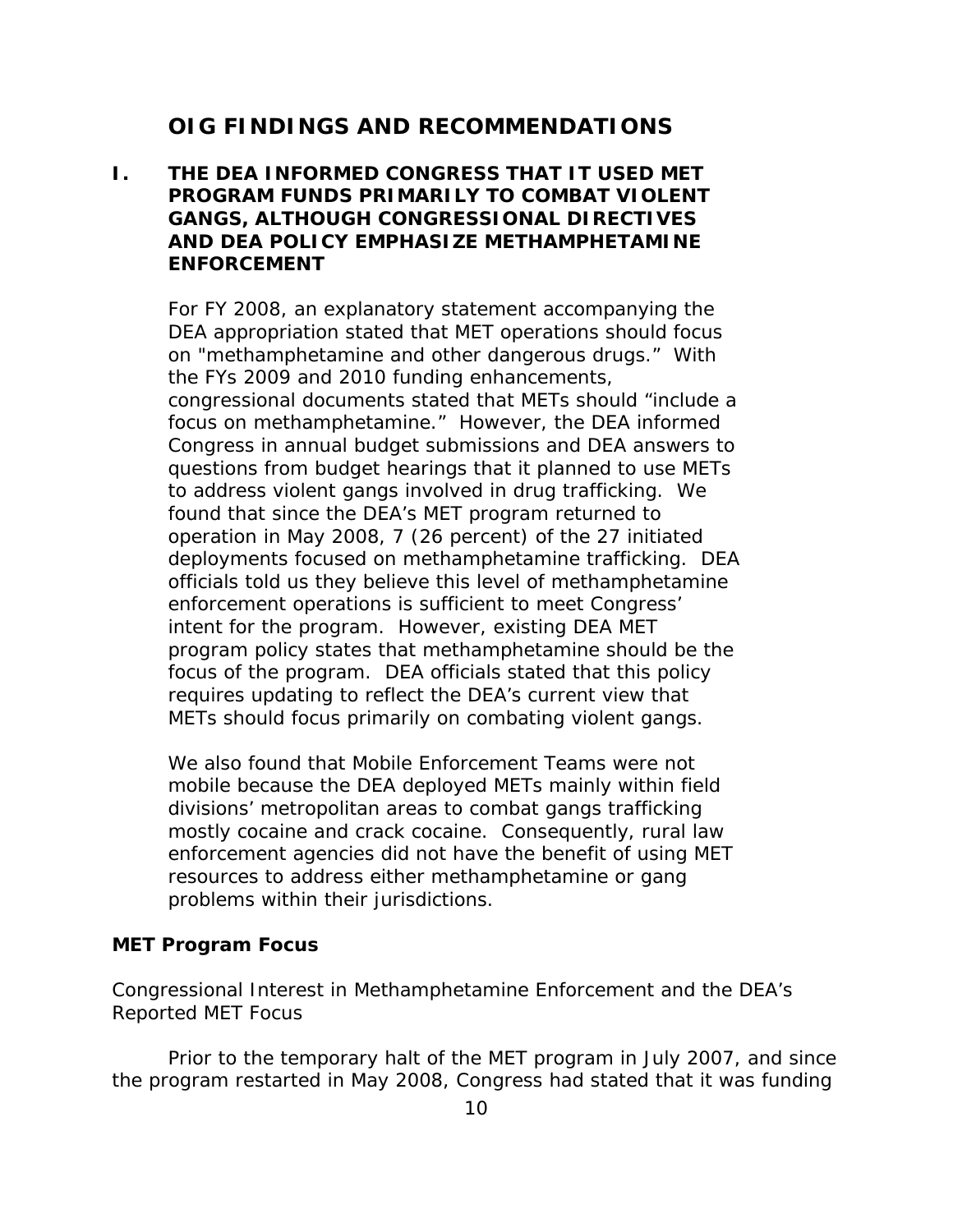# OIG FINDINGS AND RECOMMENDATIONS

## I. THE DEA INFORMED CONGRESS THAT IT USED MET PROGRAM FUNDS PRIMARILY TO COMBAT VIOLENT GANGS, ALTHOUGH CONGRESSIONAL DIRECTIVES AND DEA POLICY EMPHASIZE METHAMPHETAMINE ENFORCEMENT

For FY 2008, an explanatory statement accompanying the DEA appropriation stated that MET operations should focus on "methamphetamine and other dangerous drugs." With the FYs 2009 and 2010 funding enhancements, congressional documents stated that METs should "include a focus on methamphetamine." However, the DEA informed Congress in annual budget submissions and DEA answers to questions from budget hearings that it planned to use METs to address violent gangs involved in drug trafficking. We found that since the DEA's MET program returned to operation in May 2008, 7 (26 percent) of the 27 initiated deployments focused on methamphetamine trafficking. DEA officials told us they believe this level of methamphetamine enforcement operations is sufficient to meet Congress' intent for the program. However, existing DEA MET program policy states that methamphetamine should be the focus of the program. DEA officials stated that this policy requires updating to reflect the DEA's current view that METs should focus primarily on combating violent gangs.

We also found that Mobile Enforcement Teams were not mobile because the DEA deployed METs mainly within field divisions' metropolitan areas to combat gangs trafficking mostly cocaine and crack cocaine. Consequently, rural law enforcement agencies did not have the benefit of using MET resources to address either methamphetamine or gang problems within their jurisdictions.

### MET Program Focus

*Congressional Interest in Methamphetamine Enforcement and the DEA's Reported MET Focus*

Prior to the temporary halt of the MET program in July 2007, and since the program restarted in May 2008, Congress had stated that it was funding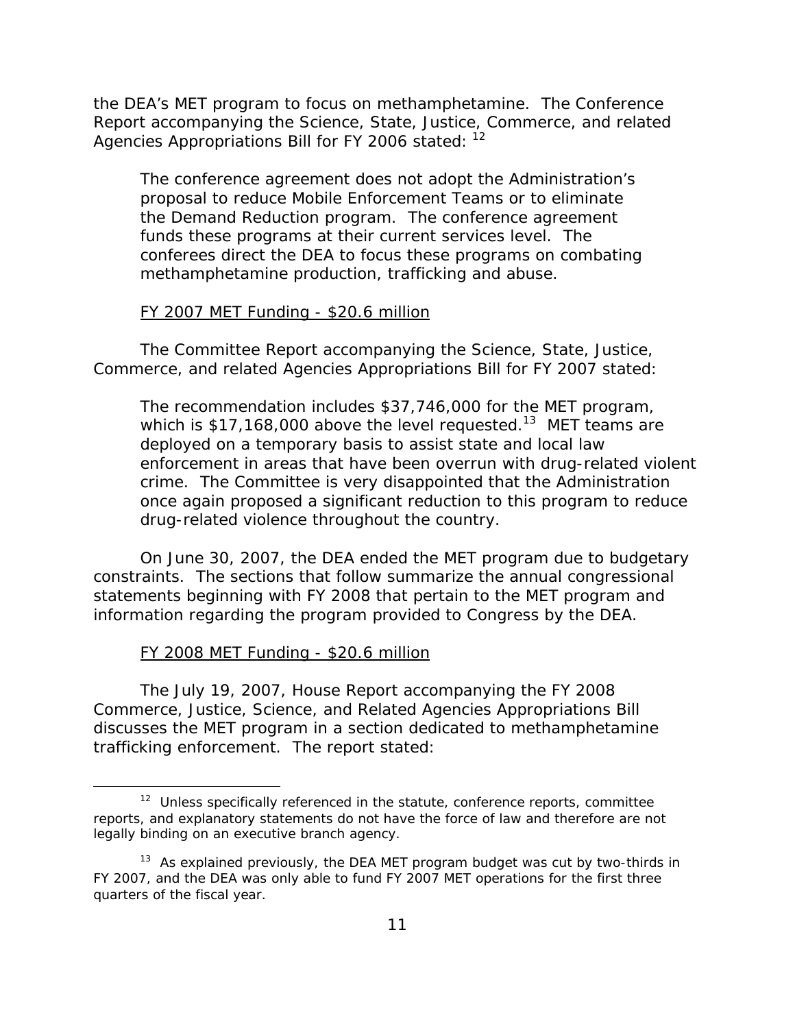the DEA's MET program to focus on methamphetamine. The Conference Report accompanying the Science, State, Justice, Commerce, and related Agencies Appropriations Bill for FY 2006 stated: [12]

> The conference agreement does not adopt the Administration's proposal to reduce Mobile Enforcement Teams or to eliminate the Demand Reduction program. The conference agreement funds these programs at their current services level. The conferees direct the DEA to focus these programs on combating methamphetamine production, trafficking and abuse.

<u>FY 2007 MET Funding - $20.6 million</u>

The Committee Report accompanying the Science, State, Justice, Commerce, and related Agencies Appropriations Bill for FY 2007 stated:

> The recommendation includes $37,746,000 for the MET program, which is $17,168,000 above the level requested.[13] MET teams are deployed on a temporary basis to assist state and local law enforcement in areas that have been overrun with drug-related violent crime. The Committee is very disappointed that the Administration once again proposed a significant reduction to this program to reduce drug-related violence throughout the country.

On June 30, 2007, the DEA ended the MET program due to budgetary constraints. The sections that follow summarize the annual congressional statements beginning with FY 2008 that pertain to the MET program and information regarding the program provided to Congress by the DEA.

<u>FY 2008 MET Funding - $20.6 million</u>

The July 19, 2007, House Report accompanying the FY 2008 Commerce, Justice, Science, and Related Agencies Appropriations Bill discusses the MET program in a section dedicated to methamphetamine trafficking enforcement. The report stated:

---

[12] Unless specifically referenced in the statute, conference reports, committee reports, and explanatory statements do not have the force of law and therefore are not legally binding on an executive branch agency.

[13] As explained previously, the DEA MET program budget was cut by two-thirds in FY 2007, and the DEA was only able to fund FY 2007 MET operations for the first three quarters of the fiscal year.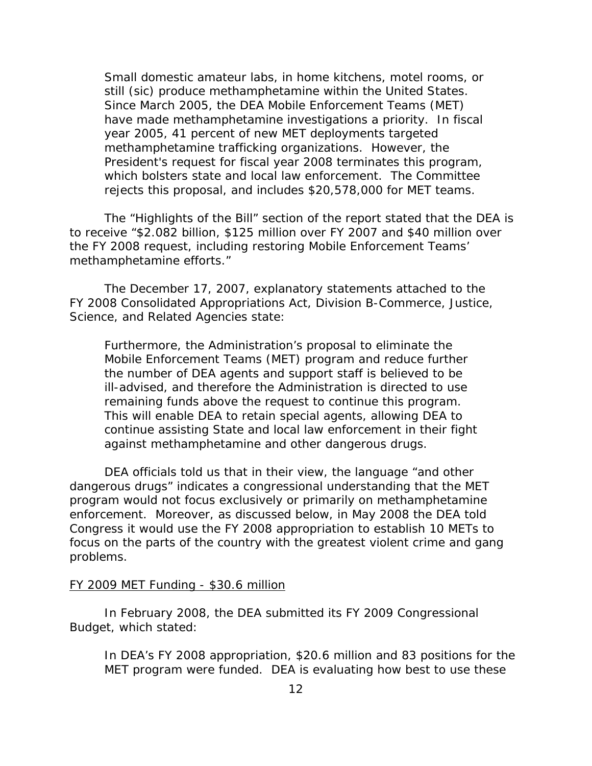> Small domestic amateur labs, in home kitchens, motel rooms, or still (sic) produce methamphetamine within the United States. Since March 2005, the DEA Mobile Enforcement Teams (MET) have made methamphetamine investigations a priority. In fiscal year 2005, 41 percent of new MET deployments targeted methamphetamine trafficking organizations. However, the President's request for fiscal year 2008 terminates this program, which bolsters state and local law enforcement. The Committee rejects this proposal, and includes $20,578,000 for MET teams.

The "Highlights of the Bill" section of the report stated that the DEA is to receive "$2.082 billion, $125 million over FY 2007 and $40 million over the FY 2008 request, including restoring Mobile Enforcement Teams' methamphetamine efforts."

The December 17, 2007, explanatory statements attached to the FY 2008 Consolidated Appropriations Act, Division B-Commerce, Justice, Science, and Related Agencies state:

> Furthermore, the Administration's proposal to eliminate the Mobile Enforcement Teams (MET) program and reduce further the number of DEA agents and support staff is believed to be ill-advised, and therefore the Administration is directed to use remaining funds above the request to continue this program. This will enable DEA to retain special agents, allowing DEA to continue assisting State and local law enforcement in their fight against methamphetamine and other dangerous drugs.

DEA officials told us that in their view, the language "and other dangerous drugs" indicates a congressional understanding that the MET program would not focus exclusively or primarily on methamphetamine enforcement. Moreover, as discussed below, in May 2008 the DEA told Congress it would use the FY 2008 appropriation to establish 10 METs to focus on the parts of the country with the greatest violent crime and gang problems.

<u>FY 2009 MET Funding - $30.6 million</u>

In February 2008, the DEA submitted its FY 2009 Congressional Budget, which stated:

> In DEA's FY 2008 appropriation, $20.6 million and 83 positions for the MET program were funded. DEA is evaluating how best to use these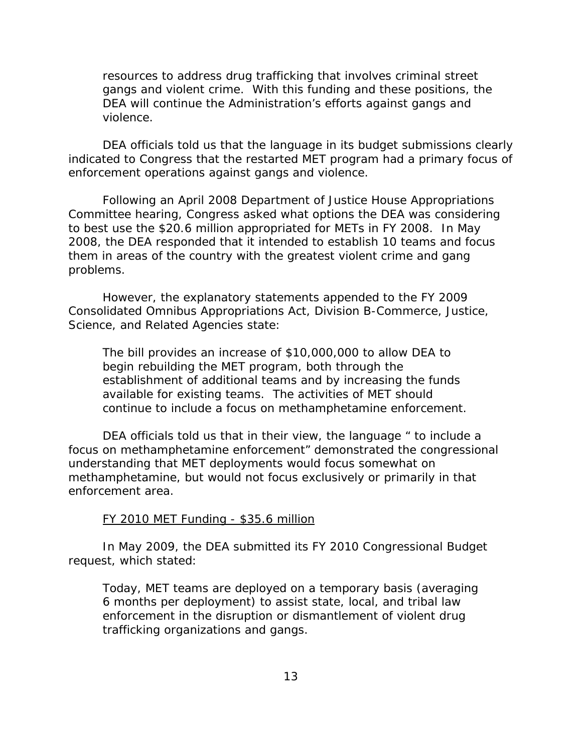> resources to address drug trafficking that involves criminal street gangs and violent crime. With this funding and these positions, the DEA will continue the Administration's efforts against gangs and violence.

DEA officials told us that the language in its budget submissions clearly indicated to Congress that the restarted MET program had a primary focus of enforcement operations against gangs and violence.

Following an April 2008 Department of Justice House Appropriations Committee hearing, Congress asked what options the DEA was considering to best use the $20.6 million appropriated for METs in FY 2008. In May 2008, the DEA responded that it intended to establish 10 teams and focus them in areas of the country with the greatest violent crime and gang problems.

However, the explanatory statements appended to the FY 2009 Consolidated Omnibus Appropriations Act, Division B-Commerce, Justice, Science, and Related Agencies state:

> The bill provides an increase of $10,000,000 to allow DEA to begin rebuilding the MET program, both through the establishment of additional teams and by increasing the funds available for existing teams. The activities of MET should continue to include a focus on methamphetamine enforcement.

DEA officials told us that in their view, the language " to include a focus on methamphetamine enforcement" demonstrated the congressional understanding that MET deployments would focus somewhat on methamphetamine, but would not focus exclusively or primarily in that enforcement area.

<u>FY 2010 MET Funding - $35.6 million</u>

In May 2009, the DEA submitted its FY 2010 Congressional Budget request, which stated:

> Today, MET teams are deployed on a temporary basis (averaging 6 months per deployment) to assist state, local, and tribal law enforcement in the disruption or dismantlement of violent drug trafficking organizations and gangs.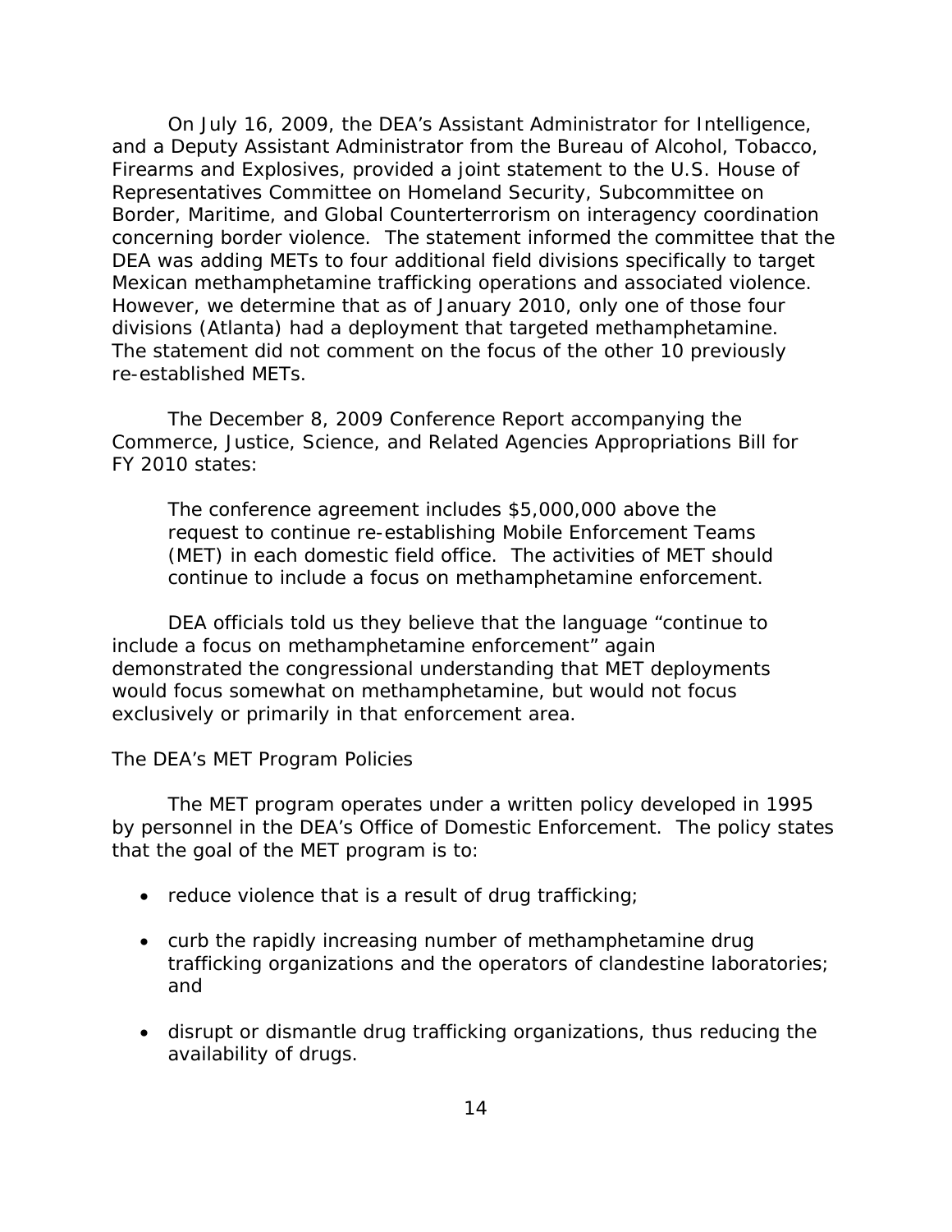On July 16, 2009, the DEA's Assistant Administrator for Intelligence, and a Deputy Assistant Administrator from the Bureau of Alcohol, Tobacco, Firearms and Explosives, provided a joint statement to the U.S. House of Representatives Committee on Homeland Security, Subcommittee on Border, Maritime, and Global Counterterrorism on interagency coordination concerning border violence. The statement informed the committee that the DEA was adding METs to four additional field divisions specifically to target Mexican methamphetamine trafficking operations and associated violence. However, we determine that as of January 2010, only one of those four divisions (Atlanta) had a deployment that targeted methamphetamine. The statement did not comment on the focus of the other 10 previously re-established METs.

The December 8, 2009 Conference Report accompanying the Commerce, Justice, Science, and Related Agencies Appropriations Bill for FY 2010 states:

> The conference agreement includes $5,000,000 above the request to continue re-establishing Mobile Enforcement Teams (MET) in each domestic field office. The activities of MET should continue to include a focus on methamphetamine enforcement.

DEA officials told us they believe that the language "continue to include a focus on methamphetamine enforcement" again demonstrated the congressional understanding that MET deployments would focus somewhat on methamphetamine, but would not focus exclusively or primarily in that enforcement area.

### The DEA's MET Program Policies

The MET program operates under a written policy developed in 1995 by personnel in the DEA's Office of Domestic Enforcement. The policy states that the goal of the MET program is to:

- reduce violence that is a result of drug trafficking;
- curb the rapidly increasing number of methamphetamine drug trafficking organizations and the operators of clandestine laboratories; and
- disrupt or dismantle drug trafficking organizations, thus reducing the availability of drugs.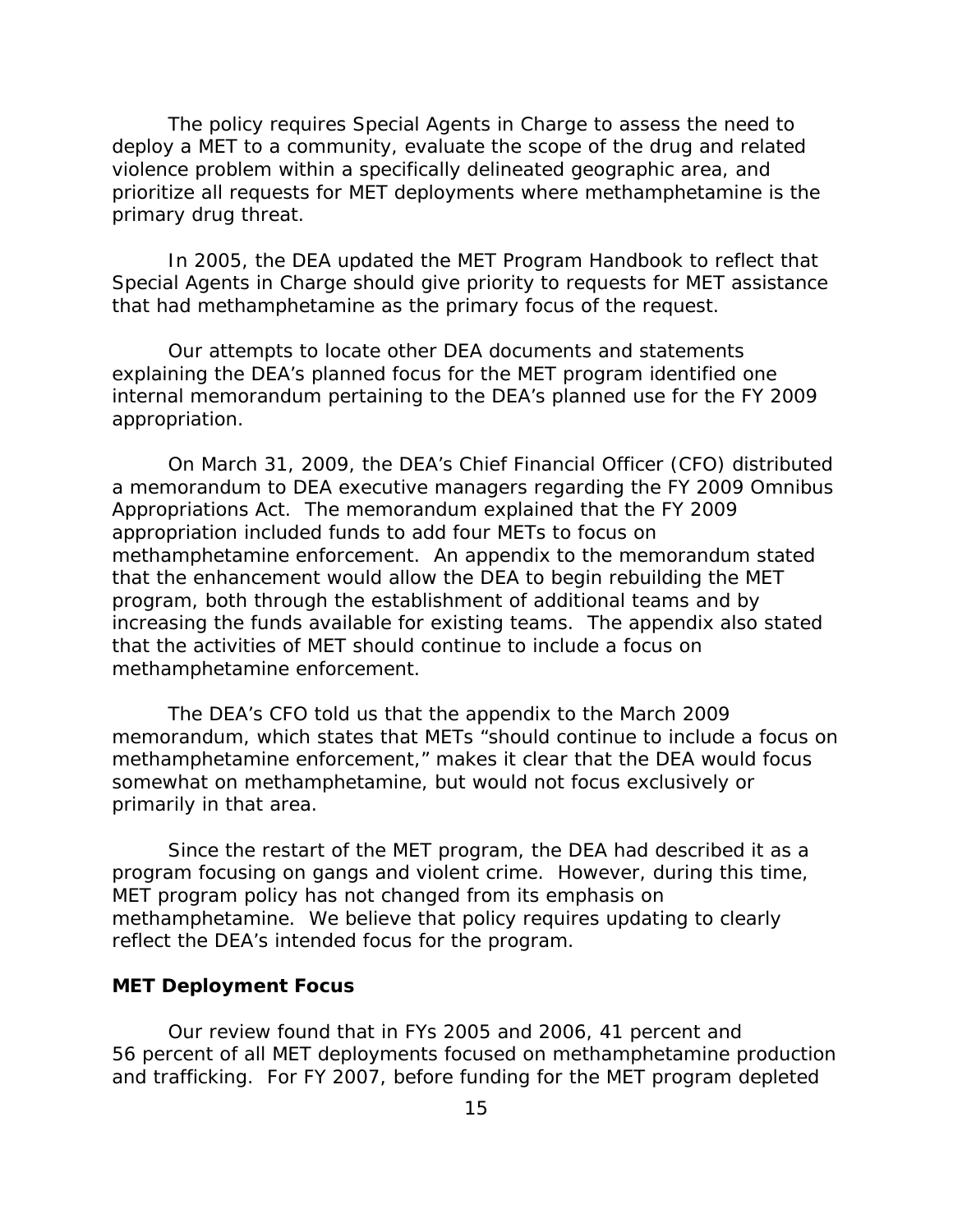The policy requires Special Agents in Charge to assess the need to deploy a MET to a community, evaluate the scope of the drug and related violence problem within a specifically delineated geographic area, and prioritize all requests for MET deployments where methamphetamine is the primary drug threat.

In 2005, the DEA updated the MET Program Handbook to reflect that Special Agents in Charge should give priority to requests for MET assistance that had methamphetamine as the primary focus of the request.

Our attempts to locate other DEA documents and statements explaining the DEA's planned focus for the MET program identified one internal memorandum pertaining to the DEA's planned use for the FY 2009 appropriation.

On March 31, 2009, the DEA's Chief Financial Officer (CFO) distributed a memorandum to DEA executive managers regarding the FY 2009 Omnibus Appropriations Act. The memorandum explained that the FY 2009 appropriation included funds to add four METs to focus on methamphetamine enforcement. An appendix to the memorandum stated that the enhancement would allow the DEA to begin rebuilding the MET program, both through the establishment of additional teams and by increasing the funds available for existing teams. The appendix also stated that the activities of MET should continue to include a focus on methamphetamine enforcement.

The DEA's CFO told us that the appendix to the March 2009 memorandum, which states that METs "should continue to include a focus on methamphetamine enforcement," makes it clear that the DEA would focus somewhat on methamphetamine, but would not focus exclusively or primarily in that area.

Since the restart of the MET program, the DEA had described it as a program focusing on gangs and violent crime. However, during this time, MET program policy has not changed from its emphasis on methamphetamine. We believe that policy requires updating to clearly reflect the DEA's intended focus for the program.

**MET Deployment Focus**

Our review found that in FYs 2005 and 2006, 41 percent and 56 percent of all MET deployments focused on methamphetamine production and trafficking. For FY 2007, before funding for the MET program depleted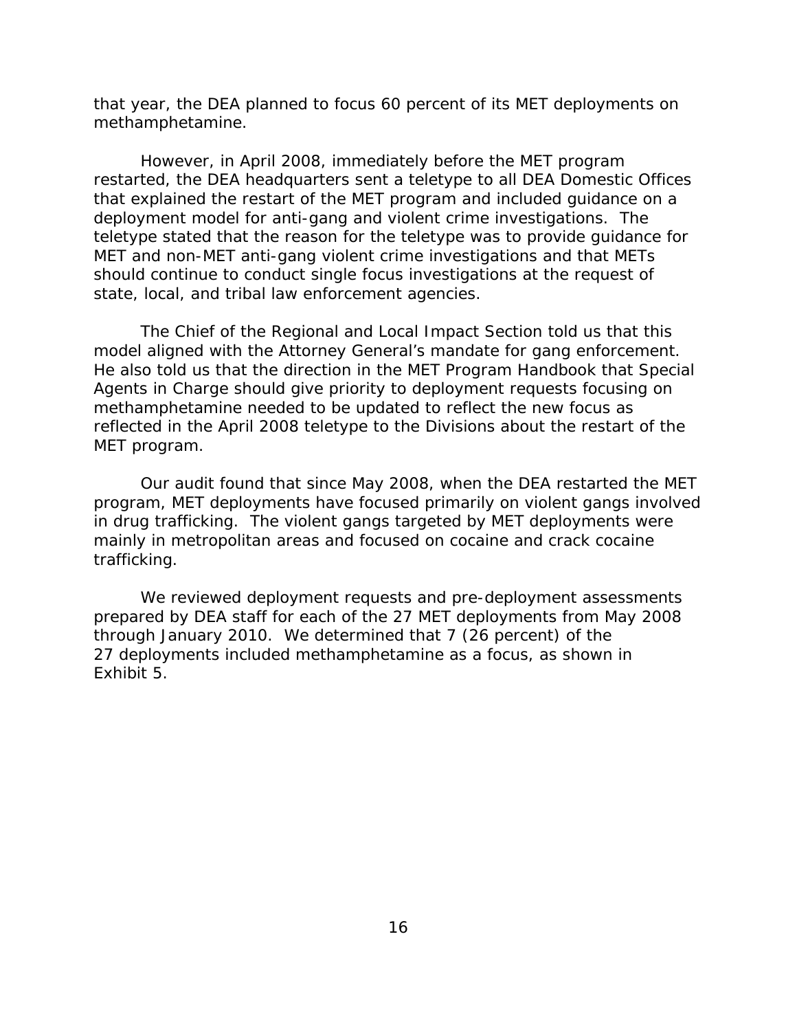that year, the DEA planned to focus 60 percent of its MET deployments on methamphetamine.

However, in April 2008, immediately before the MET program restarted, the DEA headquarters sent a teletype to all DEA Domestic Offices that explained the restart of the MET program and included guidance on a deployment model for anti-gang and violent crime investigations. The teletype stated that the reason for the teletype was to provide guidance for MET and non-MET anti-gang violent crime investigations and that METs should continue to conduct single focus investigations at the request of state, local, and tribal law enforcement agencies.

The Chief of the Regional and Local Impact Section told us that this model aligned with the Attorney General's mandate for gang enforcement. He also told us that the direction in the MET Program Handbook that Special Agents in Charge should give priority to deployment requests focusing on methamphetamine needed to be updated to reflect the new focus as reflected in the April 2008 teletype to the Divisions about the restart of the MET program.

Our audit found that since May 2008, when the DEA restarted the MET program, MET deployments have focused primarily on violent gangs involved in drug trafficking. The violent gangs targeted by MET deployments were mainly in metropolitan areas and focused on cocaine and crack cocaine trafficking.

We reviewed deployment requests and pre-deployment assessments prepared by DEA staff for each of the 27 MET deployments from May 2008 through January 2010. We determined that 7 (26 percent) of the 27 deployments included methamphetamine as a focus, as shown in Exhibit 5.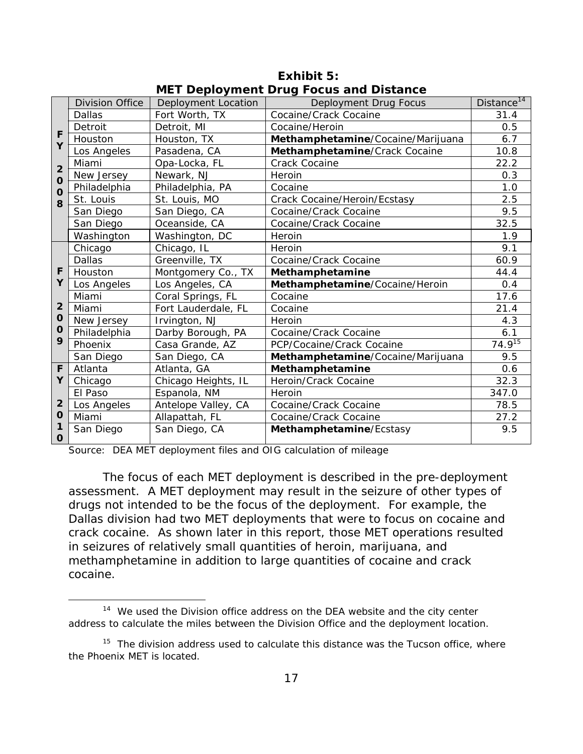**Exhibit 5:**
**MET Deployment Drug Focus and Distance**

| | Division Office | Deployment Location | Deployment Drug Focus | Distance[14] |
|---|---|---|---|---|
| FY 2008 | Dallas | Fort Worth, TX | Cocaine/Crack Cocaine | 31.4 |
| | Detroit | Detroit, MI | Cocaine/Heroin | 0.5 |
| | Houston | Houston, TX | **Methamphetamine**/Cocaine/Marijuana | 6.7 |
| | Los Angeles | Pasadena, CA | **Methamphetamine**/Crack Cocaine | 10.8 |
| | Miami | Opa-Locka, FL | Crack Cocaine | 22.2 |
| | New Jersey | Newark, NJ | Heroin | 0.3 |
| | Philadelphia | Philadelphia, PA | Cocaine | 1.0 |
| | St. Louis | St. Louis, MO | Crack Cocaine/Heroin/Ecstasy | 2.5 |
| | San Diego | San Diego, CA | Cocaine/Crack Cocaine | 9.5 |
| | San Diego | Oceanside, CA | Cocaine/Crack Cocaine | 32.5 |
| | Washington | Washington, DC | Heroin | 1.9 |
| FY 2009 | Chicago | Chicago, IL | Heroin | 9.1 |
| | Dallas | Greenville, TX | Cocaine/Crack Cocaine | 60.9 |
| | Houston | Montgomery Co., TX | **Methamphetamine** | 44.4 |
| | Los Angeles | Los Angeles, CA | **Methamphetamine**/Cocaine/Heroin | 0.4 |
| | Miami | Coral Springs, FL | Cocaine | 17.6 |
| | Miami | Fort Lauderdale, FL | Cocaine | 21.4 |
| | New Jersey | Irvington, NJ | Heroin | 4.3 |
| | Philadelphia | Darby Borough, PA | Cocaine/Crack Cocaine | 6.1 |
| | Phoenix | Casa Grande, AZ | PCP/Cocaine/Crack Cocaine | 74.9[15] |
| | San Diego | San Diego, CA | **Methamphetamine**/Cocaine/Marijuana | 9.5 |
| FY 2010 | Atlanta | Atlanta, GA | **Methamphetamine** | 0.6 |
| | Chicago | Chicago Heights, IL | Heroin/Crack Cocaine | 32.3 |
| | El Paso | Espanola, NM | Heroin | 347.0 |
| | Los Angeles | Antelope Valley, CA | Cocaine/Crack Cocaine | 78.5 |
| | Miami | Allapattah, FL | Cocaine/Crack Cocaine | 27.2 |
| | San Diego | San Diego, CA | **Methamphetamine**/Ecstasy | 9.5 |

Source: DEA MET deployment files and OIG calculation of mileage

The focus of each MET deployment is described in the pre-deployment assessment. A MET deployment may result in the seizure of other types of drugs not intended to be the focus of the deployment. For example, the Dallas division had two MET deployments that were to focus on cocaine and crack cocaine. As shown later in this report, those MET operations resulted in seizures of relatively small quantities of heroin, marijuana, and methamphetamine in addition to large quantities of cocaine and crack cocaine.

[14] We used the Division office address on the DEA website and the city center address to calculate the miles between the Division Office and the deployment location.

[15] The division address used to calculate this distance was the Tucson office, where the Phoenix MET is located.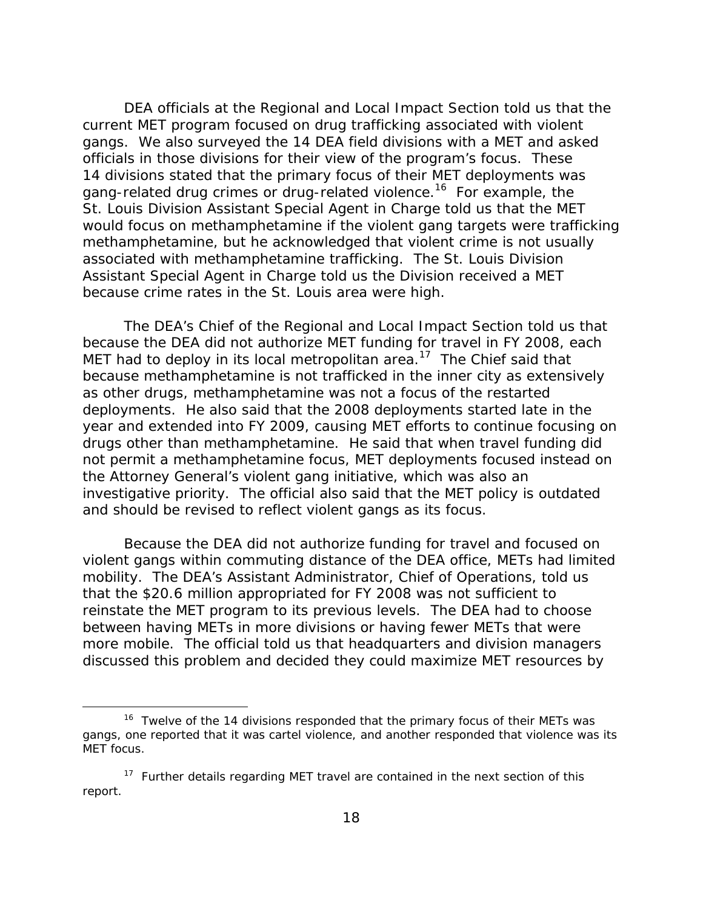DEA officials at the Regional and Local Impact Section told us that the current MET program focused on drug trafficking associated with violent gangs. We also surveyed the 14 DEA field divisions with a MET and asked officials in those divisions for their view of the program's focus. These 14 divisions stated that the primary focus of their MET deployments was gang-related drug crimes or drug-related violence.[16] For example, the St. Louis Division Assistant Special Agent in Charge told us that the MET would focus on methamphetamine if the violent gang targets were trafficking methamphetamine, but he acknowledged that violent crime is not usually associated with methamphetamine trafficking. The St. Louis Division Assistant Special Agent in Charge told us the Division received a MET because crime rates in the St. Louis area were high.

The DEA's Chief of the Regional and Local Impact Section told us that because the DEA did not authorize MET funding for travel in FY 2008, each MET had to deploy in its local metropolitan area.[17] The Chief said that because methamphetamine is not trafficked in the inner city as extensively as other drugs, methamphetamine was not a focus of the restarted deployments. He also said that the 2008 deployments started late in the year and extended into FY 2009, causing MET efforts to continue focusing on drugs other than methamphetamine. He said that when travel funding did not permit a methamphetamine focus, MET deployments focused instead on the Attorney General's violent gang initiative, which was also an investigative priority. The official also said that the MET policy is outdated and should be revised to reflect violent gangs as its focus.

Because the DEA did not authorize funding for travel and focused on violent gangs within commuting distance of the DEA office, METs had limited mobility. The DEA's Assistant Administrator, Chief of Operations, told us that the $20.6 million appropriated for FY 2008 was not sufficient to reinstate the MET program to its previous levels. The DEA had to choose between having METs in more divisions or having fewer METs that were more mobile. The official told us that headquarters and division managers discussed this problem and decided they could maximize MET resources by

---

[16] Twelve of the 14 divisions responded that the primary focus of their METs was gangs, one reported that it was cartel violence, and another responded that violence was its MET focus.

[17] Further details regarding MET travel are contained in the next section of this report.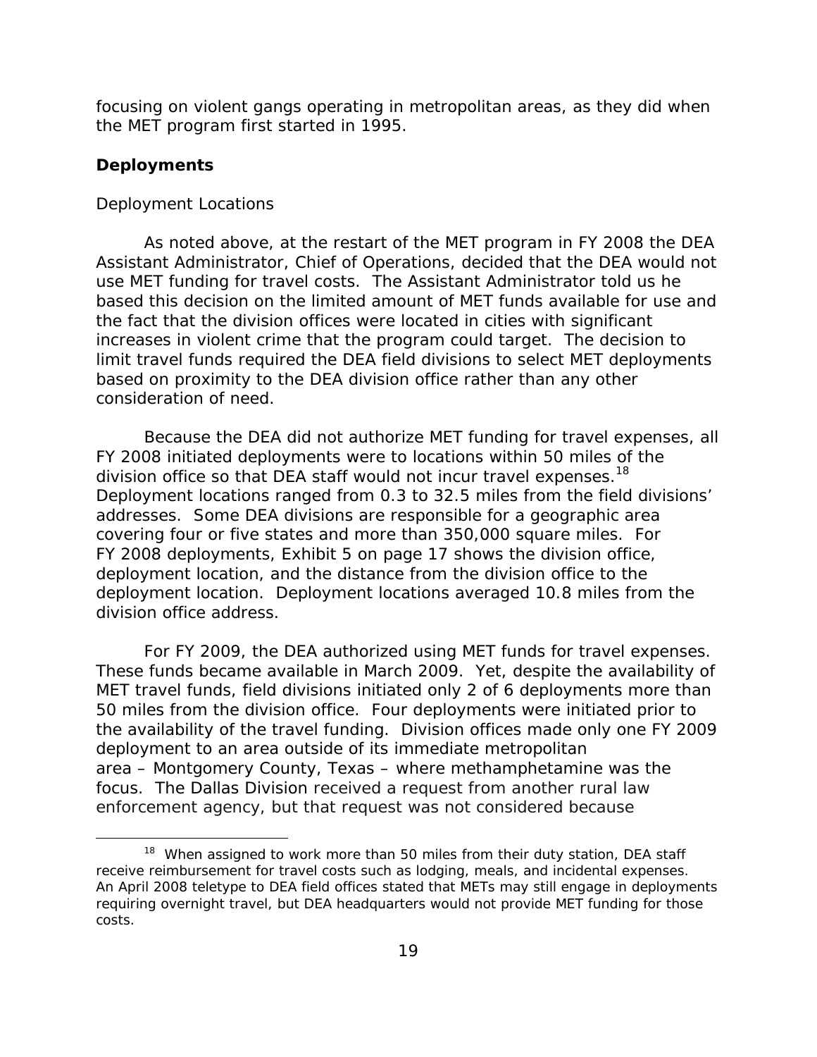focusing on violent gangs operating in metropolitan areas, as they did when the MET program first started in 1995.

## Deployments

### Deployment Locations

As noted above, at the restart of the MET program in FY 2008 the DEA Assistant Administrator, Chief of Operations, decided that the DEA would not use MET funding for travel costs. The Assistant Administrator told us he based this decision on the limited amount of MET funds available for use and the fact that the division offices were located in cities with significant increases in violent crime that the program could target. The decision to limit travel funds required the DEA field divisions to select MET deployments based on proximity to the DEA division office rather than any other consideration of need.

Because the DEA did not authorize MET funding for travel expenses, all FY 2008 initiated deployments were to locations within 50 miles of the division office so that DEA staff would not incur travel expenses.[18] Deployment locations ranged from 0.3 to 32.5 miles from the field divisions' addresses. Some DEA divisions are responsible for a geographic area covering four or five states and more than 350,000 square miles. For FY 2008 deployments, Exhibit 5 on page 17 shows the division office, deployment location, and the distance from the division office to the deployment location. Deployment locations averaged 10.8 miles from the division office address.

For FY 2009, the DEA authorized using MET funds for travel expenses. These funds became available in March 2009. Yet, despite the availability of MET travel funds, field divisions initiated only 2 of 6 deployments more than 50 miles from the division office. Four deployments were initiated prior to the availability of the travel funding. Division offices made only one FY 2009 deployment to an area outside of its immediate metropolitan area – Montgomery County, Texas – where methamphetamine was the focus. The Dallas Division received a request from another rural law enforcement agency, but that request was not considered because

---

[18] When assigned to work more than 50 miles from their duty station, DEA staff receive reimbursement for travel costs such as lodging, meals, and incidental expenses. An April 2008 teletype to DEA field offices stated that METs may still engage in deployments requiring overnight travel, but DEA headquarters would not provide MET funding for those costs.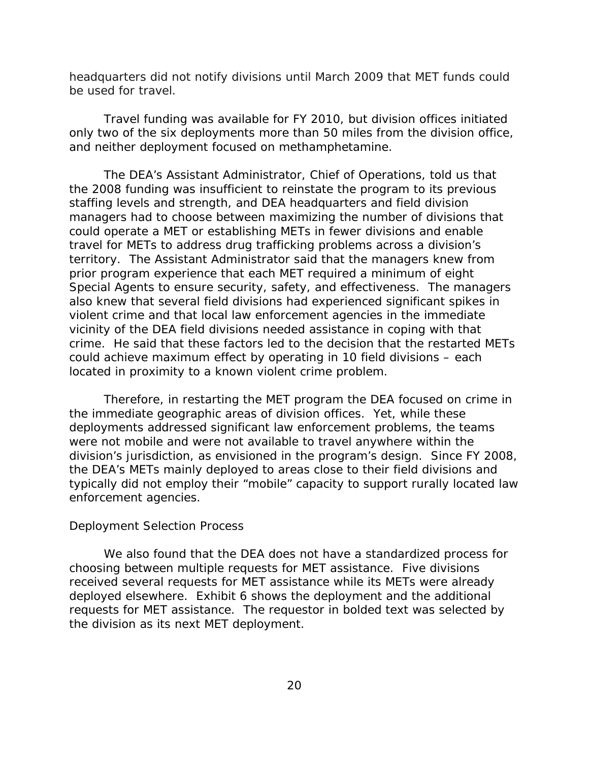headquarters did not notify divisions until March 2009 that MET funds could be used for travel.

Travel funding was available for FY 2010, but division offices initiated only two of the six deployments more than 50 miles from the division office, and neither deployment focused on methamphetamine.

The DEA's Assistant Administrator, Chief of Operations, told us that the 2008 funding was insufficient to reinstate the program to its previous staffing levels and strength, and DEA headquarters and field division managers had to choose between maximizing the number of divisions that could operate a MET or establishing METs in fewer divisions and enable travel for METs to address drug trafficking problems across a division's territory. The Assistant Administrator said that the managers knew from prior program experience that each MET required a minimum of eight Special Agents to ensure security, safety, and effectiveness. The managers also knew that several field divisions had experienced significant spikes in violent crime and that local law enforcement agencies in the immediate vicinity of the DEA field divisions needed assistance in coping with that crime. He said that these factors led to the decision that the restarted METs could achieve maximum effect by operating in 10 field divisions – each located in proximity to a known violent crime problem.

Therefore, in restarting the MET program the DEA focused on crime in the immediate geographic areas of division offices. Yet, while these deployments addressed significant law enforcement problems, the teams were not mobile and were not available to travel anywhere within the division's jurisdiction, as envisioned in the program's design. Since FY 2008, the DEA's METs mainly deployed to areas close to their field divisions and typically did not employ their "mobile" capacity to support rurally located law enforcement agencies.

### Deployment Selection Process

We also found that the DEA does not have a standardized process for choosing between multiple requests for MET assistance. Five divisions received several requests for MET assistance while its METs were already deployed elsewhere. Exhibit 6 shows the deployment and the additional requests for MET assistance. The requestor in bolded text was selected by the division as its next MET deployment.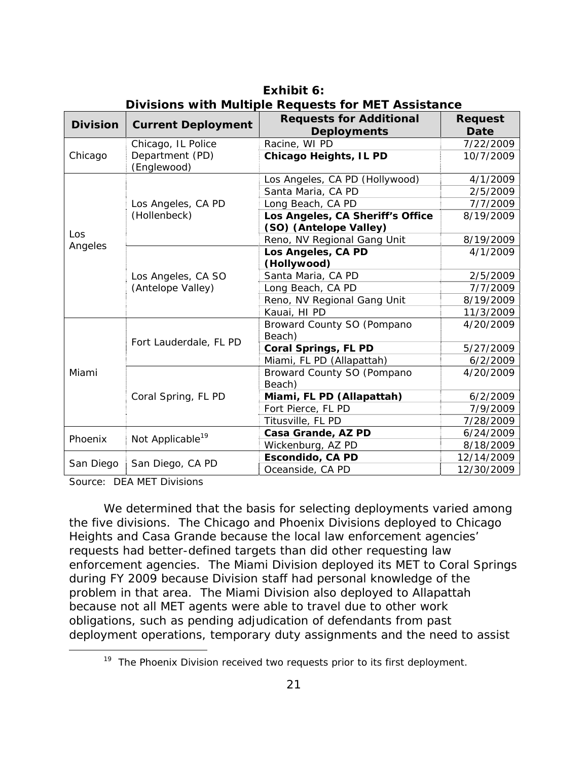**Exhibit 6:**
**Divisions with Multiple Requests for MET Assistance**

| Division | Current Deployment | Requests for Additional Deployments | Request Date |
|---|---|---|---|
| Chicago | Chicago, IL Police Department (PD) (Englewood) | Racine, WI PD | 7/22/2009 |
| | | **Chicago Heights, IL PD** | 10/7/2009 |
| Los Angeles | Los Angeles, CA PD (Hollenbeck) | Los Angeles, CA PD (Hollywood) | 4/1/2009 |
| | | Santa Maria, CA PD | 2/5/2009 |
| | | Long Beach, CA PD | 7/7/2009 |
| | | **Los Angeles, CA Sheriff's Office (SO) (Antelope Valley)** | 8/19/2009 |
| | | Reno, NV Regional Gang Unit | 8/19/2009 |
| | Los Angeles, CA SO (Antelope Valley) | **Los Angeles, CA PD (Hollywood)** | 4/1/2009 |
| | | Santa Maria, CA PD | 2/5/2009 |
| | | Long Beach, CA PD | 7/7/2009 |
| | | Reno, NV Regional Gang Unit | 8/19/2009 |
| | | Kauai, HI PD | 11/3/2009 |
| Miami | Fort Lauderdale, FL PD | Broward County SO (Pompano Beach) | 4/20/2009 |
| | | **Coral Springs, FL PD** | 5/27/2009 |
| | | Miami, FL PD (Allapattah) | 6/2/2009 |
| | Coral Spring, FL PD | Broward County SO (Pompano Beach) | 4/20/2009 |
| | | **Miami, FL PD (Allapattah)** | 6/2/2009 |
| | | Fort Pierce, FL PD | 7/9/2009 |
| | | Titusville, FL PD | 7/28/2009 |
| Phoenix | Not Applicable[19] | **Casa Grande, AZ PD** | 6/24/2009 |
| | | Wickenburg, AZ PD | 8/18/2009 |
| San Diego | San Diego, CA PD | **Escondido, CA PD** | 12/14/2009 |
| | | Oceanside, CA PD | 12/30/2009 |

Source: DEA MET Divisions

We determined that the basis for selecting deployments varied among the five divisions. The Chicago and Phoenix Divisions deployed to Chicago Heights and Casa Grande because the local law enforcement agencies' requests had better-defined targets than did other requesting law enforcement agencies. The Miami Division deployed its MET to Coral Springs during FY 2009 because Division staff had personal knowledge of the problem in that area. The Miami Division also deployed to Allapattah because not all MET agents were able to travel due to other work obligations, such as pending adjudication of defendants from past deployment operations, temporary duty assignments and the need to assist

[19] The Phoenix Division received two requests prior to its first deployment.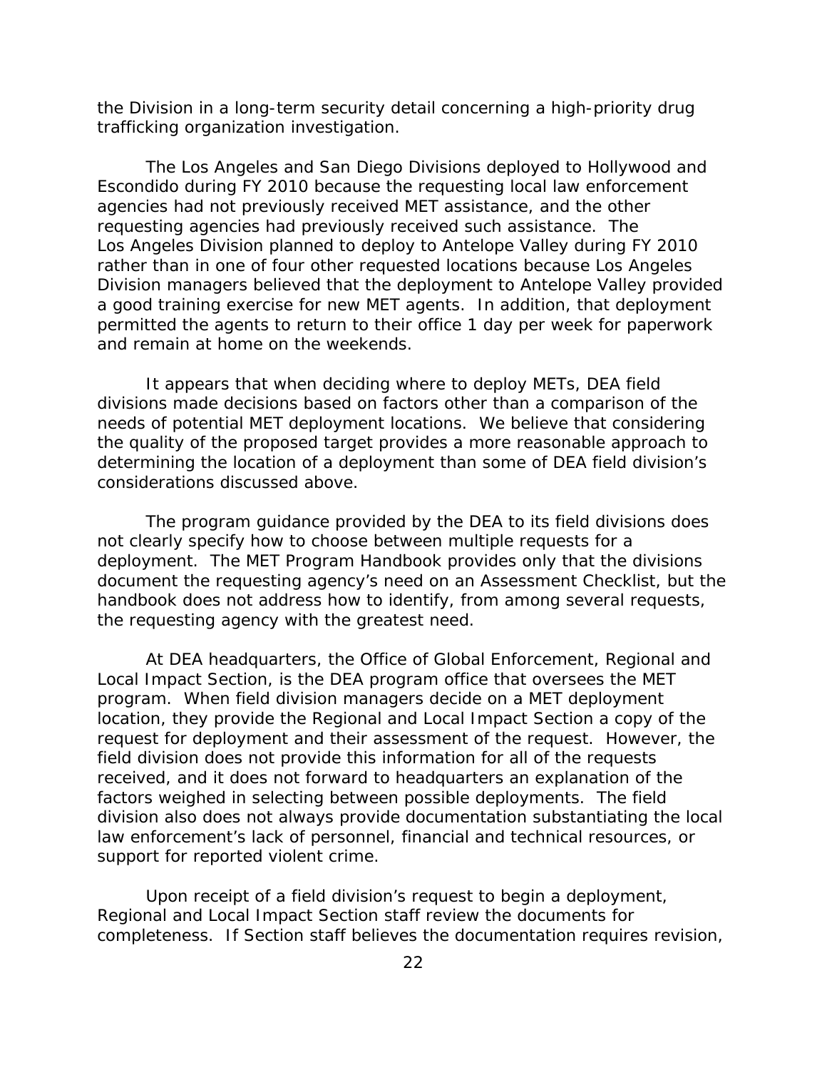the Division in a long-term security detail concerning a high-priority drug trafficking organization investigation.

The Los Angeles and San Diego Divisions deployed to Hollywood and Escondido during FY 2010 because the requesting local law enforcement agencies had not previously received MET assistance, and the other requesting agencies had previously received such assistance. The Los Angeles Division planned to deploy to Antelope Valley during FY 2010 rather than in one of four other requested locations because Los Angeles Division managers believed that the deployment to Antelope Valley provided a good training exercise for new MET agents. In addition, that deployment permitted the agents to return to their office 1 day per week for paperwork and remain at home on the weekends.

It appears that when deciding where to deploy METs, DEA field divisions made decisions based on factors other than a comparison of the needs of potential MET deployment locations. We believe that considering the quality of the proposed target provides a more reasonable approach to determining the location of a deployment than some of DEA field division's considerations discussed above.

The program guidance provided by the DEA to its field divisions does not clearly specify how to choose between multiple requests for a deployment. The MET Program Handbook provides only that the divisions document the requesting agency's need on an Assessment Checklist, but the handbook does not address how to identify, from among several requests, the requesting agency with the greatest need.

At DEA headquarters, the Office of Global Enforcement, Regional and Local Impact Section, is the DEA program office that oversees the MET program. When field division managers decide on a MET deployment location, they provide the Regional and Local Impact Section a copy of the request for deployment and their assessment of the request. However, the field division does not provide this information for all of the requests received, and it does not forward to headquarters an explanation of the factors weighed in selecting between possible deployments. The field division also does not always provide documentation substantiating the local law enforcement's lack of personnel, financial and technical resources, or support for reported violent crime.

Upon receipt of a field division's request to begin a deployment, Regional and Local Impact Section staff review the documents for completeness. If Section staff believes the documentation requires revision,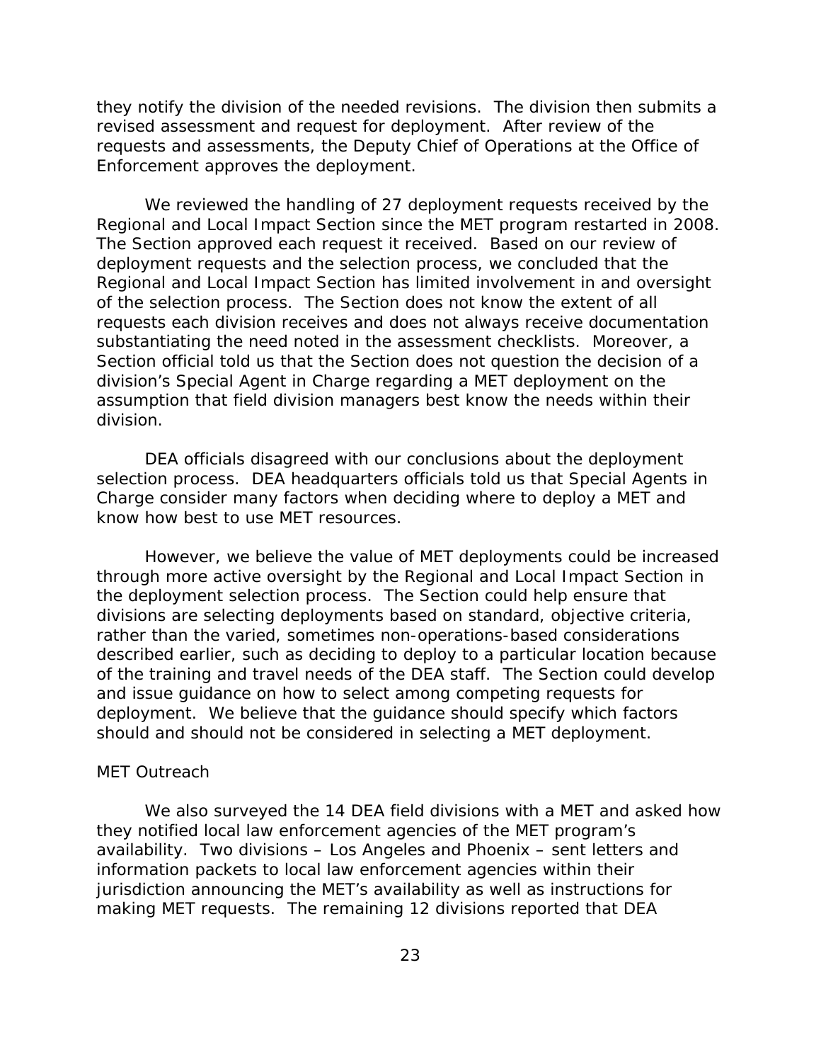they notify the division of the needed revisions. The division then submits a revised assessment and request for deployment. After review of the requests and assessments, the Deputy Chief of Operations at the Office of Enforcement approves the deployment.

We reviewed the handling of 27 deployment requests received by the Regional and Local Impact Section since the MET program restarted in 2008. The Section approved each request it received. Based on our review of deployment requests and the selection process, we concluded that the Regional and Local Impact Section has limited involvement in and oversight of the selection process. The Section does not know the extent of all requests each division receives and does not always receive documentation substantiating the need noted in the assessment checklists. Moreover, a Section official told us that the Section does not question the decision of a division's Special Agent in Charge regarding a MET deployment on the assumption that field division managers best know the needs within their division.

DEA officials disagreed with our conclusions about the deployment selection process. DEA headquarters officials told us that Special Agents in Charge consider many factors when deciding where to deploy a MET and know how best to use MET resources.

However, we believe the value of MET deployments could be increased through more active oversight by the Regional and Local Impact Section in the deployment selection process. The Section could help ensure that divisions are selecting deployments based on standard, objective criteria, rather than the varied, sometimes non-operations-based considerations described earlier, such as deciding to deploy to a particular location because of the training and travel needs of the DEA staff. The Section could develop and issue guidance on how to select among competing requests for deployment. We believe that the guidance should specify which factors should and should not be considered in selecting a MET deployment.

### MET Outreach

We also surveyed the 14 DEA field divisions with a MET and asked how they notified local law enforcement agencies of the MET program's availability. Two divisions – Los Angeles and Phoenix – sent letters and information packets to local law enforcement agencies within their jurisdiction announcing the MET's availability as well as instructions for making MET requests. The remaining 12 divisions reported that DEA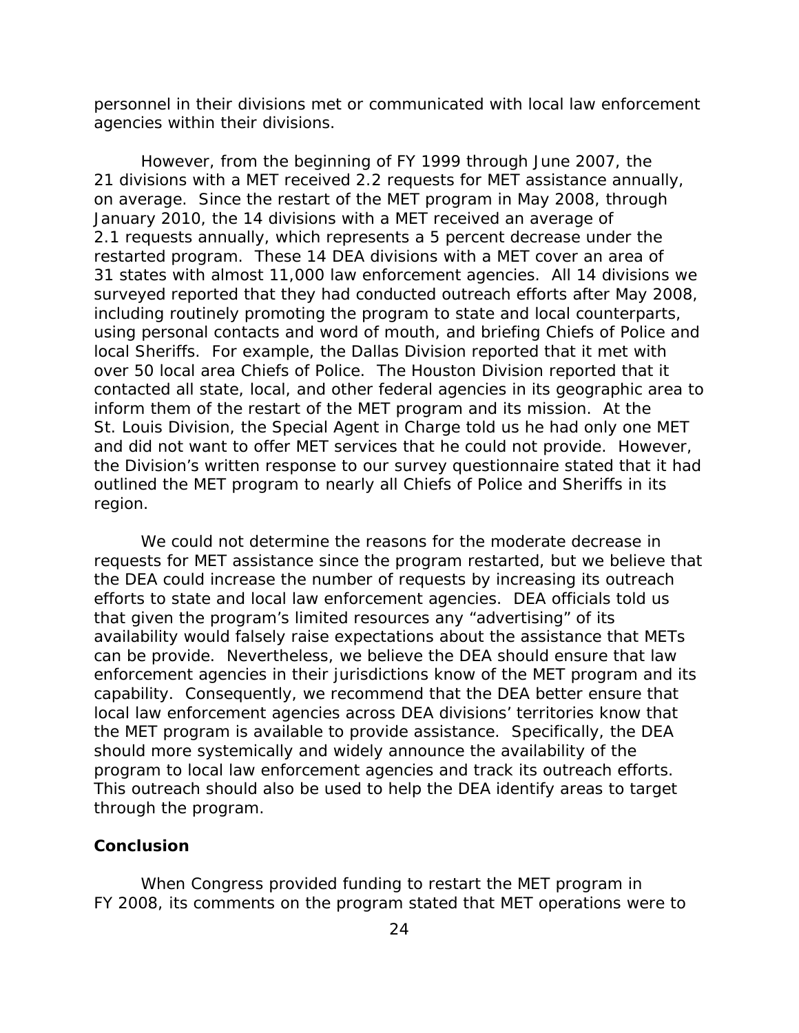personnel in their divisions met or communicated with local law enforcement agencies within their divisions.

However, from the beginning of FY 1999 through June 2007, the 21 divisions with a MET received 2.2 requests for MET assistance annually, on average. Since the restart of the MET program in May 2008, through January 2010, the 14 divisions with a MET received an average of 2.1 requests annually, which represents a 5 percent decrease under the restarted program. These 14 DEA divisions with a MET cover an area of 31 states with almost 11,000 law enforcement agencies. All 14 divisions we surveyed reported that they had conducted outreach efforts after May 2008, including routinely promoting the program to state and local counterparts, using personal contacts and word of mouth, and briefing Chiefs of Police and local Sheriffs. For example, the Dallas Division reported that it met with over 50 local area Chiefs of Police. The Houston Division reported that it contacted all state, local, and other federal agencies in its geographic area to inform them of the restart of the MET program and its mission. At the St. Louis Division, the Special Agent in Charge told us he had only one MET and did not want to offer MET services that he could not provide. However, the Division's written response to our survey questionnaire stated that it had outlined the MET program to nearly all Chiefs of Police and Sheriffs in its region.

We could not determine the reasons for the moderate decrease in requests for MET assistance since the program restarted, but we believe that the DEA could increase the number of requests by increasing its outreach efforts to state and local law enforcement agencies. DEA officials told us that given the program's limited resources any "advertising" of its availability would falsely raise expectations about the assistance that METs can be provide. Nevertheless, we believe the DEA should ensure that law enforcement agencies in their jurisdictions know of the MET program and its capability. Consequently, we recommend that the DEA better ensure that local law enforcement agencies across DEA divisions' territories know that the MET program is available to provide assistance. Specifically, the DEA should more systemically and widely announce the availability of the program to local law enforcement agencies and track its outreach efforts. This outreach should also be used to help the DEA identify areas to target through the program.

## Conclusion

When Congress provided funding to restart the MET program in FY 2008, its comments on the program stated that MET operations were to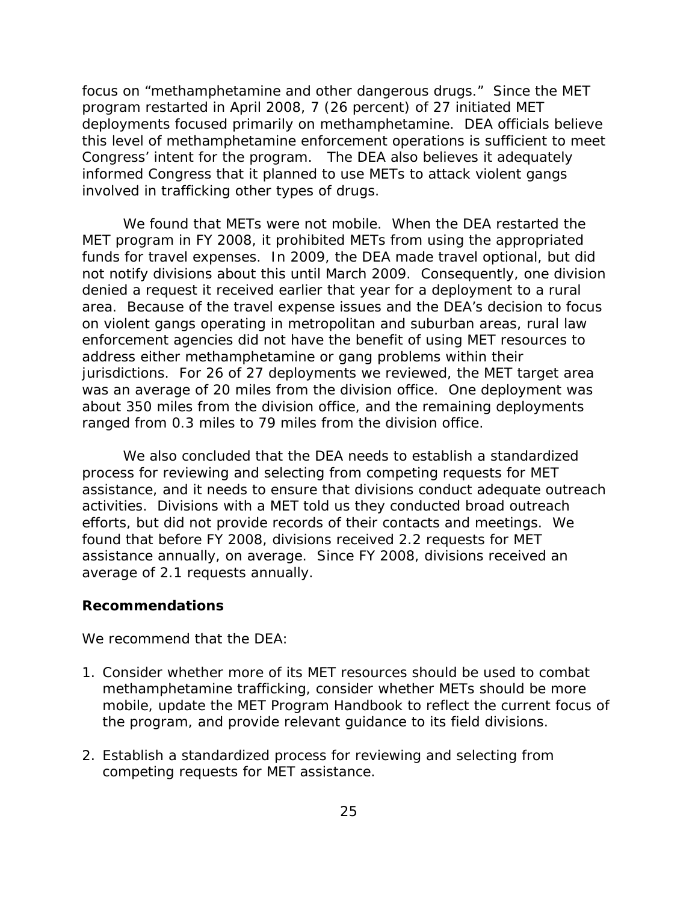focus on "methamphetamine and other dangerous drugs." Since the MET program restarted in April 2008, 7 (26 percent) of 27 initiated MET deployments focused primarily on methamphetamine. DEA officials believe this level of methamphetamine enforcement operations is sufficient to meet Congress' intent for the program. The DEA also believes it adequately informed Congress that it planned to use METs to attack violent gangs involved in trafficking other types of drugs.

We found that METs were not mobile. When the DEA restarted the MET program in FY 2008, it prohibited METs from using the appropriated funds for travel expenses. In 2009, the DEA made travel optional, but did not notify divisions about this until March 2009. Consequently, one division denied a request it received earlier that year for a deployment to a rural area. Because of the travel expense issues and the DEA's decision to focus on violent gangs operating in metropolitan and suburban areas, rural law enforcement agencies did not have the benefit of using MET resources to address either methamphetamine or gang problems within their jurisdictions. For 26 of 27 deployments we reviewed, the MET target area was an average of 20 miles from the division office. One deployment was about 350 miles from the division office, and the remaining deployments ranged from 0.3 miles to 79 miles from the division office.

We also concluded that the DEA needs to establish a standardized process for reviewing and selecting from competing requests for MET assistance, and it needs to ensure that divisions conduct adequate outreach activities. Divisions with a MET told us they conducted broad outreach efforts, but did not provide records of their contacts and meetings. We found that before FY 2008, divisions received 2.2 requests for MET assistance annually, on average. Since FY 2008, divisions received an average of 2.1 requests annually.

**Recommendations**

We recommend that the DEA:

1. Consider whether more of its MET resources should be used to combat methamphetamine trafficking, consider whether METs should be more mobile, update the MET Program Handbook to reflect the current focus of the program, and provide relevant guidance to its field divisions.

2. Establish a standardized process for reviewing and selecting from competing requests for MET assistance.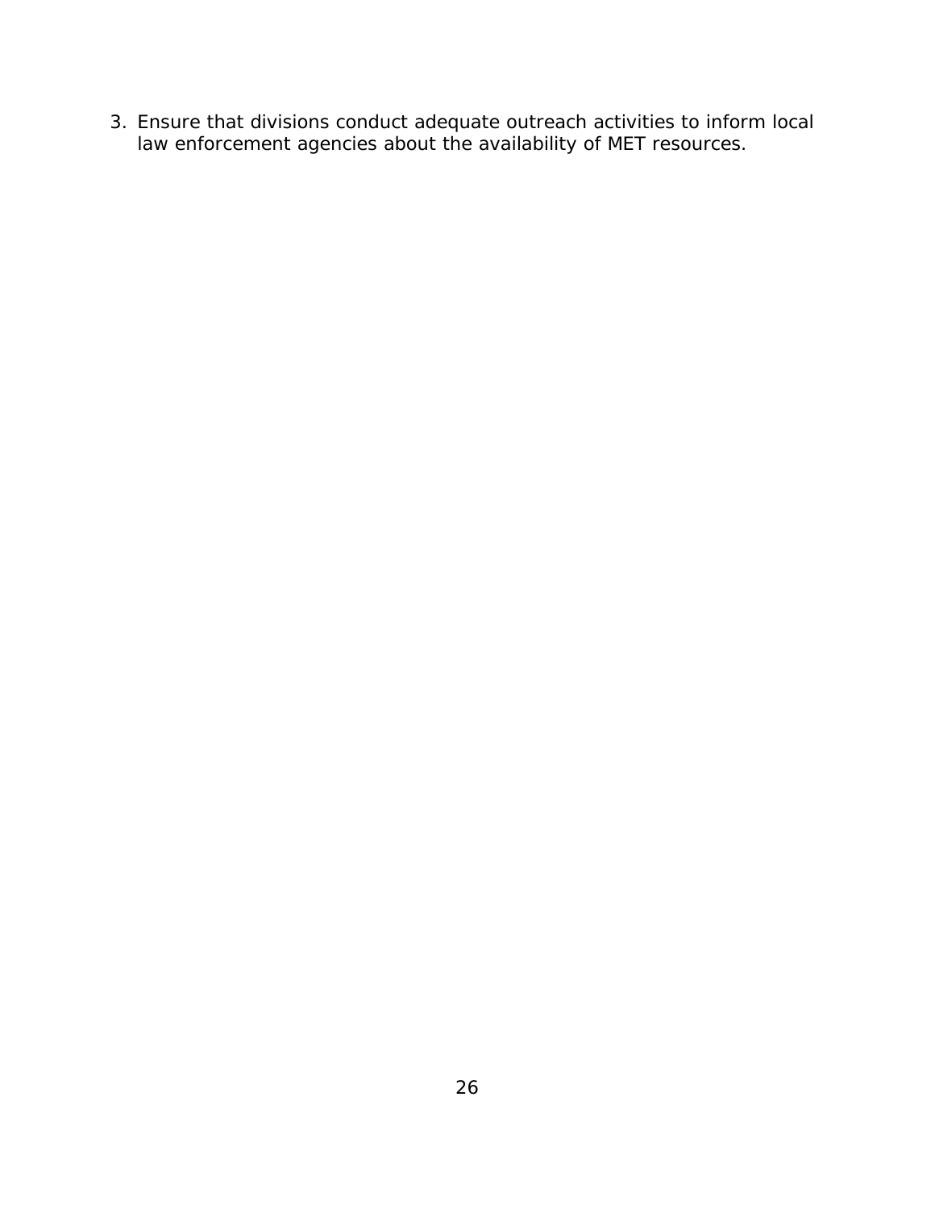3. Ensure that divisions conduct adequate outreach activities to inform local law enforcement agencies about the availability of MET resources.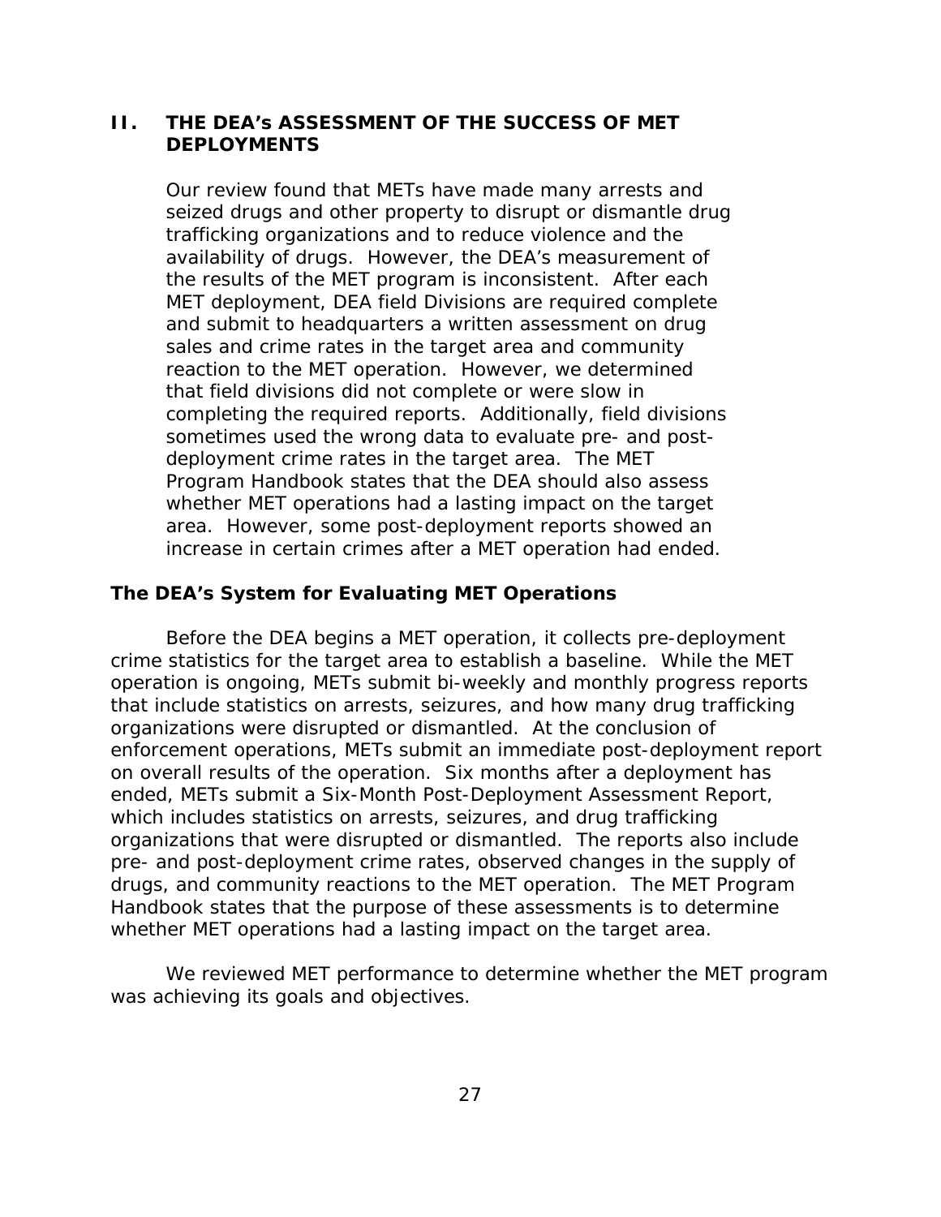## II. THE DEA's ASSESSMENT OF THE SUCCESS OF MET DEPLOYMENTS

Our review found that METs have made many arrests and seized drugs and other property to disrupt or dismantle drug trafficking organizations and to reduce violence and the availability of drugs. However, the DEA's measurement of the results of the MET program is inconsistent. After each MET deployment, DEA field Divisions are required complete and submit to headquarters a written assessment on drug sales and crime rates in the target area and community reaction to the MET operation. However, we determined that field divisions did not complete or were slow in completing the required reports. Additionally, field divisions sometimes used the wrong data to evaluate pre- and post-deployment crime rates in the target area. The MET Program Handbook states that the DEA should also assess whether MET operations had a lasting impact on the target area. However, some post-deployment reports showed an increase in certain crimes after a MET operation had ended.

### The DEA's System for Evaluating MET Operations

Before the DEA begins a MET operation, it collects pre-deployment crime statistics for the target area to establish a baseline. While the MET operation is ongoing, METs submit bi-weekly and monthly progress reports that include statistics on arrests, seizures, and how many drug trafficking organizations were disrupted or dismantled. At the conclusion of enforcement operations, METs submit an immediate post-deployment report on overall results of the operation. Six months after a deployment has ended, METs submit a Six-Month Post-Deployment Assessment Report, which includes statistics on arrests, seizures, and drug trafficking organizations that were disrupted or dismantled. The reports also include pre- and post-deployment crime rates, observed changes in the supply of drugs, and community reactions to the MET operation. The MET Program Handbook states that the purpose of these assessments is to determine whether MET operations had a lasting impact on the target area.

We reviewed MET performance to determine whether the MET program was achieving its goals and objectives.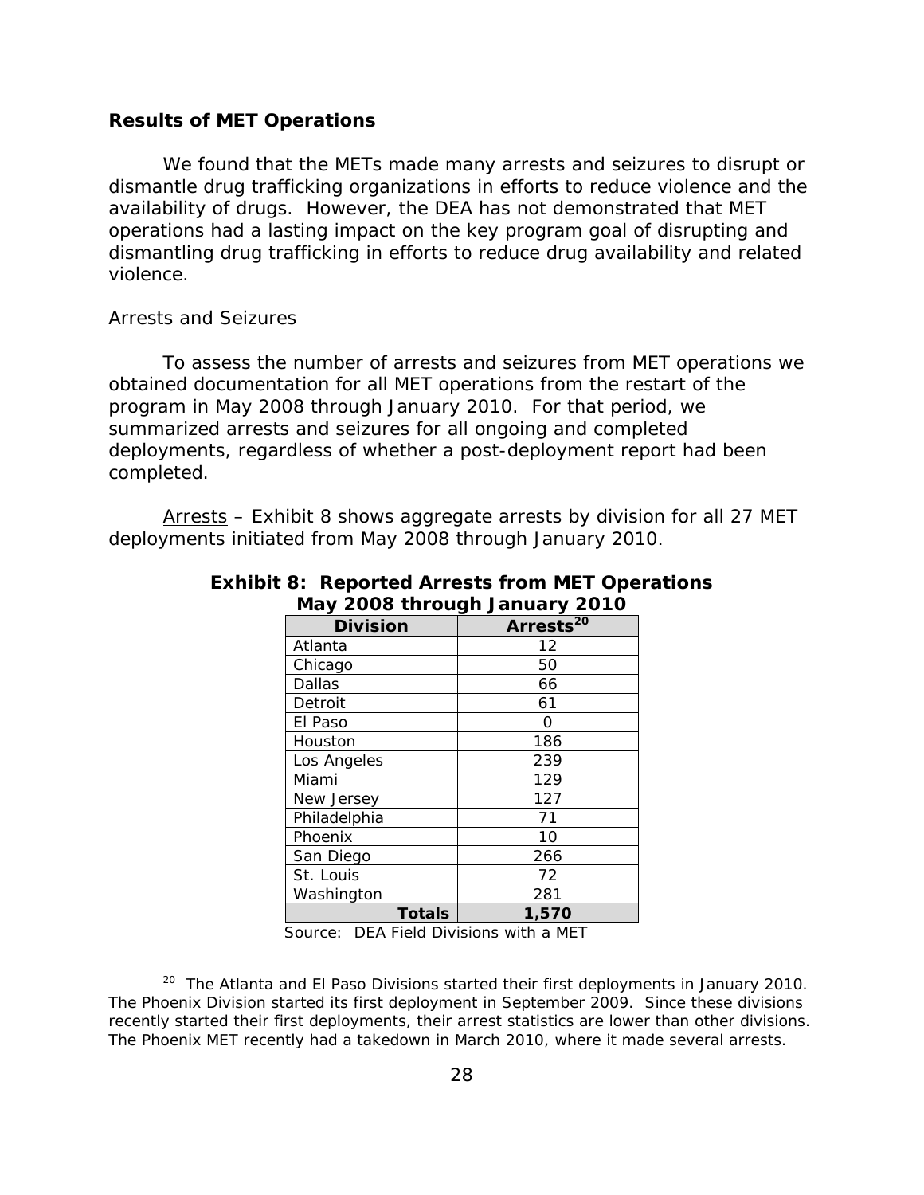### Results of MET Operations

We found that the METs made many arrests and seizures to disrupt or dismantle drug trafficking organizations in efforts to reduce violence and the availability of drugs. However, the DEA has not demonstrated that MET operations had a lasting impact on the key program goal of disrupting and dismantling drug trafficking in efforts to reduce drug availability and related violence.

#### Arrests and Seizures

To assess the number of arrests and seizures from MET operations we obtained documentation for all MET operations from the restart of the program in May 2008 through January 2010. For that period, we summarized arrests and seizures for all ongoing and completed deployments, regardless of whether a post-deployment report had been completed.

Arrests – Exhibit 8 shows aggregate arrests by division for all 27 MET deployments initiated from May 2008 through January 2010.

**Exhibit 8: Reported Arrests from MET Operations May 2008 through January 2010**

| Division | Arrests[20] |
|---|---|
| Atlanta | 12 |
| Chicago | 50 |
| Dallas | 66 |
| Detroit | 61 |
| El Paso | 0 |
| Houston | 186 |
| Los Angeles | 239 |
| Miami | 129 |
| New Jersey | 127 |
| Philadelphia | 71 |
| Phoenix | 10 |
| San Diego | 266 |
| St. Louis | 72 |
| Washington | 281 |
| **Totals** | **1,570** |

Source: DEA Field Divisions with a MET

[20] The Atlanta and El Paso Divisions started their first deployments in January 2010. The Phoenix Division started its first deployment in September 2009. Since these divisions recently started their first deployments, their arrest statistics are lower than other divisions. The Phoenix MET recently had a takedown in March 2010, where it made several arrests.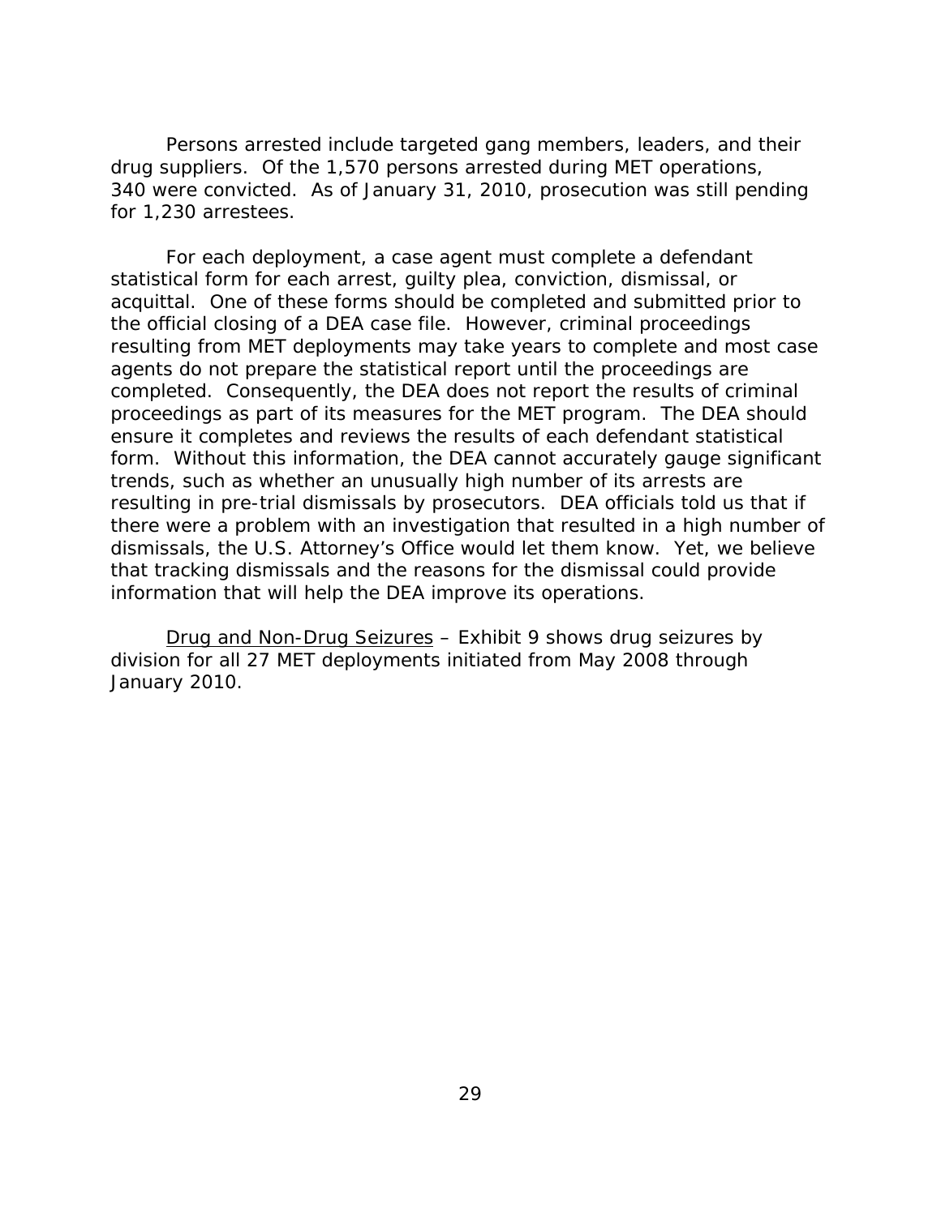Persons arrested include targeted gang members, leaders, and their drug suppliers. Of the 1,570 persons arrested during MET operations, 340 were convicted. As of January 31, 2010, prosecution was still pending for 1,230 arrestees.

For each deployment, a case agent must complete a defendant statistical form for each arrest, guilty plea, conviction, dismissal, or acquittal. One of these forms should be completed and submitted prior to the official closing of a DEA case file. However, criminal proceedings resulting from MET deployments may take years to complete and most case agents do not prepare the statistical report until the proceedings are completed. Consequently, the DEA does not report the results of criminal proceedings as part of its measures for the MET program. The DEA should ensure it completes and reviews the results of each defendant statistical form. Without this information, the DEA cannot accurately gauge significant trends, such as whether an unusually high number of its arrests are resulting in pre-trial dismissals by prosecutors. DEA officials told us that if there were a problem with an investigation that resulted in a high number of dismissals, the U.S. Attorney's Office would let them know. Yet, we believe that tracking dismissals and the reasons for the dismissal could provide information that will help the DEA improve its operations.

Drug and Non-Drug Seizures – Exhibit 9 shows drug seizures by division for all 27 MET deployments initiated from May 2008 through January 2010.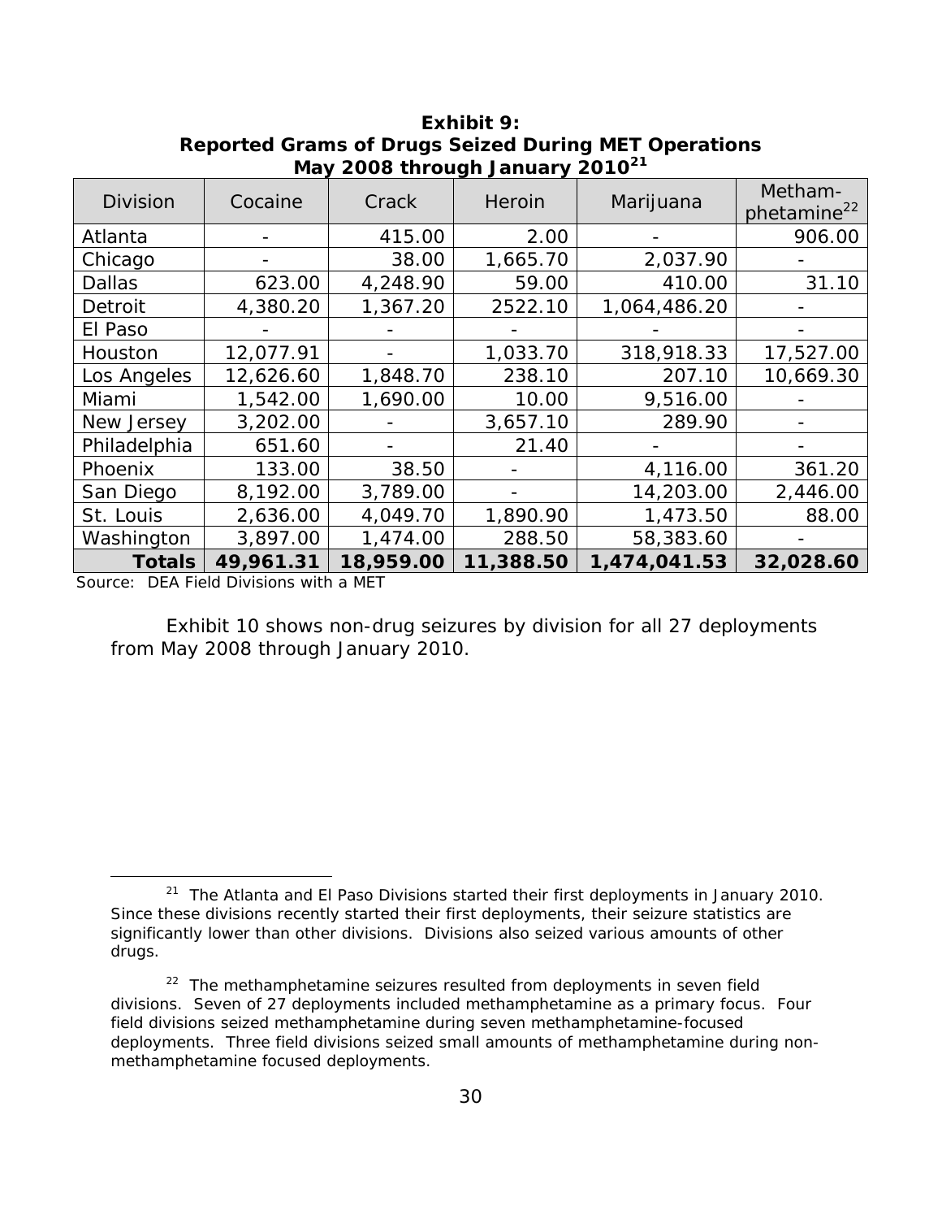**Exhibit 9: Reported Grams of Drugs Seized During MET Operations May 2008 through January 2010[21]**

| Division | Cocaine | Crack | Heroin | Marijuana | Metham-phetamine[22] |
|---|---|---|---|---|---|
| Atlanta | - | 415.00 | 2.00 | - | 906.00 |
| Chicago | - | 38.00 | 1,665.70 | 2,037.90 | - |
| Dallas | 623.00 | 4,248.90 | 59.00 | 410.00 | 31.10 |
| Detroit | 4,380.20 | 1,367.20 | 2522.10 | 1,064,486.20 | - |
| El Paso | - | - | - | - | - |
| Houston | 12,077.91 | - | 1,033.70 | 318,918.33 | 17,527.00 |
| Los Angeles | 12,626.60 | 1,848.70 | 238.10 | 207.10 | 10,669.30 |
| Miami | 1,542.00 | 1,690.00 | 10.00 | 9,516.00 | - |
| New Jersey | 3,202.00 | - | 3,657.10 | 289.90 | - |
| Philadelphia | 651.60 | - | 21.40 | - | - |
| Phoenix | 133.00 | 38.50 | - | 4,116.00 | 361.20 |
| San Diego | 8,192.00 | 3,789.00 | - | 14,203.00 | 2,446.00 |
| St. Louis | 2,636.00 | 4,049.70 | 1,890.90 | 1,473.50 | 88.00 |
| Washington | 3,897.00 | 1,474.00 | 288.50 | 58,383.60 | - |
| **Totals** | **49,961.31** | **18,959.00** | **11,388.50** | **1,474,041.53** | **32,028.60** |

Source: DEA Field Divisions with a MET

Exhibit 10 shows non-drug seizures by division for all 27 deployments from May 2008 through January 2010.

[21] The Atlanta and El Paso Divisions started their first deployments in January 2010. Since these divisions recently started their first deployments, their seizure statistics are significantly lower than other divisions. Divisions also seized various amounts of other drugs.

[22] The methamphetamine seizures resulted from deployments in seven field divisions. Seven of 27 deployments included methamphetamine as a primary focus. Four field divisions seized methamphetamine during seven methamphetamine-focused deployments. Three field divisions seized small amounts of methamphetamine during non-methamphetamine focused deployments.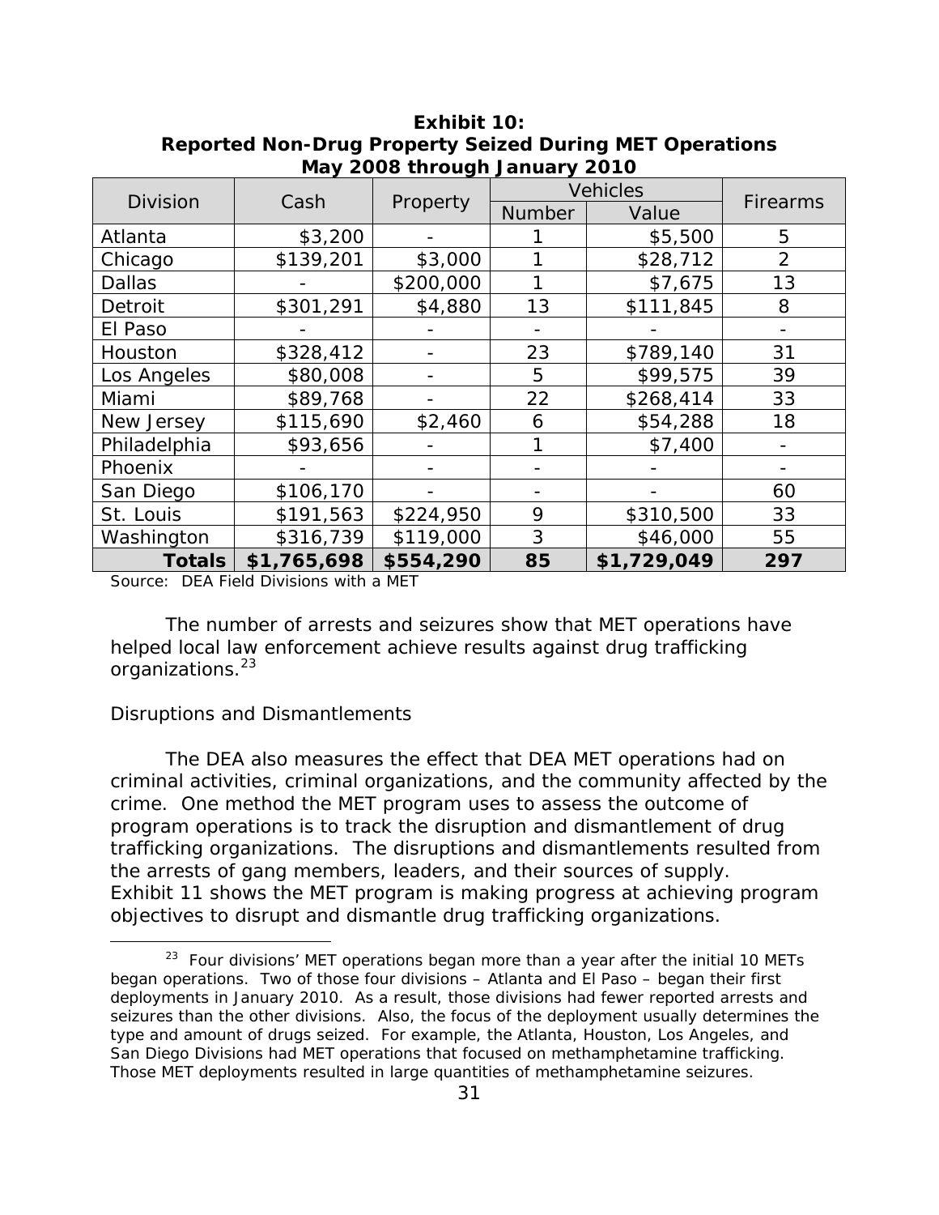**Exhibit 10: Reported Non-Drug Property Seized During MET Operations May 2008 through January 2010**

| Division | Cash | Property | Vehicles | | Firearms |
|---|---|---|---|---|---|
| | | | Number | Value | |
| Atlanta | $3,200 | - | 1 | $5,500 | 5 |
| Chicago | $139,201 | $3,000 | 1 | $28,712 | 2 |
| Dallas | - | $200,000 | 1 | $7,675 | 13 |
| Detroit | $301,291 | $4,880 | 13 | $111,845 | 8 |
| El Paso | - | - | - | - | - |
| Houston | $328,412 | - | 23 | $789,140 | 31 |
| Los Angeles | $80,008 | - | 5 | $99,575 | 39 |
| Miami | $89,768 | - | 22 | $268,414 | 33 |
| New Jersey | $115,690 | $2,460 | 6 | $54,288 | 18 |
| Philadelphia | $93,656 | - | 1 | $7,400 | - |
| Phoenix | - | - | - | - | - |
| San Diego | $106,170 | - | - | - | 60 |
| St. Louis | $191,563 | $224,950 | 9 | $310,500 | 33 |
| Washington | $316,739 | $119,000 | 3 | $46,000 | 55 |
| **Totals** | **$1,765,698** | **$554,290** | **85** | **$1,729,049** | **297** |

Source: DEA Field Divisions with a MET

The number of arrests and seizures show that MET operations have helped local law enforcement achieve results against drug trafficking organizations.[23]

*Disruptions and Dismantlements*

The DEA also measures the effect that DEA MET operations had on criminal activities, criminal organizations, and the community affected by the crime. One method the MET program uses to assess the outcome of program operations is to track the disruption and dismantlement of drug trafficking organizations. The disruptions and dismantlements resulted from the arrests of gang members, leaders, and their sources of supply. Exhibit 11 shows the MET program is making progress at achieving program objectives to disrupt and dismantle drug trafficking organizations.

---

[23] Four divisions' MET operations began more than a year after the initial 10 METs began operations. Two of those four divisions – Atlanta and El Paso – began their first deployments in January 2010. As a result, those divisions had fewer reported arrests and seizures than the other divisions. Also, the focus of the deployment usually determines the type and amount of drugs seized. For example, the Atlanta, Houston, Los Angeles, and San Diego Divisions had MET operations that focused on methamphetamine trafficking. Those MET deployments resulted in large quantities of methamphetamine seizures.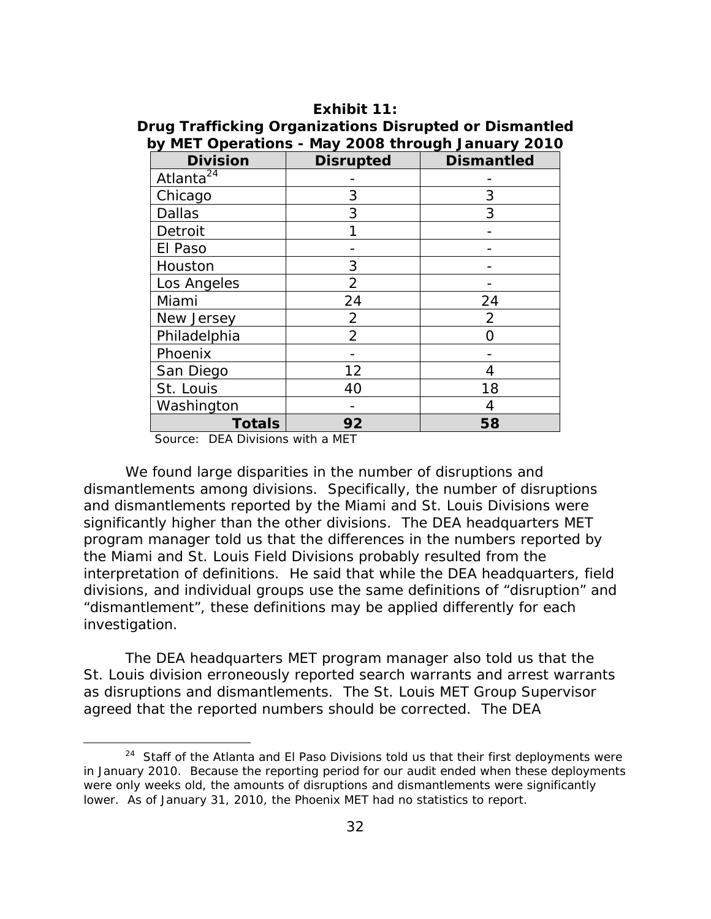**Exhibit 11:**
**Drug Trafficking Organizations Disrupted or Dismantled by MET Operations - May 2008 through January 2010**

| Division | Disrupted | Dismantled |
|---|---|---|
| Atlanta[24] | - | - |
| Chicago | 3 | 3 |
| Dallas | 3 | 3 |
| Detroit | 1 | - |
| El Paso | - | - |
| Houston | 3 | - |
| Los Angeles | 2 | - |
| Miami | 24 | 24 |
| New Jersey | 2 | 2 |
| Philadelphia | 2 | 0 |
| Phoenix | - | - |
| San Diego | 12 | 4 |
| St. Louis | 40 | 18 |
| Washington | - | 4 |
| **Totals** | **92** | **58** |

Source: DEA Divisions with a MET

We found large disparities in the number of disruptions and dismantlements among divisions. Specifically, the number of disruptions and dismantlements reported by the Miami and St. Louis Divisions were significantly higher than the other divisions. The DEA headquarters MET program manager told us that the differences in the numbers reported by the Miami and St. Louis Field Divisions probably resulted from the interpretation of definitions. He said that while the DEA headquarters, field divisions, and individual groups use the same definitions of "disruption" and "dismantlement", these definitions may be applied differently for each investigation.

The DEA headquarters MET program manager also told us that the St. Louis division erroneously reported search warrants and arrest warrants as disruptions and dismantlements. The St. Louis MET Group Supervisor agreed that the reported numbers should be corrected. The DEA

[24] Staff of the Atlanta and El Paso Divisions told us that their first deployments were in January 2010. Because the reporting period for our audit ended when these deployments were only weeks old, the amounts of disruptions and dismantlements were significantly lower. As of January 31, 2010, the Phoenix MET had no statistics to report.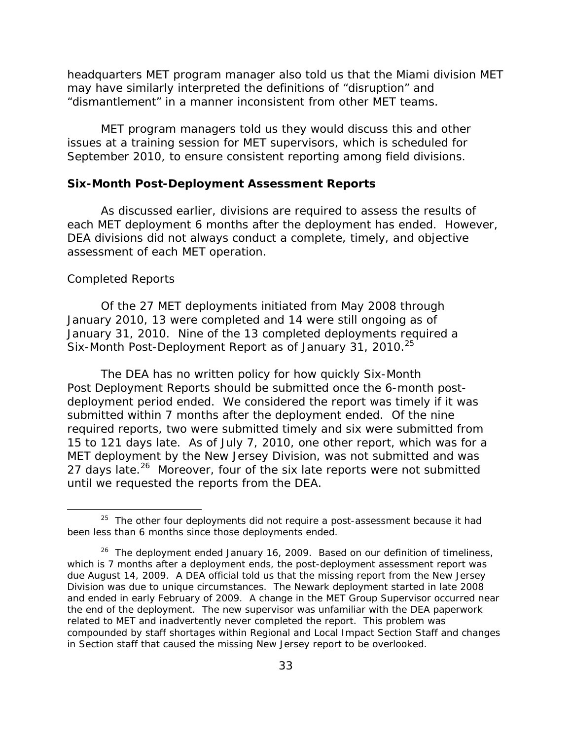headquarters MET program manager also told us that the Miami division MET may have similarly interpreted the definitions of "disruption" and "dismantlement" in a manner inconsistent from other MET teams.

MET program managers told us they would discuss this and other issues at a training session for MET supervisors, which is scheduled for September 2010, to ensure consistent reporting among field divisions.

**Six-Month Post-Deployment Assessment Reports**

As discussed earlier, divisions are required to assess the results of each MET deployment 6 months after the deployment has ended. However, DEA divisions did not always conduct a complete, timely, and objective assessment of each MET operation.

*Completed Reports*

Of the 27 MET deployments initiated from May 2008 through January 2010, 13 were completed and 14 were still ongoing as of January 31, 2010. Nine of the 13 completed deployments required a Six-Month Post-Deployment Report as of January 31, 2010.[25]

The DEA has no written policy for how quickly Six-Month Post Deployment Reports should be submitted once the 6-month post-deployment period ended. We considered the report was timely if it was submitted within 7 months after the deployment ended. Of the nine required reports, two were submitted timely and six were submitted from 15 to 121 days late. As of July 7, 2010, one other report, which was for a MET deployment by the New Jersey Division, was not submitted and was 27 days late.[26] Moreover, four of the six late reports were not submitted until we requested the reports from the DEA.

---

[25] The other four deployments did not require a post-assessment because it had been less than 6 months since those deployments ended.

[26] The deployment ended January 16, 2009. Based on our definition of timeliness, which is 7 months after a deployment ends, the post-deployment assessment report was due August 14, 2009. A DEA official told us that the missing report from the New Jersey Division was due to unique circumstances. The Newark deployment started in late 2008 and ended in early February of 2009. A change in the MET Group Supervisor occurred near the end of the deployment. The new supervisor was unfamiliar with the DEA paperwork related to MET and inadvertently never completed the report. This problem was compounded by staff shortages within Regional and Local Impact Section Staff and changes in Section staff that caused the missing New Jersey report to be overlooked.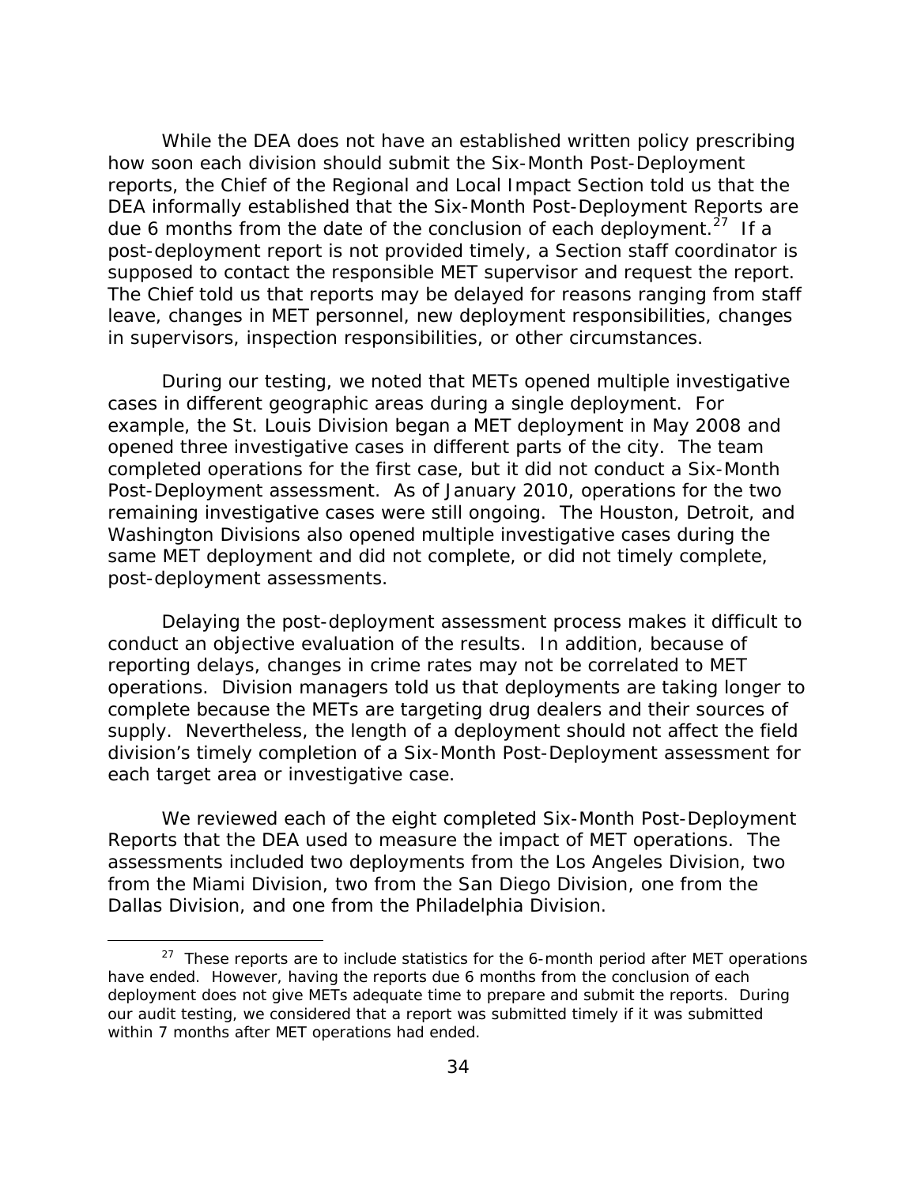While the DEA does not have an established written policy prescribing how soon each division should submit the Six-Month Post-Deployment reports, the Chief of the Regional and Local Impact Section told us that the DEA informally established that the Six-Month Post-Deployment Reports are due 6 months from the date of the conclusion of each deployment.[27] If a post-deployment report is not provided timely, a Section staff coordinator is supposed to contact the responsible MET supervisor and request the report. The Chief told us that reports may be delayed for reasons ranging from staff leave, changes in MET personnel, new deployment responsibilities, changes in supervisors, inspection responsibilities, or other circumstances.

During our testing, we noted that METs opened multiple investigative cases in different geographic areas during a single deployment. For example, the St. Louis Division began a MET deployment in May 2008 and opened three investigative cases in different parts of the city. The team completed operations for the first case, but it did not conduct a Six-Month Post-Deployment assessment. As of January 2010, operations for the two remaining investigative cases were still ongoing. The Houston, Detroit, and Washington Divisions also opened multiple investigative cases during the same MET deployment and did not complete, or did not timely complete, post-deployment assessments.

Delaying the post-deployment assessment process makes it difficult to conduct an objective evaluation of the results. In addition, because of reporting delays, changes in crime rates may not be correlated to MET operations. Division managers told us that deployments are taking longer to complete because the METs are targeting drug dealers and their sources of supply. Nevertheless, the length of a deployment should not affect the field division's timely completion of a Six-Month Post-Deployment assessment for each target area or investigative case.

We reviewed each of the eight completed Six-Month Post-Deployment Reports that the DEA used to measure the impact of MET operations. The assessments included two deployments from the Los Angeles Division, two from the Miami Division, two from the San Diego Division, one from the Dallas Division, and one from the Philadelphia Division.

[27] These reports are to include statistics for the 6-month period after MET operations have ended. However, having the reports due 6 months from the conclusion of each deployment does not give METs adequate time to prepare and submit the reports. During our audit testing, we considered that a report was submitted timely if it was submitted within 7 months after MET operations had ended.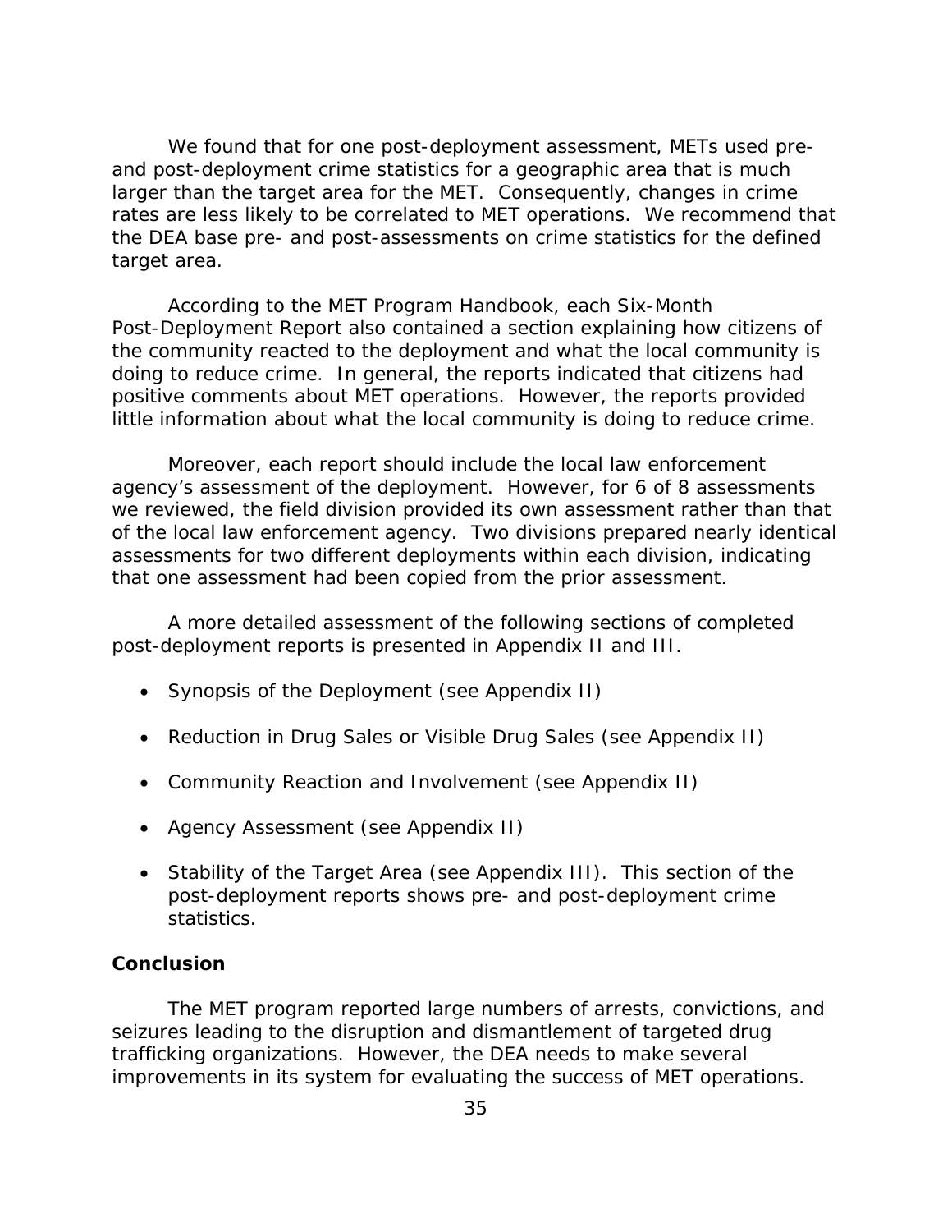We found that for one post-deployment assessment, METs used pre- and post-deployment crime statistics for a geographic area that is much larger than the target area for the MET. Consequently, changes in crime rates are less likely to be correlated to MET operations. We recommend that the DEA base pre- and post-assessments on crime statistics for the defined target area.

According to the MET Program Handbook, each Six-Month Post-Deployment Report also contained a section explaining how citizens of the community reacted to the deployment and what the local community is doing to reduce crime. In general, the reports indicated that citizens had positive comments about MET operations. However, the reports provided little information about what the local community is doing to reduce crime.

Moreover, each report should include the local law enforcement agency's assessment of the deployment. However, for 6 of 8 assessments we reviewed, the field division provided its own assessment rather than that of the local law enforcement agency. Two divisions prepared nearly identical assessments for two different deployments within each division, indicating that one assessment had been copied from the prior assessment.

A more detailed assessment of the following sections of completed post-deployment reports is presented in Appendix II and III.

- Synopsis of the Deployment (see Appendix II)
- Reduction in Drug Sales or Visible Drug Sales (see Appendix II)
- Community Reaction and Involvement (see Appendix II)
- Agency Assessment (see Appendix II)
- Stability of the Target Area (see Appendix III). This section of the post-deployment reports shows pre- and post-deployment crime statistics.

**Conclusion**

The MET program reported large numbers of arrests, convictions, and seizures leading to the disruption and dismantlement of targeted drug trafficking organizations. However, the DEA needs to make several improvements in its system for evaluating the success of MET operations.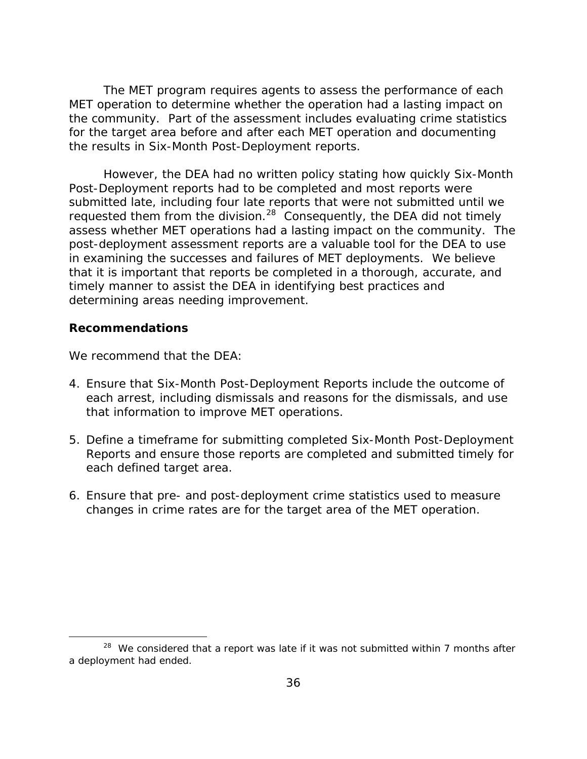The MET program requires agents to assess the performance of each MET operation to determine whether the operation had a lasting impact on the community. Part of the assessment includes evaluating crime statistics for the target area before and after each MET operation and documenting the results in Six-Month Post-Deployment reports.

However, the DEA had no written policy stating how quickly Six-Month Post-Deployment reports had to be completed and most reports were submitted late, including four late reports that were not submitted until we requested them from the division.[28] Consequently, the DEA did not timely assess whether MET operations had a lasting impact on the community. The post-deployment assessment reports are a valuable tool for the DEA to use in examining the successes and failures of MET deployments. We believe that it is important that reports be completed in a thorough, accurate, and timely manner to assist the DEA in identifying best practices and determining areas needing improvement.

**Recommendations**

We recommend that the DEA:

4. Ensure that Six-Month Post-Deployment Reports include the outcome of each arrest, including dismissals and reasons for the dismissals, and use that information to improve MET operations.

5. Define a timeframe for submitting completed Six-Month Post-Deployment Reports and ensure those reports are completed and submitted timely for each defined target area.

6. Ensure that pre- and post-deployment crime statistics used to measure changes in crime rates are for the target area of the MET operation.

---

[28] We considered that a report was late if it was not submitted within 7 months after a deployment had ended.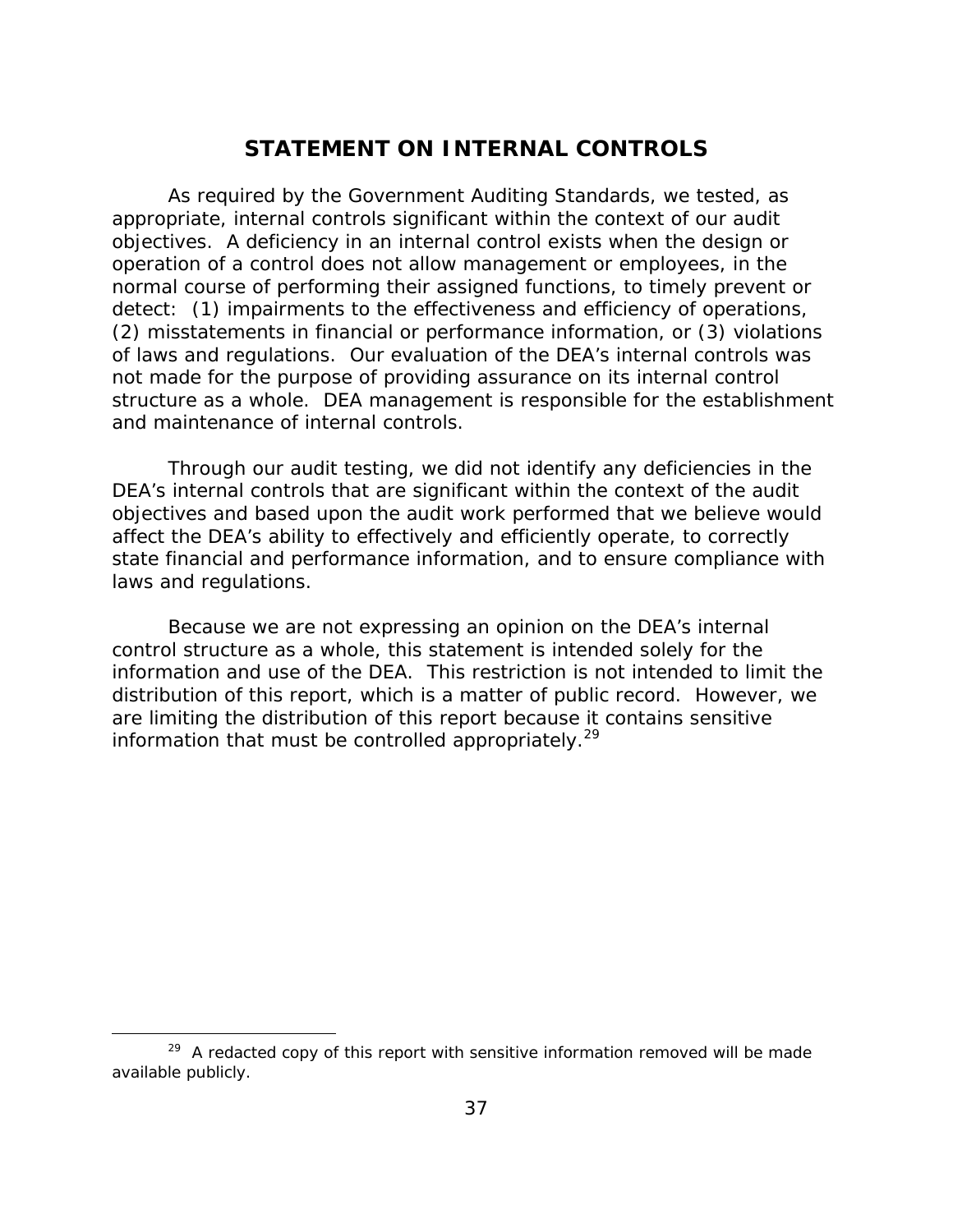# STATEMENT ON INTERNAL CONTROLS

As required by the Government Auditing Standards, we tested, as appropriate, internal controls significant within the context of our audit objectives. A deficiency in an internal control exists when the design or operation of a control does not allow management or employees, in the normal course of performing their assigned functions, to timely prevent or detect: (1) impairments to the effectiveness and efficiency of operations, (2) misstatements in financial or performance information, or (3) violations of laws and regulations. Our evaluation of the DEA's internal controls was not made for the purpose of providing assurance on its internal control structure as a whole. DEA management is responsible for the establishment and maintenance of internal controls.

Through our audit testing, we did not identify any deficiencies in the DEA's internal controls that are significant within the context of the audit objectives and based upon the audit work performed that we believe would affect the DEA's ability to effectively and efficiently operate, to correctly state financial and performance information, and to ensure compliance with laws and regulations.

Because we are not expressing an opinion on the DEA's internal control structure as a whole, this statement is intended solely for the information and use of the DEA. This restriction is not intended to limit the distribution of this report, which is a matter of public record. However, we are limiting the distribution of this report because it contains sensitive information that must be controlled appropriately.[29]

---

[29] A redacted copy of this report with sensitive information removed will be made available publicly.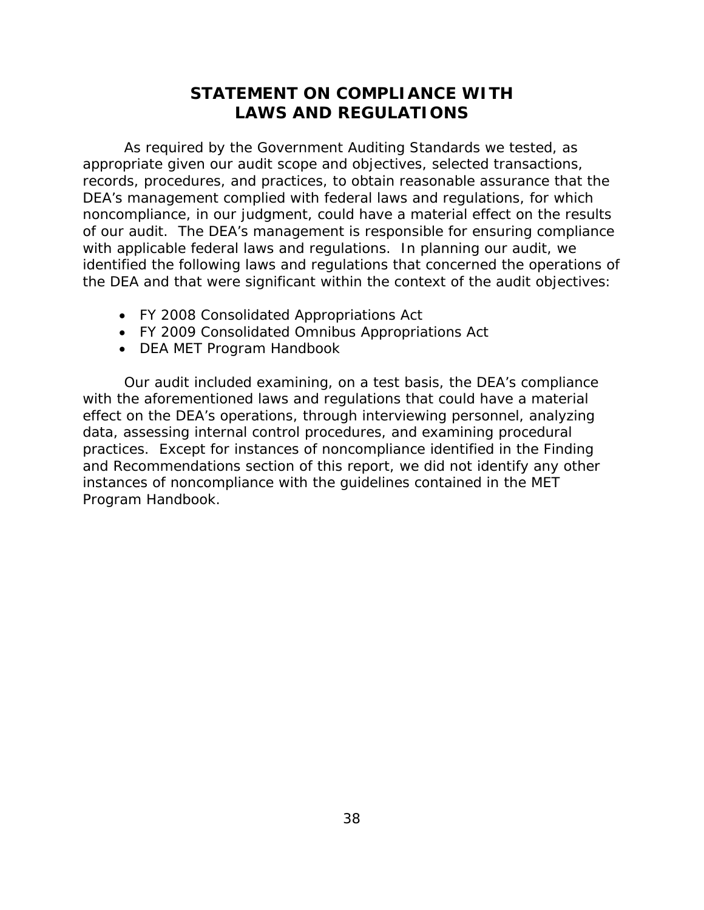# STATEMENT ON COMPLIANCE WITH LAWS AND REGULATIONS

As required by the Government Auditing Standards we tested, as appropriate given our audit scope and objectives, selected transactions, records, procedures, and practices, to obtain reasonable assurance that the DEA's management complied with federal laws and regulations, for which noncompliance, in our judgment, could have a material effect on the results of our audit. The DEA's management is responsible for ensuring compliance with applicable federal laws and regulations. In planning our audit, we identified the following laws and regulations that concerned the operations of the DEA and that were significant within the context of the audit objectives:

- FY 2008 Consolidated Appropriations Act
- FY 2009 Consolidated Omnibus Appropriations Act
- DEA MET Program Handbook

Our audit included examining, on a test basis, the DEA's compliance with the aforementioned laws and regulations that could have a material effect on the DEA's operations, through interviewing personnel, analyzing data, assessing internal control procedures, and examining procedural practices. Except for instances of noncompliance identified in the Finding and Recommendations section of this report, we did not identify any other instances of noncompliance with the guidelines contained in the MET Program Handbook.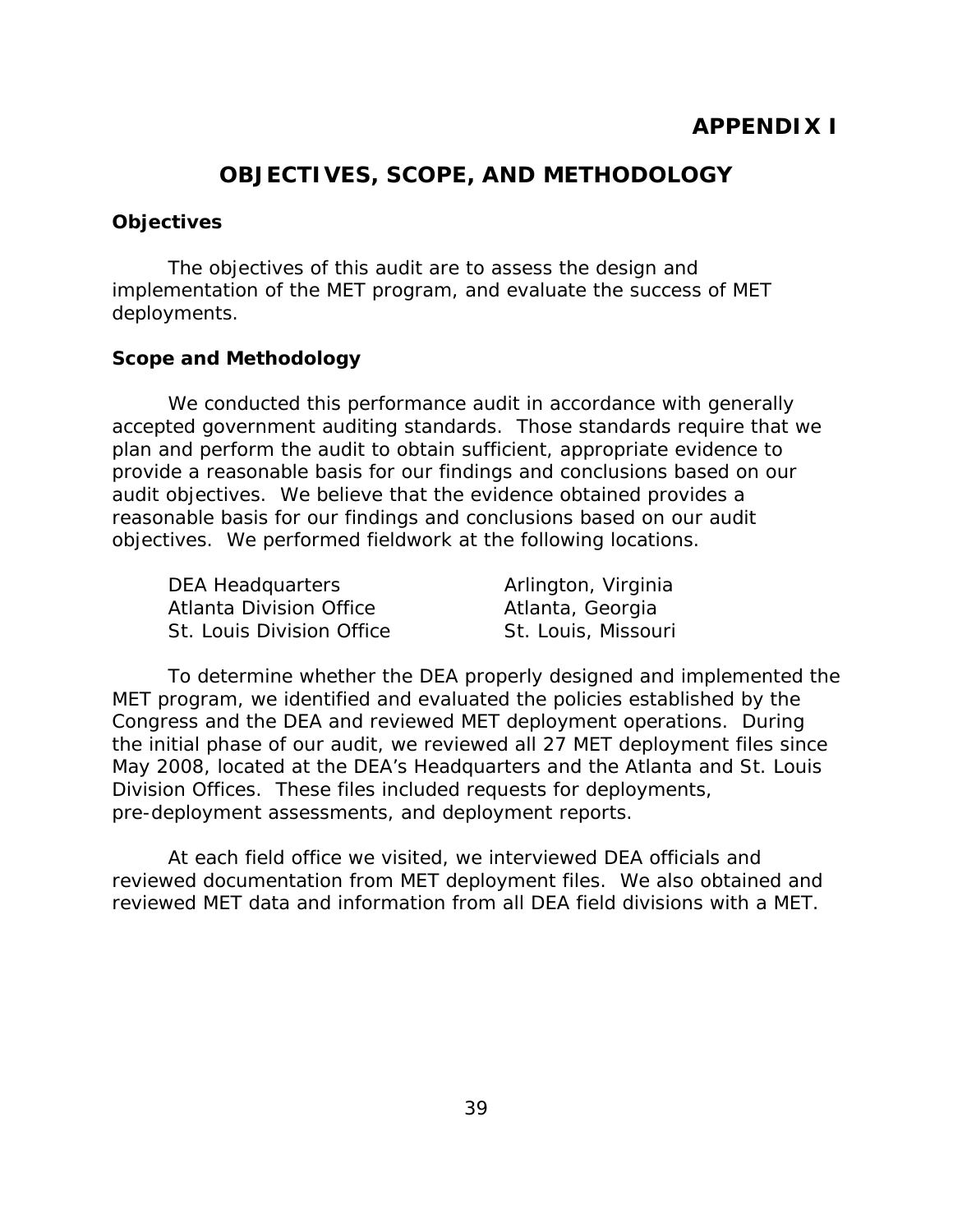# APPENDIX I

## OBJECTIVES, SCOPE, AND METHODOLOGY

### Objectives

The objectives of this audit are to assess the design and implementation of the MET program, and evaluate the success of MET deployments.

### Scope and Methodology

We conducted this performance audit in accordance with generally accepted government auditing standards. Those standards require that we plan and perform the audit to obtain sufficient, appropriate evidence to provide a reasonable basis for our findings and conclusions based on our audit objectives. We believe that the evidence obtained provides a reasonable basis for our findings and conclusions based on our audit objectives. We performed fieldwork at the following locations.

| | |
|---|---|
| DEA Headquarters | Arlington, Virginia |
| Atlanta Division Office | Atlanta, Georgia |
| St. Louis Division Office | St. Louis, Missouri |

To determine whether the DEA properly designed and implemented the MET program, we identified and evaluated the policies established by the Congress and the DEA and reviewed MET deployment operations. During the initial phase of our audit, we reviewed all 27 MET deployment files since May 2008, located at the DEA's Headquarters and the Atlanta and St. Louis Division Offices. These files included requests for deployments, pre-deployment assessments, and deployment reports.

At each field office we visited, we interviewed DEA officials and reviewed documentation from MET deployment files. We also obtained and reviewed MET data and information from all DEA field divisions with a MET.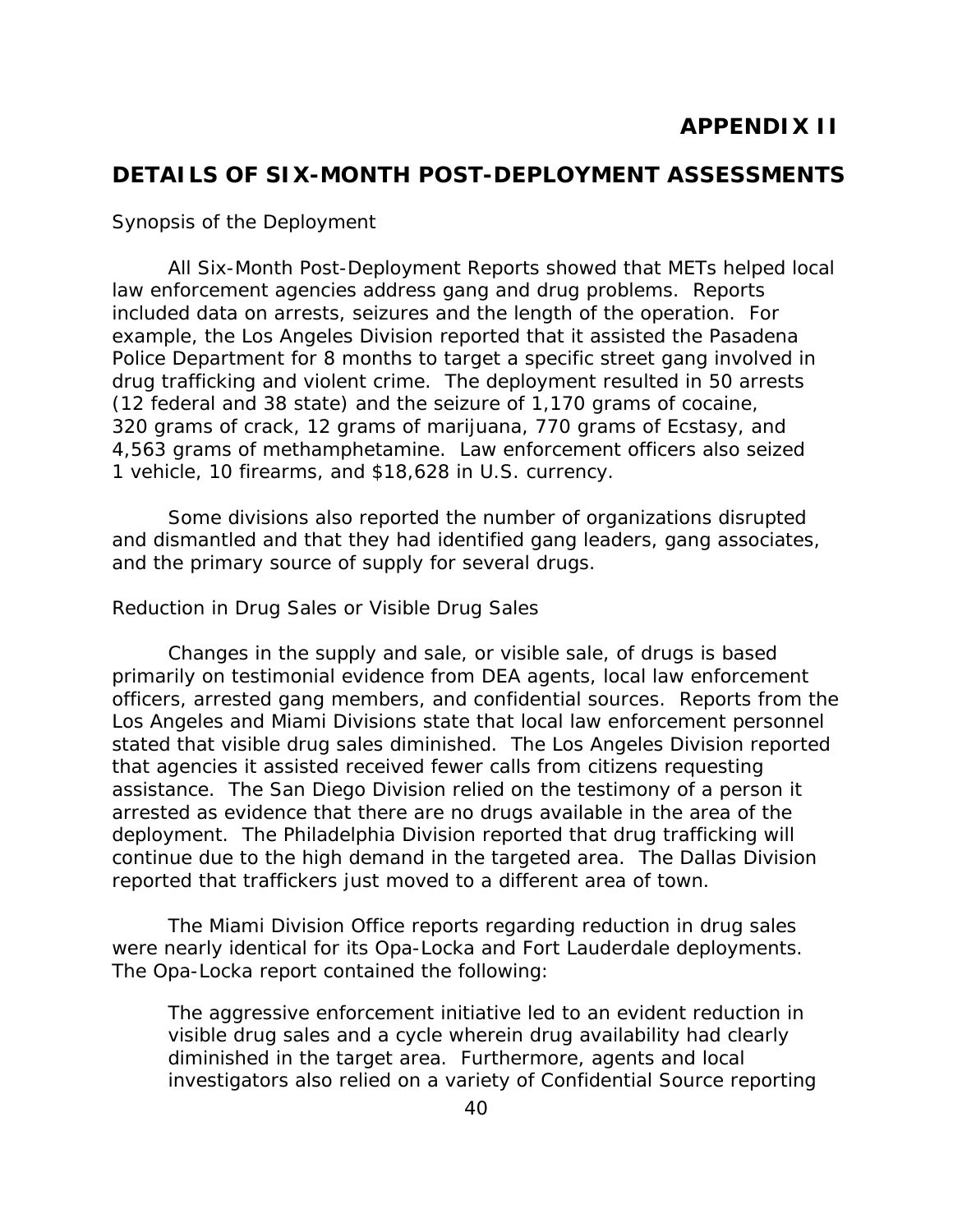# APPENDIX II

## DETAILS OF SIX-MONTH POST-DEPLOYMENT ASSESSMENTS

*Synopsis of the Deployment*

All Six-Month Post-Deployment Reports showed that METs helped local law enforcement agencies address gang and drug problems. Reports included data on arrests, seizures and the length of the operation. For example, the Los Angeles Division reported that it assisted the Pasadena Police Department for 8 months to target a specific street gang involved in drug trafficking and violent crime. The deployment resulted in 50 arrests (12 federal and 38 state) and the seizure of 1,170 grams of cocaine, 320 grams of crack, 12 grams of marijuana, 770 grams of Ecstasy, and 4,563 grams of methamphetamine. Law enforcement officers also seized 1 vehicle, 10 firearms, and $18,628 in U.S. currency.

Some divisions also reported the number of organizations disrupted and dismantled and that they had identified gang leaders, gang associates, and the primary source of supply for several drugs.

*Reduction in Drug Sales or Visible Drug Sales*

Changes in the supply and sale, or visible sale, of drugs is based primarily on testimonial evidence from DEA agents, local law enforcement officers, arrested gang members, and confidential sources. Reports from the Los Angeles and Miami Divisions state that local law enforcement personnel stated that visible drug sales diminished. The Los Angeles Division reported that agencies it assisted received fewer calls from citizens requesting assistance. The San Diego Division relied on the testimony of a person it arrested as evidence that there are no drugs available in the area of the deployment. The Philadelphia Division reported that drug trafficking will continue due to the high demand in the targeted area. The Dallas Division reported that traffickers just moved to a different area of town.

The Miami Division Office reports regarding reduction in drug sales were nearly identical for its Opa-Locka and Fort Lauderdale deployments. The Opa-Locka report contained the following:

> The aggressive enforcement initiative led to an evident reduction in visible drug sales and a cycle wherein drug availability had clearly diminished in the target area. Furthermore, agents and local investigators also relied on a variety of Confidential Source reporting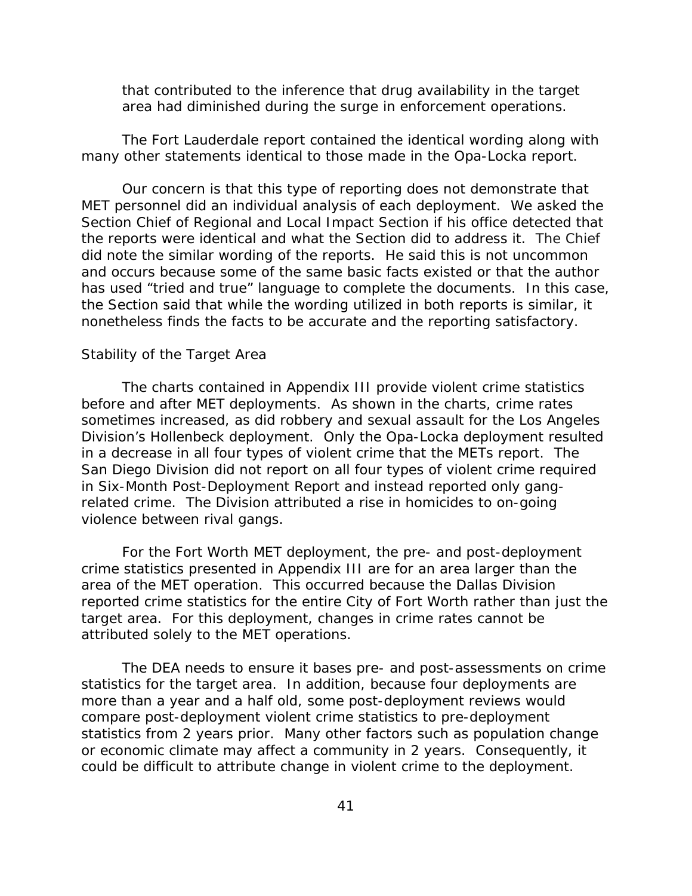that contributed to the inference that drug availability in the target area had diminished during the surge in enforcement operations.

The Fort Lauderdale report contained the identical wording along with many other statements identical to those made in the Opa-Locka report.

Our concern is that this type of reporting does not demonstrate that MET personnel did an individual analysis of each deployment. We asked the Section Chief of Regional and Local Impact Section if his office detected that the reports were identical and what the Section did to address it. The Chief did note the similar wording of the reports. He said this is not uncommon and occurs because some of the same basic facts existed or that the author has used "tried and true" language to complete the documents. In this case, the Section said that while the wording utilized in both reports is similar, it nonetheless finds the facts to be accurate and the reporting satisfactory.

Stability of the Target Area

The charts contained in Appendix III provide violent crime statistics before and after MET deployments. As shown in the charts, crime rates sometimes increased, as did robbery and sexual assault for the Los Angeles Division's Hollenbeck deployment. Only the Opa-Locka deployment resulted in a decrease in all four types of violent crime that the METs report. The San Diego Division did not report on all four types of violent crime required in Six-Month Post-Deployment Report and instead reported only gang-related crime. The Division attributed a rise in homicides to on-going violence between rival gangs.

For the Fort Worth MET deployment, the pre- and post-deployment crime statistics presented in Appendix III are for an area larger than the area of the MET operation. This occurred because the Dallas Division reported crime statistics for the entire City of Fort Worth rather than just the target area. For this deployment, changes in crime rates cannot be attributed solely to the MET operations.

The DEA needs to ensure it bases pre- and post-assessments on crime statistics for the target area. In addition, because four deployments are more than a year and a half old, some post-deployment reviews would compare post-deployment violent crime statistics to pre-deployment statistics from 2 years prior. Many other factors such as population change or economic climate may affect a community in 2 years. Consequently, it could be difficult to attribute change in violent crime to the deployment.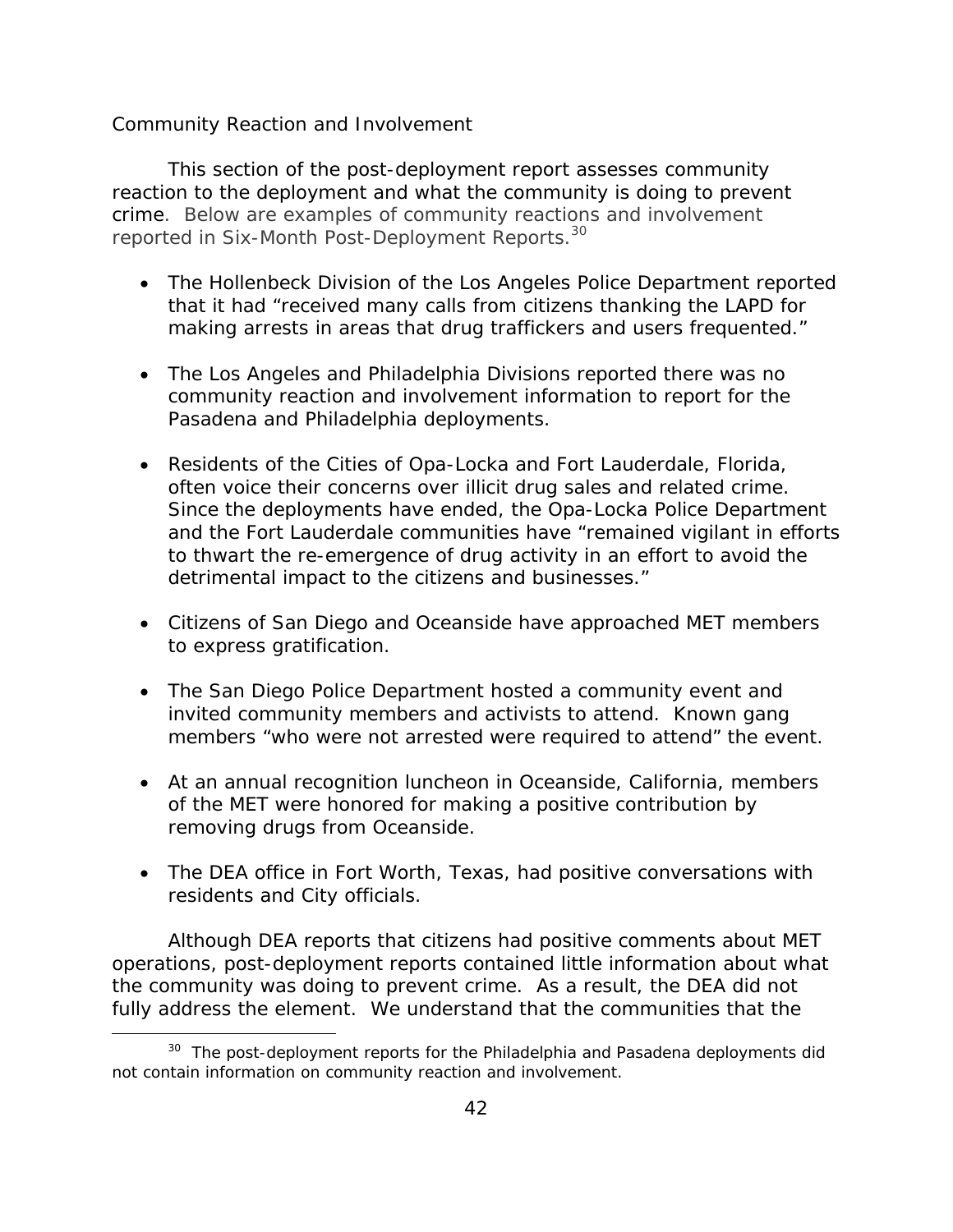### Community Reaction and Involvement

This section of the post-deployment report assesses community reaction to the deployment and what the community is doing to prevent crime. Below are examples of community reactions and involvement reported in Six-Month Post-Deployment Reports.[30]

- The Hollenbeck Division of the Los Angeles Police Department reported that it had "received many calls from citizens thanking the LAPD for making arrests in areas that drug traffickers and users frequented."

- The Los Angeles and Philadelphia Divisions reported there was no community reaction and involvement information to report for the Pasadena and Philadelphia deployments.

- Residents of the Cities of Opa-Locka and Fort Lauderdale, Florida, often voice their concerns over illicit drug sales and related crime. Since the deployments have ended, the Opa-Locka Police Department and the Fort Lauderdale communities have "remained vigilant in efforts to thwart the re-emergence of drug activity in an effort to avoid the detrimental impact to the citizens and businesses."

- Citizens of San Diego and Oceanside have approached MET members to express gratification.

- The San Diego Police Department hosted a community event and invited community members and activists to attend. Known gang members "who were not arrested were required to attend" the event.

- At an annual recognition luncheon in Oceanside, California, members of the MET were honored for making a positive contribution by removing drugs from Oceanside.

- The DEA office in Fort Worth, Texas, had positive conversations with residents and City officials.

Although DEA reports that citizens had positive comments about MET operations, post-deployment reports contained little information about what the community was doing to prevent crime. As a result, the DEA did not fully address the element. We understand that the communities that the

[30] The post-deployment reports for the Philadelphia and Pasadena deployments did not contain information on community reaction and involvement.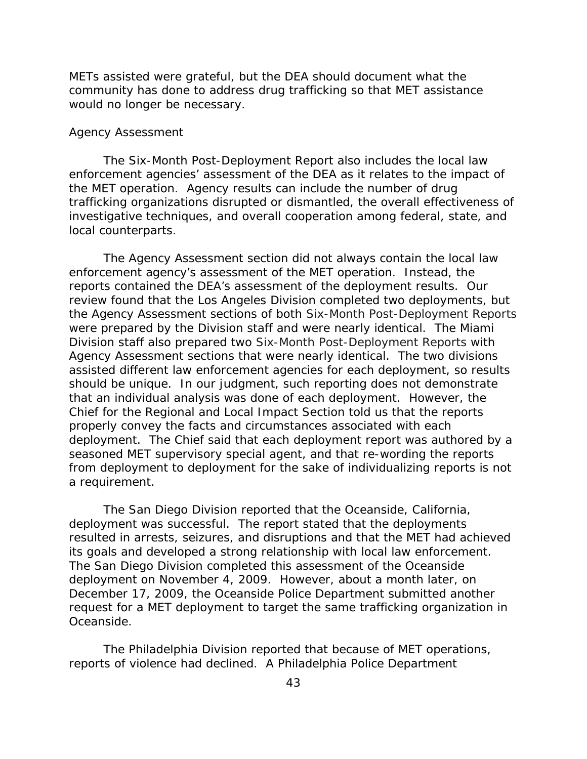METs assisted were grateful, but the DEA should document what the community has done to address drug trafficking so that MET assistance would no longer be necessary.

### Agency Assessment

The Six-Month Post-Deployment Report also includes the local law enforcement agencies' assessment of the DEA as it relates to the impact of the MET operation. Agency results can include the number of drug trafficking organizations disrupted or dismantled, the overall effectiveness of investigative techniques, and overall cooperation among federal, state, and local counterparts.

The Agency Assessment section did not always contain the local law enforcement agency's assessment of the MET operation. Instead, the reports contained the DEA's assessment of the deployment results. Our review found that the Los Angeles Division completed two deployments, but the Agency Assessment sections of both Six-Month Post-Deployment Reports were prepared by the Division staff and were nearly identical. The Miami Division staff also prepared two Six-Month Post-Deployment Reports with Agency Assessment sections that were nearly identical. The two divisions assisted different law enforcement agencies for each deployment, so results should be unique. In our judgment, such reporting does not demonstrate that an individual analysis was done of each deployment. However, the Chief for the Regional and Local Impact Section told us that the reports properly convey the facts and circumstances associated with each deployment. The Chief said that each deployment report was authored by a seasoned MET supervisory special agent, and that re-wording the reports from deployment to deployment for the sake of individualizing reports is not a requirement.

The San Diego Division reported that the Oceanside, California, deployment was successful. The report stated that the deployments resulted in arrests, seizures, and disruptions and that the MET had achieved its goals and developed a strong relationship with local law enforcement. The San Diego Division completed this assessment of the Oceanside deployment on November 4, 2009. However, about a month later, on December 17, 2009, the Oceanside Police Department submitted another request for a MET deployment to target the same trafficking organization in Oceanside.

The Philadelphia Division reported that because of MET operations, reports of violence had declined. A Philadelphia Police Department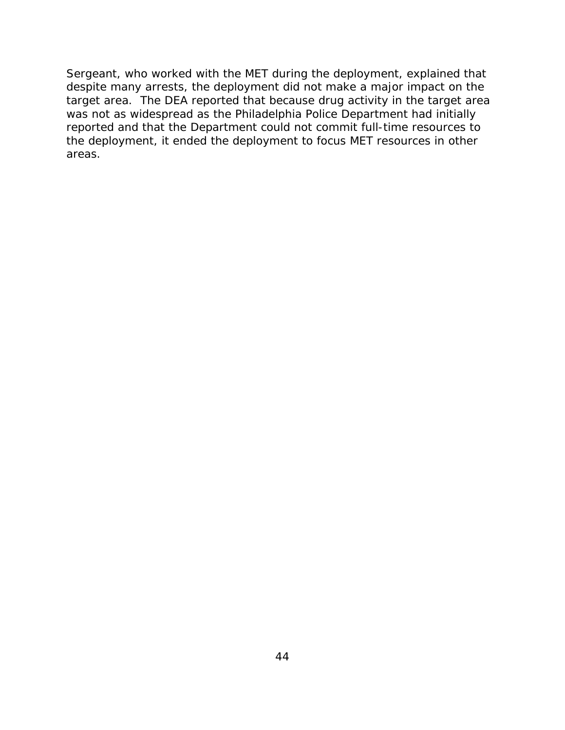Sergeant, who worked with the MET during the deployment, explained that despite many arrests, the deployment did not make a major impact on the target area. The DEA reported that because drug activity in the target area was not as widespread as the Philadelphia Police Department had initially reported and that the Department could not commit full-time resources to the deployment, it ended the deployment to focus MET resources in other areas.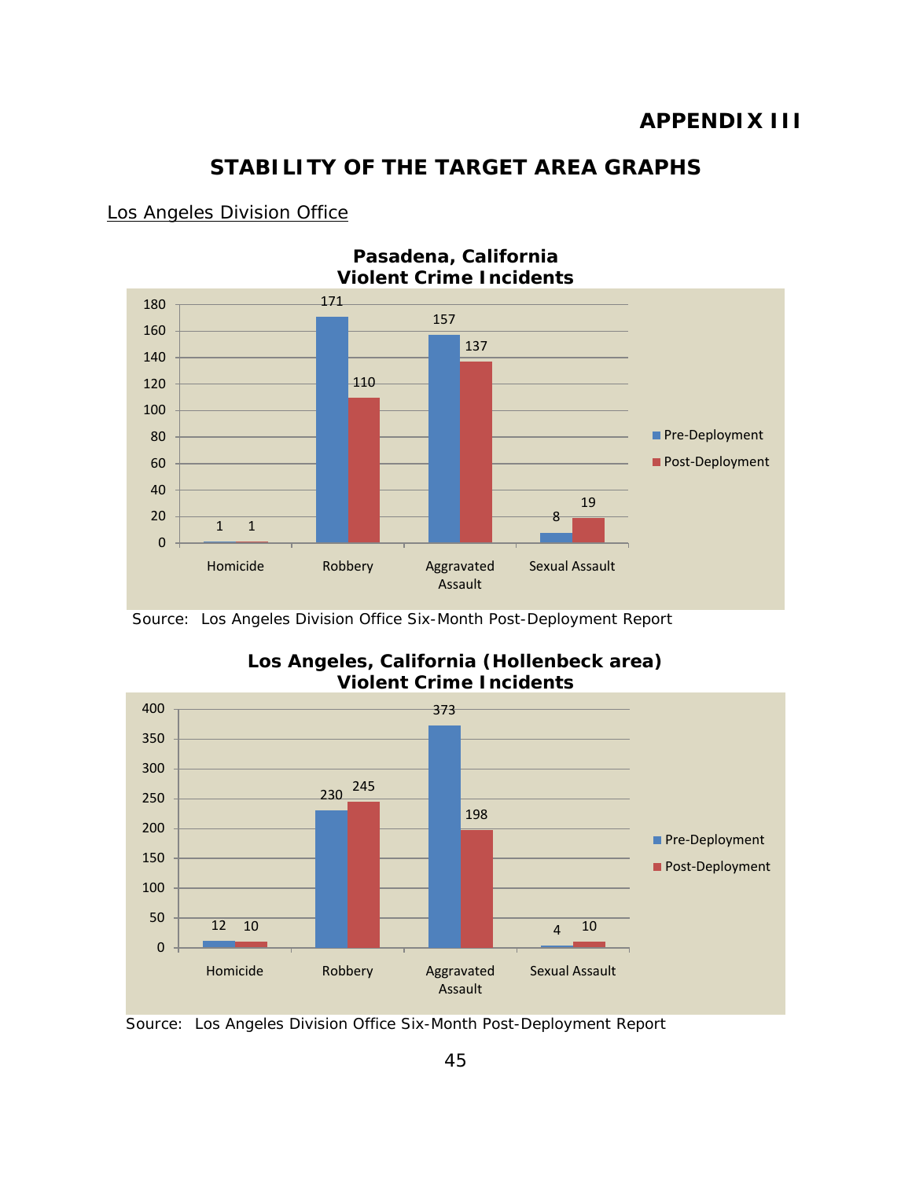# APPENDIX III

## STABILITY OF THE TARGET AREA GRAPHS

Los Angeles Division Office

**Pasadena, California**
**Violent Crime Incidents**

| | Pre-Deployment | Post-Deployment |
|---|---|---|
| Homicide | 1 | 1 |
| Robbery | 171 | 110 |
| Aggravated Assault | 157 | 137 |
| Sexual Assault | 8 | 19 |

Source: Los Angeles Division Office Six-Month Post-Deployment Report

**Los Angeles, California (Hollenbeck area)**
**Violent Crime Incidents**

| | Pre-Deployment | Post-Deployment |
|---|---|---|
| Homicide | 12 | 10 |
| Robbery | 230 | 245 |
| Aggravated Assault | 373 | 198 |
| Sexual Assault | 4 | 10 |

Source: Los Angeles Division Office Six-Month Post-Deployment Report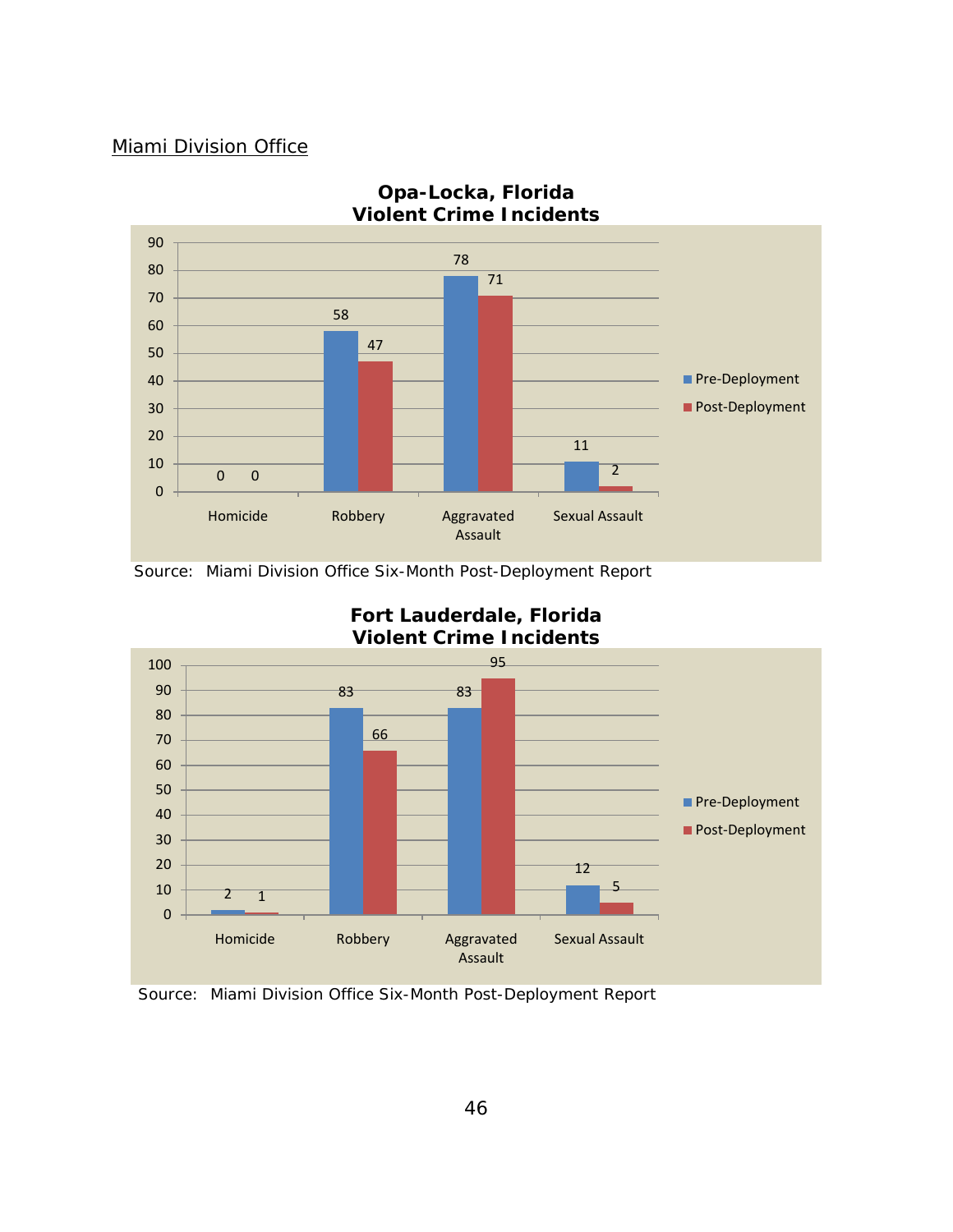Miami Division Office

**Opa-Locka, Florida**
**Violent Crime Incidents**

| | Homicide | Robbery | Aggravated Assault | Sexual Assault |
|---|---|---|---|---|
| Pre-Deployment | 0 | 58 | 78 | 11 |
| Post-Deployment | 0 | 47 | 71 | 2 |

Source: Miami Division Office Six-Month Post-Deployment Report

**Fort Lauderdale, Florida**
**Violent Crime Incidents**

| | Homicide | Robbery | Aggravated Assault | Sexual Assault |
|---|---|---|---|---|
| Pre-Deployment | 2 | 83 | 83 | 12 |
| Post-Deployment | 1 | 66 | 95 | 5 |

Source: Miami Division Office Six-Month Post-Deployment Report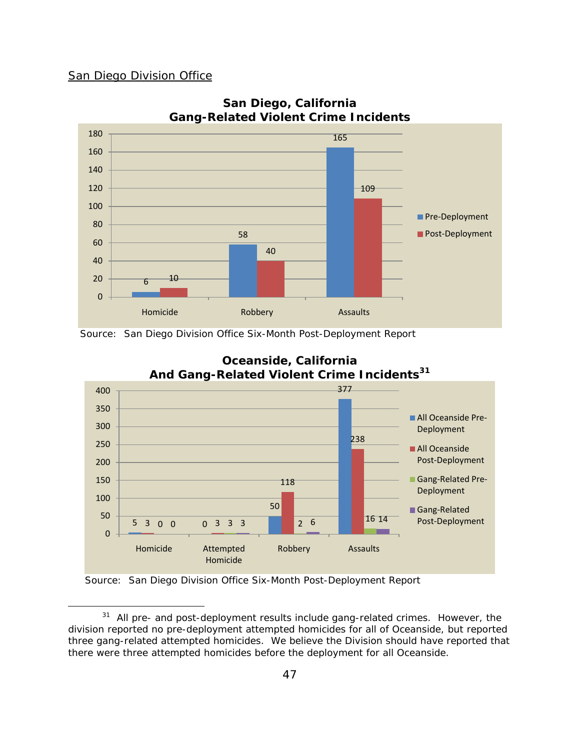San Diego Division Office

**San Diego, California
Gang-Related Violent Crime Incidents**

| | Pre-Deployment | Post-Deployment |
|---|---|---|
| Homicide | 6 | 10 |
| Robbery | 58 | 40 |
| Assaults | 165 | 109 |

Source: San Diego Division Office Six-Month Post-Deployment Report

**Oceanside, California
And Gang-Related Violent Crime Incidents**[31]

| | All Oceanside Pre-Deployment | All Oceanside Post-Deployment | Gang-Related Pre-Deployment | Gang-Related Post-Deployment |
|---|---|---|---|---|
| Homicide | 5 | 3 | 0 | 0 |
| Attempted Homicide | 0 | 3 | 3 | 3 |
| Robbery | 50 | 118 | 2 | 6 |
| Assaults | 377 | 238 | 16 | 14 |

Source: San Diego Division Office Six-Month Post-Deployment Report

---

[31] All pre- and post-deployment results include gang-related crimes. However, the division reported no pre-deployment attempted homicides for all of Oceanside, but reported three gang-related attempted homicides. We believe the Division should have reported that there were three attempted homicides before the deployment for all Oceanside.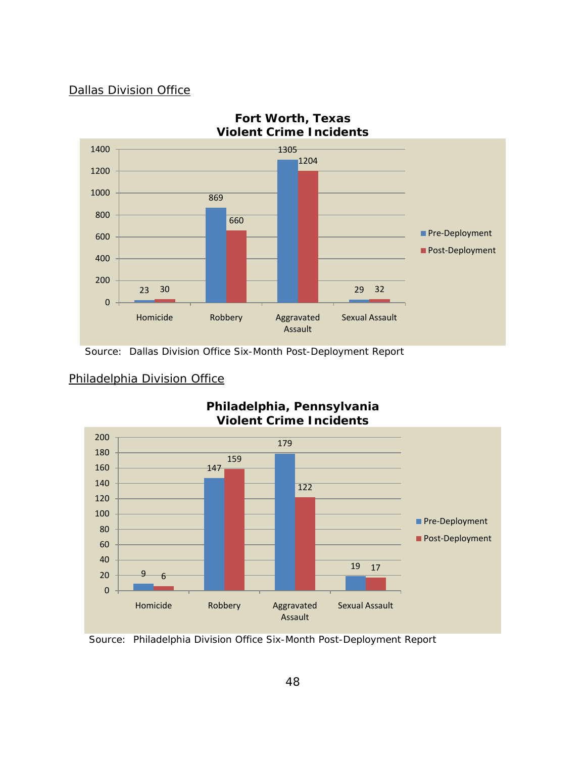Dallas Division Office

**Fort Worth, Texas**
**Violent Crime Incidents**

| | Homicide | Robbery | Aggravated Assault | Sexual Assault |
|---|---|---|---|---|
| Pre-Deployment | 23 | 869 | 1305 | 29 |
| Post-Deployment | 30 | 660 | 1204 | 32 |

Source: Dallas Division Office Six-Month Post-Deployment Report

Philadelphia Division Office

**Philadelphia, Pennsylvania**
**Violent Crime Incidents**

| | Homicide | Robbery | Aggravated Assault | Sexual Assault |
|---|---|---|---|---|
| Pre-Deployment | 9 | 147 | 179 | 19 |
| Post-Deployment | 6 | 159 | 122 | 17 |

Source: Philadelphia Division Office Six-Month Post-Deployment Report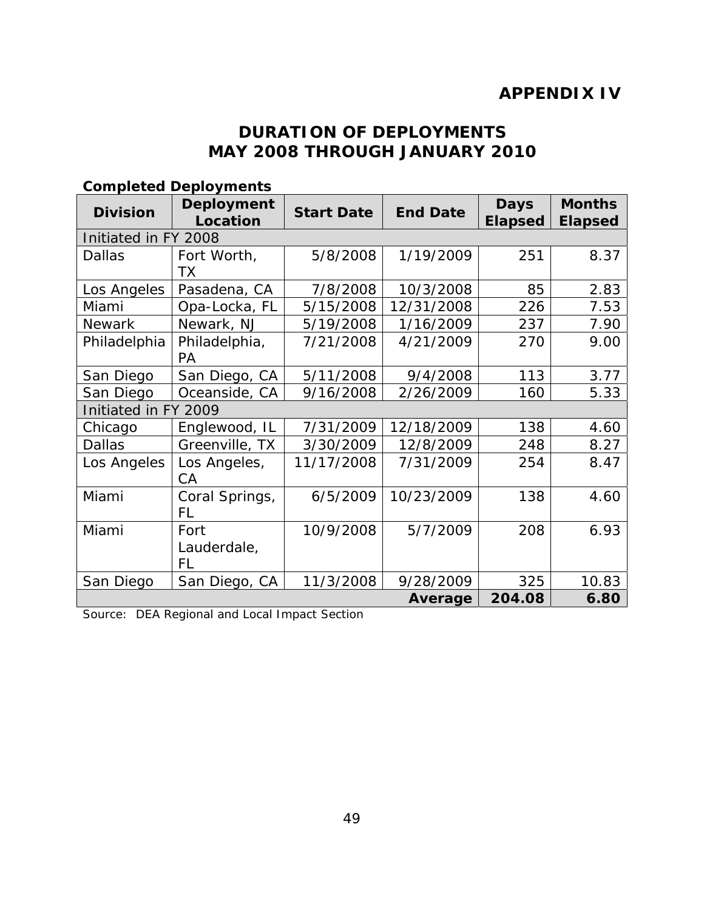# APPENDIX IV

## DURATION OF DEPLOYMENTS MAY 2008 THROUGH JANUARY 2010

**Completed Deployments**

| Division | Deployment Location | Start Date | End Date | Days Elapsed | Months Elapsed |
|---|---|---|---|---|---|
| Initiated in FY 2008 | | | | | |
| Dallas | Fort Worth, TX | 5/8/2008 | 1/19/2009 | 251 | 8.37 |
| Los Angeles | Pasadena, CA | 7/8/2008 | 10/3/2008 | 85 | 2.83 |
| Miami | Opa-Locka, FL | 5/15/2008 | 12/31/2008 | 226 | 7.53 |
| Newark | Newark, NJ | 5/19/2008 | 1/16/2009 | 237 | 7.90 |
| Philadelphia | Philadelphia, PA | 7/21/2008 | 4/21/2009 | 270 | 9.00 |
| San Diego | San Diego, CA | 5/11/2008 | 9/4/2008 | 113 | 3.77 |
| San Diego | Oceanside, CA | 9/16/2008 | 2/26/2009 | 160 | 5.33 |
| Initiated in FY 2009 | | | | | |
| Chicago | Englewood, IL | 7/31/2009 | 12/18/2009 | 138 | 4.60 |
| Dallas | Greenville, TX | 3/30/2009 | 12/8/2009 | 248 | 8.27 |
| Los Angeles | Los Angeles, CA | 11/17/2008 | 7/31/2009 | 254 | 8.47 |
| Miami | Coral Springs, FL | 6/5/2009 | 10/23/2009 | 138 | 4.60 |
| Miami | Fort Lauderdale, FL | 10/9/2008 | 5/7/2009 | 208 | 6.93 |
| San Diego | San Diego, CA | 11/3/2008 | 9/28/2009 | 325 | 10.83 |
| | | | **Average** | **204.08** | **6.80** |

Source: DEA Regional and Local Impact Section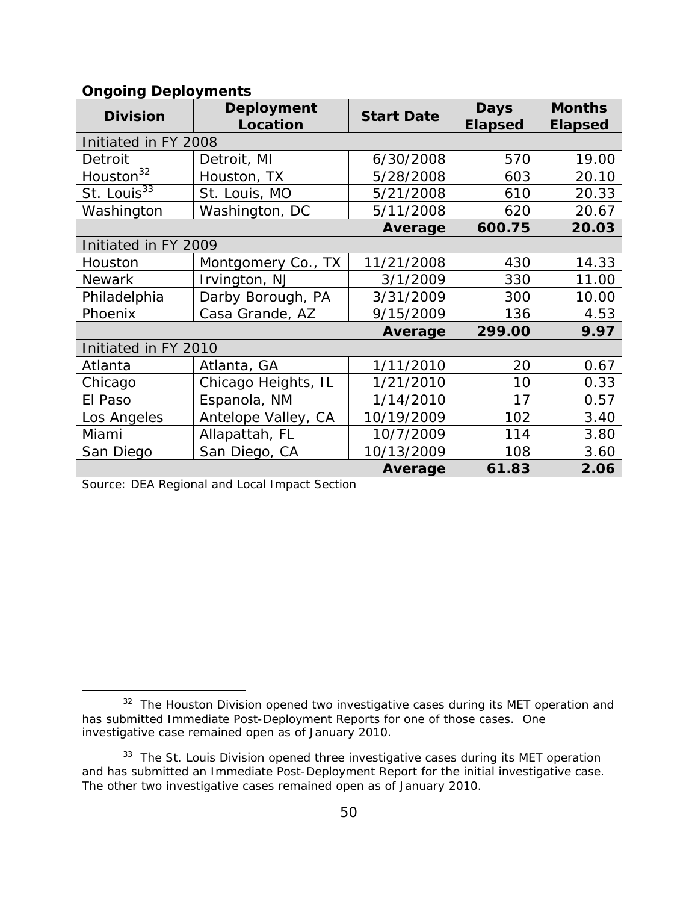**Ongoing Deployments**

| Division | Deployment Location | Start Date | Days Elapsed | Months Elapsed |
|---|---|---|---|---|
| Initiated in FY 2008 | | | | |
| Detroit | Detroit, MI | 6/30/2008 | 570 | 19.00 |
| Houston[32] | Houston, TX | 5/28/2008 | 603 | 20.10 |
| St. Louis[33] | St. Louis, MO | 5/21/2008 | 610 | 20.33 |
| Washington | Washington, DC | 5/11/2008 | 620 | 20.67 |
| | | **Average** | **600.75** | **20.03** |
| Initiated in FY 2009 | | | | |
| Houston | Montgomery Co., TX | 11/21/2008 | 430 | 14.33 |
| Newark | Irvington, NJ | 3/1/2009 | 330 | 11.00 |
| Philadelphia | Darby Borough, PA | 3/31/2009 | 300 | 10.00 |
| Phoenix | Casa Grande, AZ | 9/15/2009 | 136 | 4.53 |
| | | **Average** | **299.00** | **9.97** |
| Initiated in FY 2010 | | | | |
| Atlanta | Atlanta, GA | 1/11/2010 | 20 | 0.67 |
| Chicago | Chicago Heights, IL | 1/21/2010 | 10 | 0.33 |
| El Paso | Espanola, NM | 1/14/2010 | 17 | 0.57 |
| Los Angeles | Antelope Valley, CA | 10/19/2009 | 102 | 3.40 |
| Miami | Allapattah, FL | 10/7/2009 | 114 | 3.80 |
| San Diego | San Diego, CA | 10/13/2009 | 108 | 3.60 |
| | | **Average** | **61.83** | **2.06** |

Source: DEA Regional and Local Impact Section

[32] The Houston Division opened two investigative cases during its MET operation and has submitted Immediate Post-Deployment Reports for one of those cases. One investigative case remained open as of January 2010.

[33] The St. Louis Division opened three investigative cases during its MET operation and has submitted an Immediate Post-Deployment Report for the initial investigative case. The other two investigative cases remained open as of January 2010.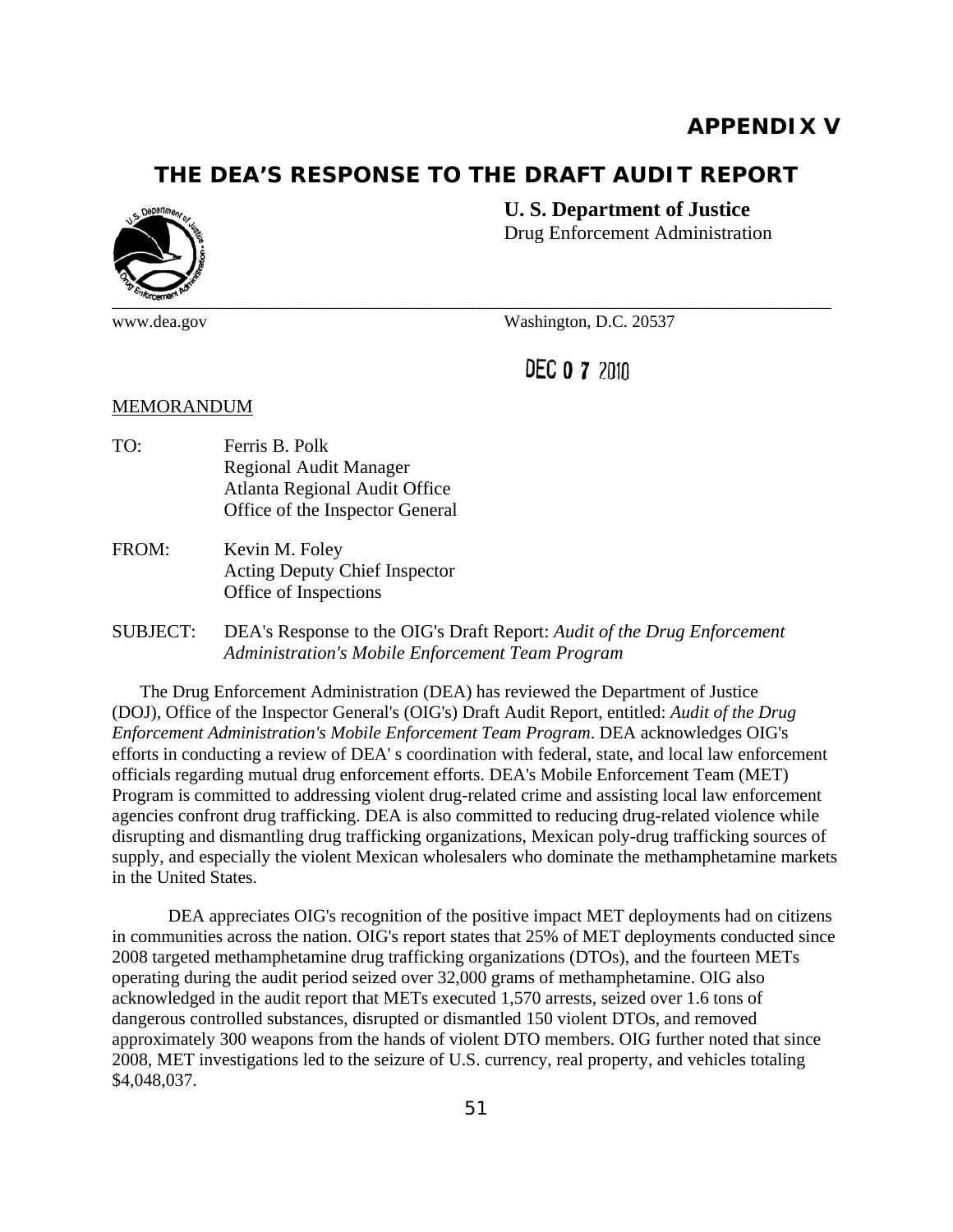# APPENDIX V

## THE DEA'S RESPONSE TO THE DRAFT AUDIT REPORT

**U. S. Department of Justice**
Drug Enforcement Administration

www.dea.gov

Washington, D.C. 20537

DEC 0 7 2010

MEMORANDUM

TO: Ferris B. Polk
Regional Audit Manager
Atlanta Regional Audit Office
Office of the Inspector General

FROM: Kevin M. Foley
Acting Deputy Chief Inspector
Office of Inspections

SUBJECT: DEA's Response to the OIG's Draft Report: *Audit of the Drug Enforcement Administration's Mobile Enforcement Team Program*

The Drug Enforcement Administration (DEA) has reviewed the Department of Justice (DOJ), Office of the Inspector General's (OIG's) Draft Audit Report, entitled: *Audit of the Drug Enforcement Administration's Mobile Enforcement Team Program*. DEA acknowledges OIG's efforts in conducting a review of DEA' s coordination with federal, state, and local law enforcement officials regarding mutual drug enforcement efforts. DEA's Mobile Enforcement Team (MET) Program is committed to addressing violent drug-related crime and assisting local law enforcement agencies confront drug trafficking. DEA is also committed to reducing drug-related violence while disrupting and dismantling drug trafficking organizations, Mexican poly-drug trafficking sources of supply, and especially the violent Mexican wholesalers who dominate the methamphetamine markets in the United States.

DEA appreciates OIG's recognition of the positive impact MET deployments had on citizens in communities across the nation. OIG's report states that 25% of MET deployments conducted since 2008 targeted methamphetamine drug trafficking organizations (DTOs), and the fourteen METs operating during the audit period seized over 32,000 grams of methamphetamine. OIG also acknowledged in the audit report that METs executed 1,570 arrests, seized over 1.6 tons of dangerous controlled substances, disrupted or dismantled 150 violent DTOs, and removed approximately 300 weapons from the hands of violent DTO members. OIG further noted that since 2008, MET investigations led to the seizure of U.S. currency, real property, and vehicles totaling $4,048,037.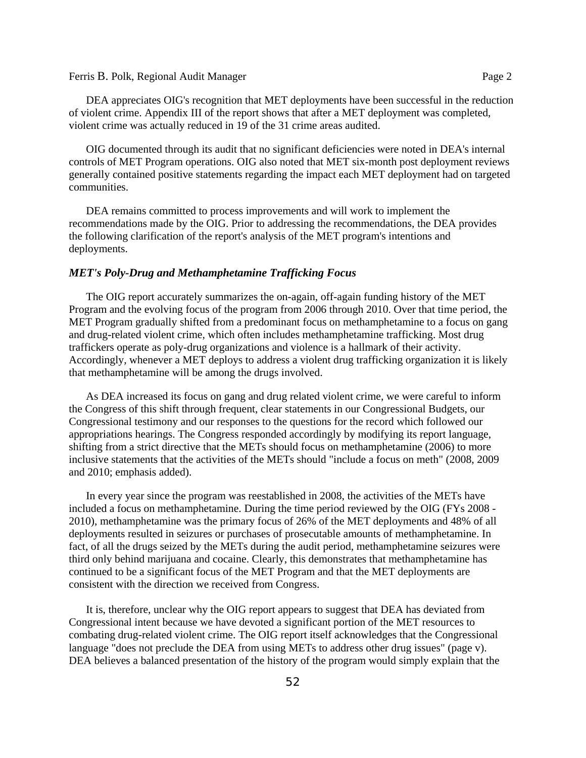DEA appreciates OIG's recognition that MET deployments have been successful in the reduction of violent crime. Appendix III of the report shows that after a MET deployment was completed, violent crime was actually reduced in 19 of the 31 crime areas audited.

OIG documented through its audit that no significant deficiencies were noted in DEA's internal controls of MET Program operations. OIG also noted that MET six-month post deployment reviews generally contained positive statements regarding the impact each MET deployment had on targeted communities.

DEA remains committed to process improvements and will work to implement the recommendations made by the OIG. Prior to addressing the recommendations, the DEA provides the following clarification of the report's analysis of the MET program's intentions and deployments.

***MET's Poly-Drug and Methamphetamine Trafficking Focus***

The OIG report accurately summarizes the on-again, off-again funding history of the MET Program and the evolving focus of the program from 2006 through 2010. Over that time period, the MET Program gradually shifted from a predominant focus on methamphetamine to a focus on gang and drug-related violent crime, which often includes methamphetamine trafficking. Most drug traffickers operate as poly-drug organizations and violence is a hallmark of their activity. Accordingly, whenever a MET deploys to address a violent drug trafficking organization it is likely that methamphetamine will be among the drugs involved.

As DEA increased its focus on gang and drug related violent crime, we were careful to inform the Congress of this shift through frequent, clear statements in our Congressional Budgets, our Congressional testimony and our responses to the questions for the record which followed our appropriations hearings. The Congress responded accordingly by modifying its report language, shifting from a strict directive that the METs should focus on methamphetamine (2006) to more inclusive statements that the activities of the METs should "include a focus on meth" (2008, 2009 and 2010; emphasis added).

In every year since the program was reestablished in 2008, the activities of the METs have included a focus on methamphetamine. During the time period reviewed by the OIG (FYs 2008 - 2010), methamphetamine was the primary focus of 26% of the MET deployments and 48% of all deployments resulted in seizures or purchases of prosecutable amounts of methamphetamine. In fact, of all the drugs seized by the METs during the audit period, methamphetamine seizures were third only behind marijuana and cocaine. Clearly, this demonstrates that methamphetamine has continued to be a significant focus of the MET Program and that the MET deployments are consistent with the direction we received from Congress.

It is, therefore, unclear why the OIG report appears to suggest that DEA has deviated from Congressional intent because we have devoted a significant portion of the MET resources to combating drug-related violent crime. The OIG report itself acknowledges that the Congressional language "does not preclude the DEA from using METs to address other drug issues" (page v). DEA believes a balanced presentation of the history of the program would simply explain that the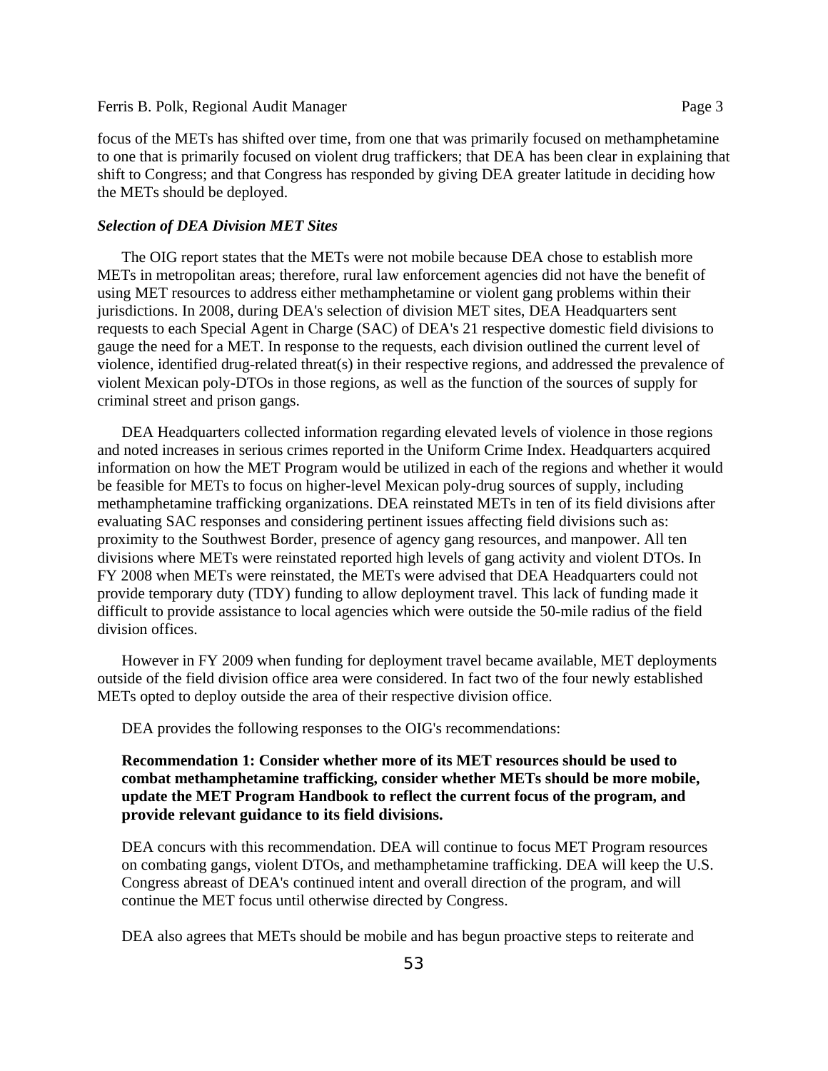focus of the METs has shifted over time, from one that was primarily focused on methamphetamine to one that is primarily focused on violent drug traffickers; that DEA has been clear in explaining that shift to Congress; and that Congress has responded by giving DEA greater latitude in deciding how the METs should be deployed.

***Selection of DEA Division MET Sites***

The OIG report states that the METs were not mobile because DEA chose to establish more METs in metropolitan areas; therefore, rural law enforcement agencies did not have the benefit of using MET resources to address either methamphetamine or violent gang problems within their jurisdictions. In 2008, during DEA's selection of division MET sites, DEA Headquarters sent requests to each Special Agent in Charge (SAC) of DEA's 21 respective domestic field divisions to gauge the need for a MET. In response to the requests, each division outlined the current level of violence, identified drug-related threat(s) in their respective regions, and addressed the prevalence of violent Mexican poly-DTOs in those regions, as well as the function of the sources of supply for criminal street and prison gangs.

DEA Headquarters collected information regarding elevated levels of violence in those regions and noted increases in serious crimes reported in the Uniform Crime Index. Headquarters acquired information on how the MET Program would be utilized in each of the regions and whether it would be feasible for METs to focus on higher-level Mexican poly-drug sources of supply, including methamphetamine trafficking organizations. DEA reinstated METs in ten of its field divisions after evaluating SAC responses and considering pertinent issues affecting field divisions such as: proximity to the Southwest Border, presence of agency gang resources, and manpower. All ten divisions where METs were reinstated reported high levels of gang activity and violent DTOs. In FY 2008 when METs were reinstated, the METs were advised that DEA Headquarters could not provide temporary duty (TDY) funding to allow deployment travel. This lack of funding made it difficult to provide assistance to local agencies which were outside the 50-mile radius of the field division offices.

However in FY 2009 when funding for deployment travel became available, MET deployments outside of the field division office area were considered. In fact two of the four newly established METs opted to deploy outside the area of their respective division office.

DEA provides the following responses to the OIG's recommendations:

**Recommendation 1: Consider whether more of its MET resources should be used to combat methamphetamine trafficking, consider whether METs should be more mobile, update the MET Program Handbook to reflect the current focus of the program, and provide relevant guidance to its field divisions.**

DEA concurs with this recommendation. DEA will continue to focus MET Program resources on combating gangs, violent DTOs, and methamphetamine trafficking. DEA will keep the U.S. Congress abreast of DEA's continued intent and overall direction of the program, and will continue the MET focus until otherwise directed by Congress.

DEA also agrees that METs should be mobile and has begun proactive steps to reiterate and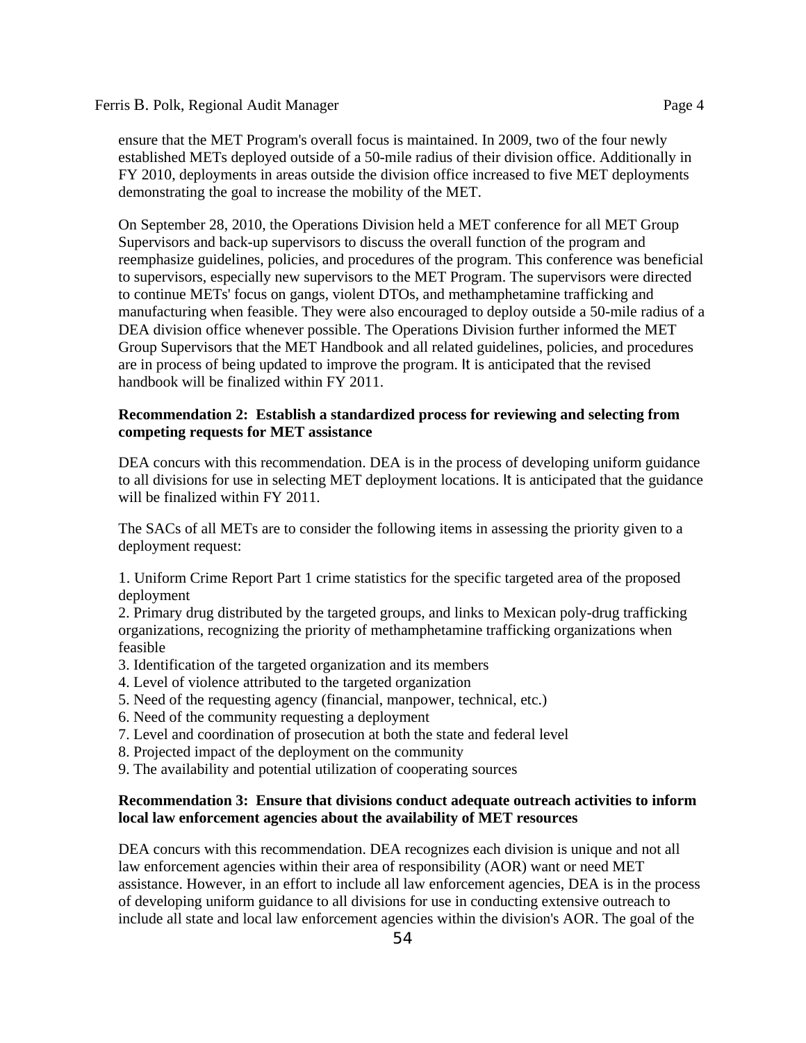ensure that the MET Program's overall focus is maintained. In 2009, two of the four newly established METs deployed outside of a 50-mile radius of their division office. Additionally in FY 2010, deployments in areas outside the division office increased to five MET deployments demonstrating the goal to increase the mobility of the MET.

On September 28, 2010, the Operations Division held a MET conference for all MET Group Supervisors and back-up supervisors to discuss the overall function of the program and reemphasize guidelines, policies, and procedures of the program. This conference was beneficial to supervisors, especially new supervisors to the MET Program. The supervisors were directed to continue METs' focus on gangs, violent DTOs, and methamphetamine trafficking and manufacturing when feasible. They were also encouraged to deploy outside a 50-mile radius of a DEA division office whenever possible. The Operations Division further informed the MET Group Supervisors that the MET Handbook and all related guidelines, policies, and procedures are in process of being updated to improve the program. It is anticipated that the revised handbook will be finalized within FY 2011.

**Recommendation 2: Establish a standardized process for reviewing and selecting from competing requests for MET assistance**

DEA concurs with this recommendation. DEA is in the process of developing uniform guidance to all divisions for use in selecting MET deployment locations. It is anticipated that the guidance will be finalized within FY 2011.

The SACs of all METs are to consider the following items in assessing the priority given to a deployment request:

1. Uniform Crime Report Part 1 crime statistics for the specific targeted area of the proposed deployment
2. Primary drug distributed by the targeted groups, and links to Mexican poly-drug trafficking organizations, recognizing the priority of methamphetamine trafficking organizations when feasible
3. Identification of the targeted organization and its members
4. Level of violence attributed to the targeted organization
5. Need of the requesting agency (financial, manpower, technical, etc.)
6. Need of the community requesting a deployment
7. Level and coordination of prosecution at both the state and federal level
8. Projected impact of the deployment on the community
9. The availability and potential utilization of cooperating sources

**Recommendation 3: Ensure that divisions conduct adequate outreach activities to inform local law enforcement agencies about the availability of MET resources**

DEA concurs with this recommendation. DEA recognizes each division is unique and not all law enforcement agencies within their area of responsibility (AOR) want or need MET assistance. However, in an effort to include all law enforcement agencies, DEA is in the process of developing uniform guidance to all divisions for use in conducting extensive outreach to include all state and local law enforcement agencies within the division's AOR. The goal of the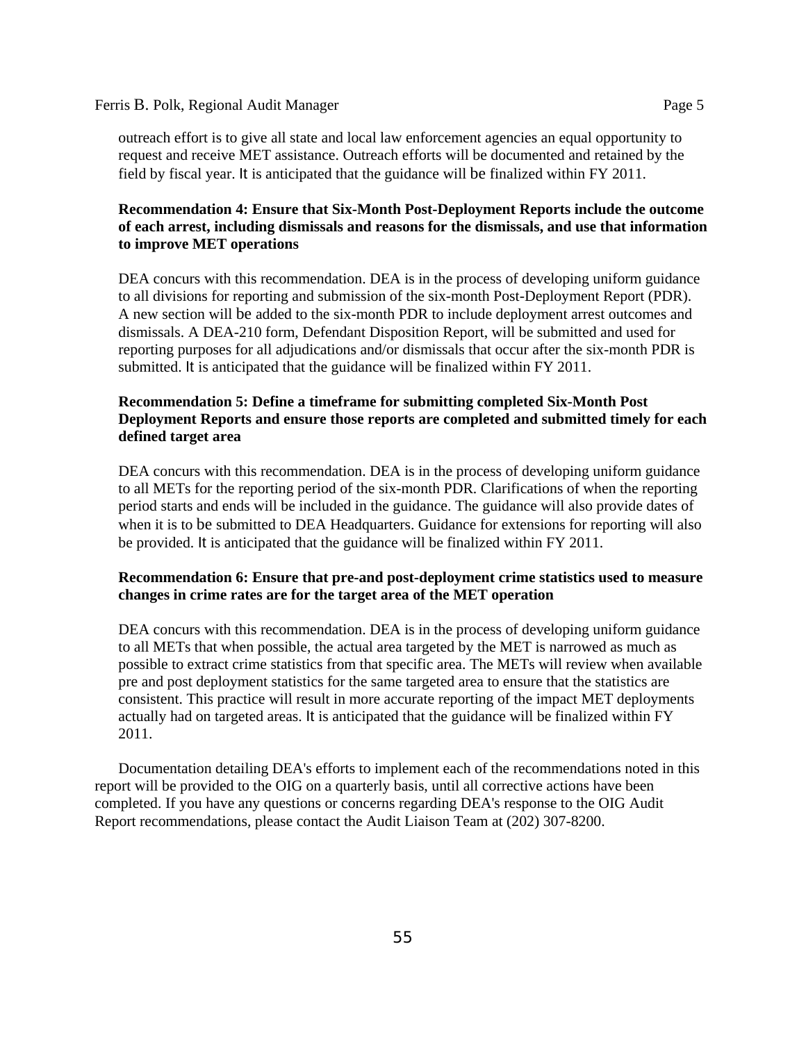outreach effort is to give all state and local law enforcement agencies an equal opportunity to request and receive MET assistance. Outreach efforts will be documented and retained by the field by fiscal year. It is anticipated that the guidance will be finalized within FY 2011.

**Recommendation 4: Ensure that Six-Month Post-Deployment Reports include the outcome of each arrest, including dismissals and reasons for the dismissals, and use that information to improve MET operations**

DEA concurs with this recommendation. DEA is in the process of developing uniform guidance to all divisions for reporting and submission of the six-month Post-Deployment Report (PDR). A new section will be added to the six-month PDR to include deployment arrest outcomes and dismissals. A DEA-210 form, Defendant Disposition Report, will be submitted and used for reporting purposes for all adjudications and/or dismissals that occur after the six-month PDR is submitted. It is anticipated that the guidance will be finalized within FY 2011.

**Recommendation 5: Define a timeframe for submitting completed Six-Month Post Deployment Reports and ensure those reports are completed and submitted timely for each defined target area**

DEA concurs with this recommendation. DEA is in the process of developing uniform guidance to all METs for the reporting period of the six-month PDR. Clarifications of when the reporting period starts and ends will be included in the guidance. The guidance will also provide dates of when it is to be submitted to DEA Headquarters. Guidance for extensions for reporting will also be provided. It is anticipated that the guidance will be finalized within FY 2011.

**Recommendation 6: Ensure that pre-and post-deployment crime statistics used to measure changes in crime rates are for the target area of the MET operation**

DEA concurs with this recommendation. DEA is in the process of developing uniform guidance to all METs that when possible, the actual area targeted by the MET is narrowed as much as possible to extract crime statistics from that specific area. The METs will review when available pre and post deployment statistics for the same targeted area to ensure that the statistics are consistent. This practice will result in more accurate reporting of the impact MET deployments actually had on targeted areas. It is anticipated that the guidance will be finalized within FY 2011.

Documentation detailing DEA's efforts to implement each of the recommendations noted in this report will be provided to the OIG on a quarterly basis, until all corrective actions have been completed. If you have any questions or concerns regarding DEA's response to the OIG Audit Report recommendations, please contact the Audit Liaison Team at (202) 307-8200.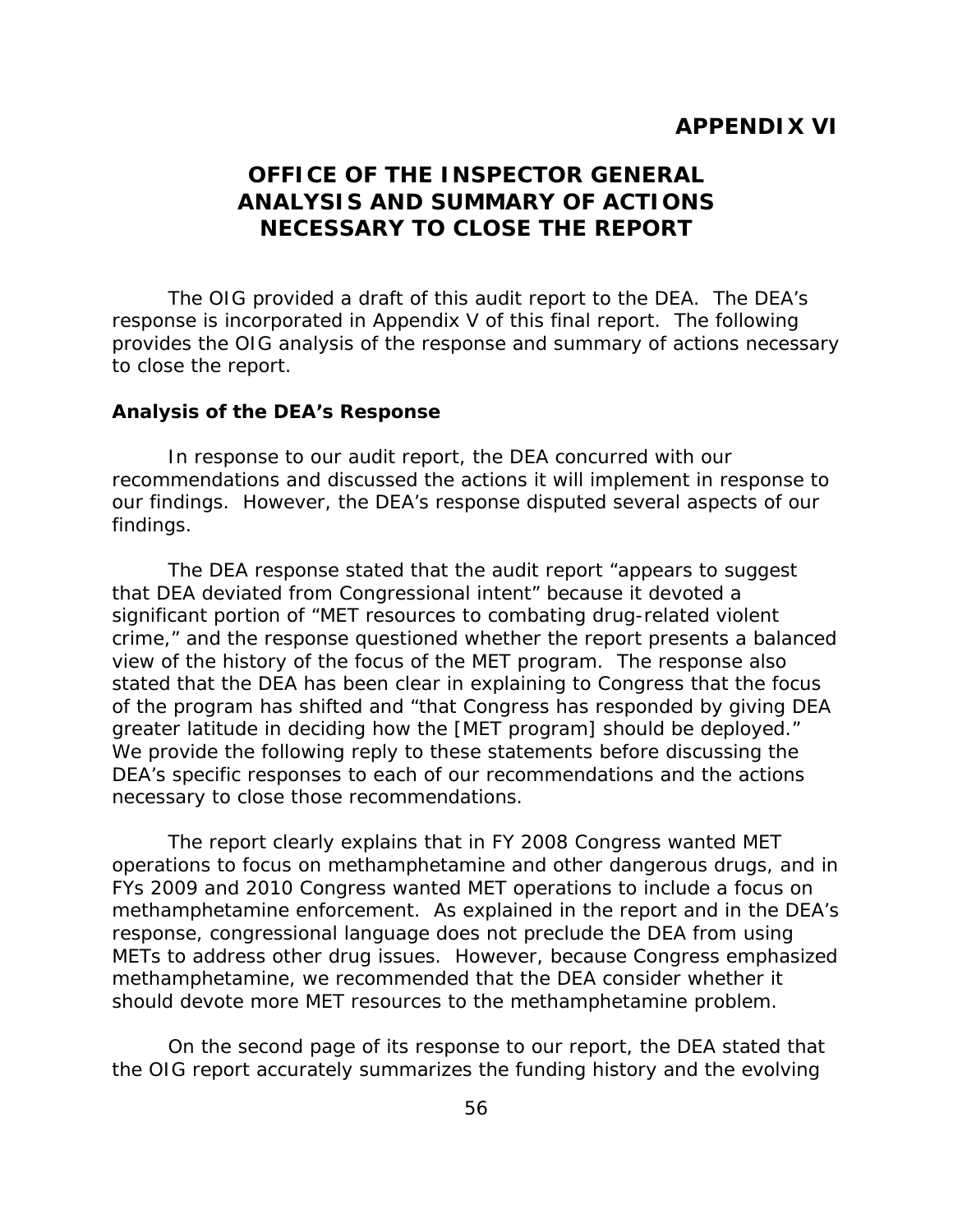# APPENDIX VI

## OFFICE OF THE INSPECTOR GENERAL ANALYSIS AND SUMMARY OF ACTIONS NECESSARY TO CLOSE THE REPORT

The OIG provided a draft of this audit report to the DEA. The DEA's response is incorporated in Appendix V of this final report. The following provides the OIG analysis of the response and summary of actions necessary to close the report.

### Analysis of the DEA's Response

In response to our audit report, the DEA concurred with our recommendations and discussed the actions it will implement in response to our findings. However, the DEA's response disputed several aspects of our findings.

The DEA response stated that the audit report "appears to suggest that DEA deviated from Congressional intent" because it devoted a significant portion of "MET resources to combating drug-related violent crime," and the response questioned whether the report presents a balanced view of the history of the focus of the MET program. The response also stated that the DEA has been clear in explaining to Congress that the focus of the program has shifted and "that Congress has responded by giving DEA greater latitude in deciding how the [MET program] should be deployed." We provide the following reply to these statements before discussing the DEA's specific responses to each of our recommendations and the actions necessary to close those recommendations.

The report clearly explains that in FY 2008 Congress wanted MET operations to focus on methamphetamine and other dangerous drugs, and in FYs 2009 and 2010 Congress wanted MET operations to include a focus on methamphetamine enforcement. As explained in the report and in the DEA's response, congressional language does not preclude the DEA from using METs to address other drug issues. However, because Congress emphasized methamphetamine, we recommended that the DEA consider whether it should devote more MET resources to the methamphetamine problem.

On the second page of its response to our report, the DEA stated that the OIG report accurately summarizes the funding history and the evolving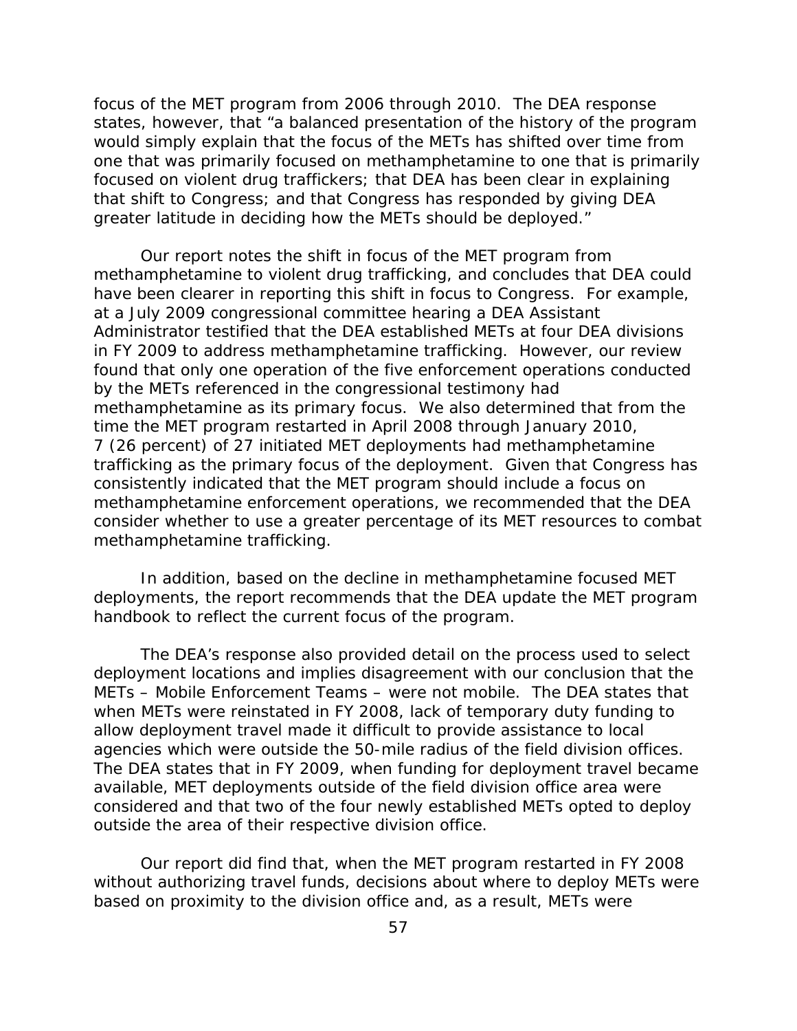focus of the MET program from 2006 through 2010. The DEA response states, however, that "a balanced presentation of the history of the program would simply explain that the focus of the METs has shifted over time from one that was primarily focused on methamphetamine to one that is primarily focused on violent drug traffickers; that DEA has been clear in explaining that shift to Congress; and that Congress has responded by giving DEA greater latitude in deciding how the METs should be deployed."

Our report notes the shift in focus of the MET program from methamphetamine to violent drug trafficking, and concludes that DEA could have been clearer in reporting this shift in focus to Congress. For example, at a July 2009 congressional committee hearing a DEA Assistant Administrator testified that the DEA established METs at four DEA divisions in FY 2009 to address methamphetamine trafficking. However, our review found that only one operation of the five enforcement operations conducted by the METs referenced in the congressional testimony had methamphetamine as its primary focus. We also determined that from the time the MET program restarted in April 2008 through January 2010, 7 (26 percent) of 27 initiated MET deployments had methamphetamine trafficking as the primary focus of the deployment. Given that Congress has consistently indicated that the MET program should include a focus on methamphetamine enforcement operations, we recommended that the DEA consider whether to use a greater percentage of its MET resources to combat methamphetamine trafficking.

In addition, based on the decline in methamphetamine focused MET deployments, the report recommends that the DEA update the MET program handbook to reflect the current focus of the program.

The DEA's response also provided detail on the process used to select deployment locations and implies disagreement with our conclusion that the METs – Mobile Enforcement Teams – were not mobile. The DEA states that when METs were reinstated in FY 2008, lack of temporary duty funding to allow deployment travel made it difficult to provide assistance to local agencies which were outside the 50-mile radius of the field division offices. The DEA states that in FY 2009, when funding for deployment travel became available, MET deployments outside of the field division office area were considered and that two of the four newly established METs opted to deploy outside the area of their respective division office.

Our report did find that, when the MET program restarted in FY 2008 without authorizing travel funds, decisions about where to deploy METs were based on proximity to the division office and, as a result, METs were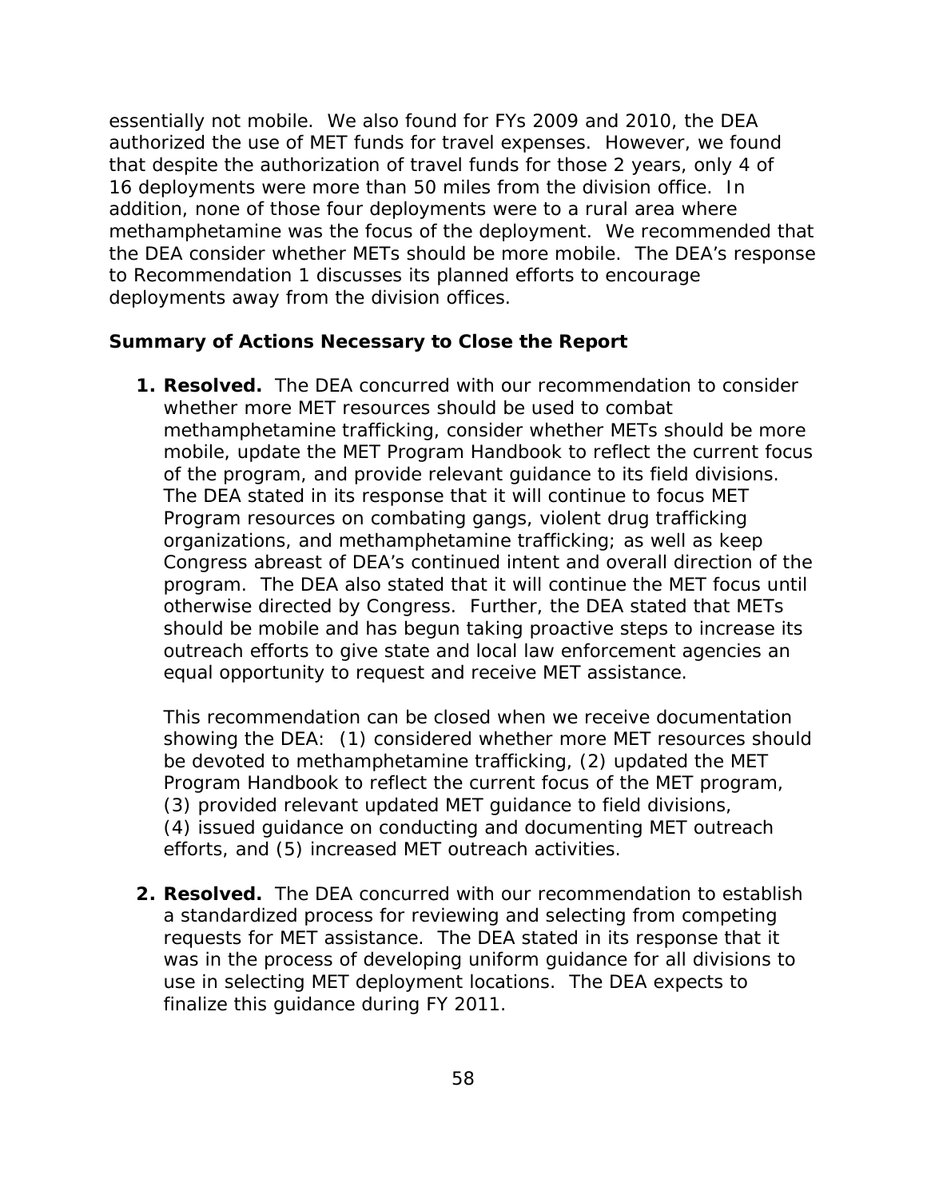essentially not mobile. We also found for FYs 2009 and 2010, the DEA authorized the use of MET funds for travel expenses. However, we found that despite the authorization of travel funds for those 2 years, only 4 of 16 deployments were more than 50 miles from the division office. In addition, none of those four deployments were to a rural area where methamphetamine was the focus of the deployment. We recommended that the DEA consider whether METs should be more mobile. The DEA's response to Recommendation 1 discusses its planned efforts to encourage deployments away from the division offices.

**Summary of Actions Necessary to Close the Report**

1. **Resolved.** The DEA concurred with our recommendation to consider whether more MET resources should be used to combat methamphetamine trafficking, consider whether METs should be more mobile, update the MET Program Handbook to reflect the current focus of the program, and provide relevant guidance to its field divisions. The DEA stated in its response that it will continue to focus MET Program resources on combating gangs, violent drug trafficking organizations, and methamphetamine trafficking; as well as keep Congress abreast of DEA's continued intent and overall direction of the program. The DEA also stated that it will continue the MET focus until otherwise directed by Congress. Further, the DEA stated that METs should be mobile and has begun taking proactive steps to increase its outreach efforts to give state and local law enforcement agencies an equal opportunity to request and receive MET assistance.

   This recommendation can be closed when we receive documentation showing the DEA: (1) considered whether more MET resources should be devoted to methamphetamine trafficking, (2) updated the MET Program Handbook to reflect the current focus of the MET program, (3) provided relevant updated MET guidance to field divisions, (4) issued guidance on conducting and documenting MET outreach efforts, and (5) increased MET outreach activities.

2. **Resolved.** The DEA concurred with our recommendation to establish a standardized process for reviewing and selecting from competing requests for MET assistance. The DEA stated in its response that it was in the process of developing uniform guidance for all divisions to use in selecting MET deployment locations. The DEA expects to finalize this guidance during FY 2011.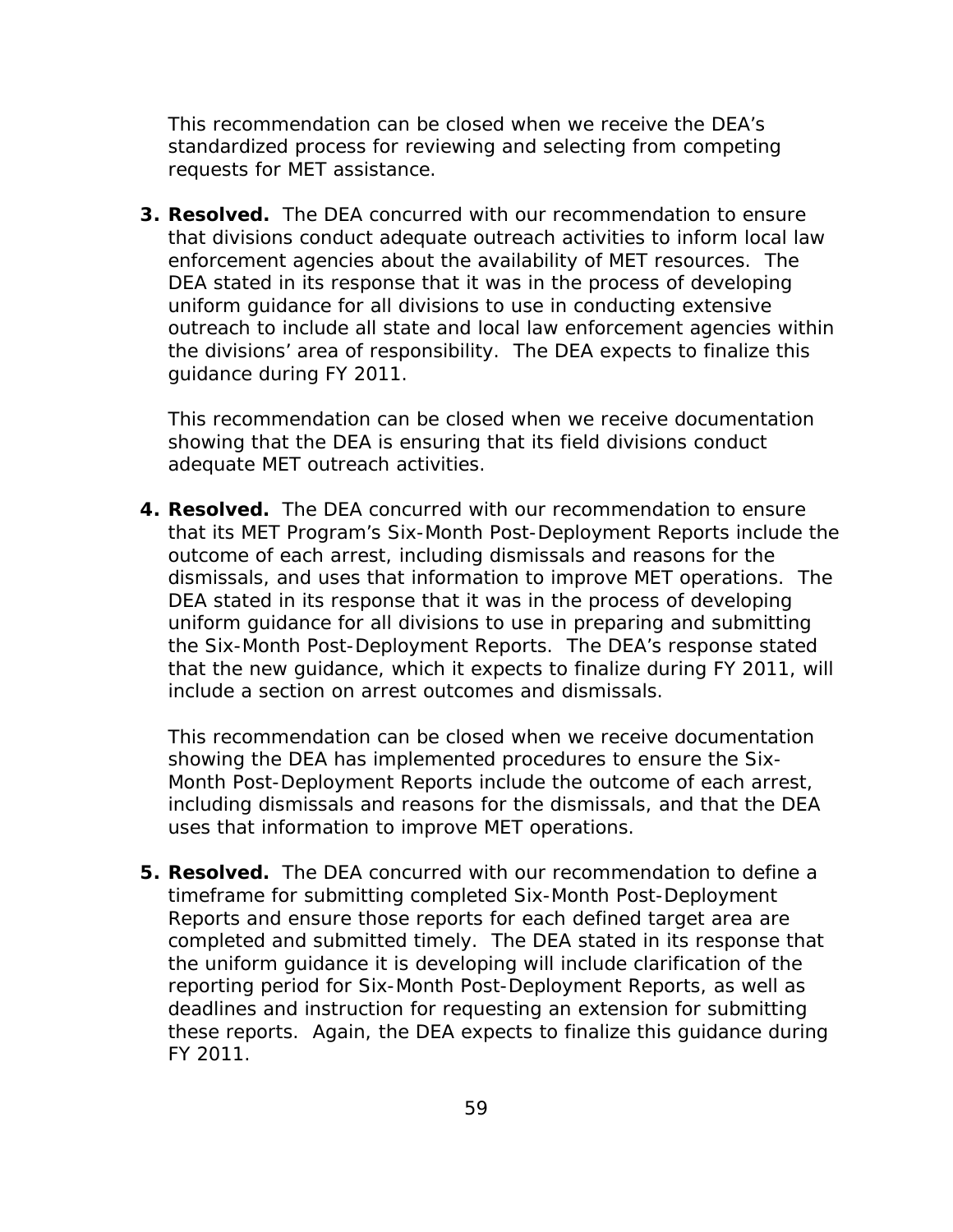This recommendation can be closed when we receive the DEA's standardized process for reviewing and selecting from competing requests for MET assistance.

3. **Resolved.** The DEA concurred with our recommendation to ensure that divisions conduct adequate outreach activities to inform local law enforcement agencies about the availability of MET resources. The DEA stated in its response that it was in the process of developing uniform guidance for all divisions to use in conducting extensive outreach to include all state and local law enforcement agencies within the divisions' area of responsibility. The DEA expects to finalize this guidance during FY 2011.

   This recommendation can be closed when we receive documentation showing that the DEA is ensuring that its field divisions conduct adequate MET outreach activities.

4. **Resolved.** The DEA concurred with our recommendation to ensure that its MET Program's Six-Month Post-Deployment Reports include the outcome of each arrest, including dismissals and reasons for the dismissals, and uses that information to improve MET operations. The DEA stated in its response that it was in the process of developing uniform guidance for all divisions to use in preparing and submitting the Six-Month Post-Deployment Reports. The DEA's response stated that the new guidance, which it expects to finalize during FY 2011, will include a section on arrest outcomes and dismissals.

   This recommendation can be closed when we receive documentation showing the DEA has implemented procedures to ensure the Six-Month Post-Deployment Reports include the outcome of each arrest, including dismissals and reasons for the dismissals, and that the DEA uses that information to improve MET operations.

5. **Resolved.** The DEA concurred with our recommendation to define a timeframe for submitting completed Six-Month Post-Deployment Reports and ensure those reports for each defined target area are completed and submitted timely. The DEA stated in its response that the uniform guidance it is developing will include clarification of the reporting period for Six-Month Post-Deployment Reports, as well as deadlines and instruction for requesting an extension for submitting these reports. Again, the DEA expects to finalize this guidance during FY 2011.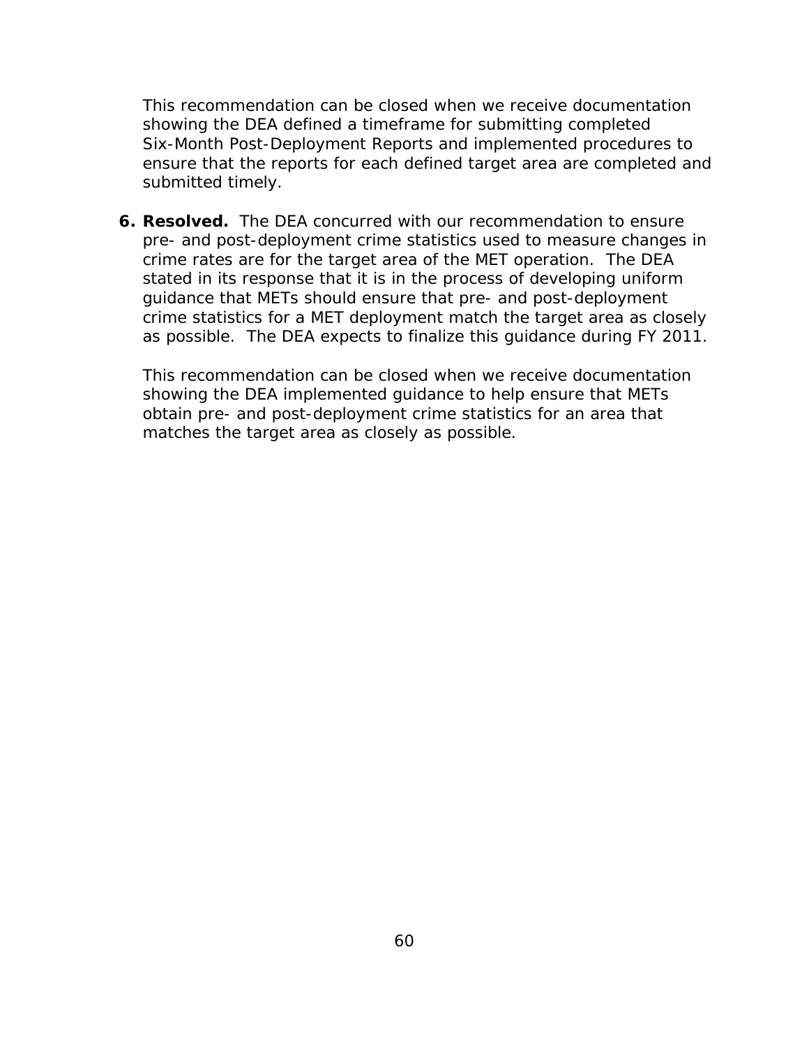This recommendation can be closed when we receive documentation showing the DEA defined a timeframe for submitting completed Six-Month Post-Deployment Reports and implemented procedures to ensure that the reports for each defined target area are completed and submitted timely.

6. **Resolved.** The DEA concurred with our recommendation to ensure pre- and post-deployment crime statistics used to measure changes in crime rates are for the target area of the MET operation. The DEA stated in its response that it is in the process of developing uniform guidance that METs should ensure that pre- and post-deployment crime statistics for a MET deployment match the target area as closely as possible. The DEA expects to finalize this guidance during FY 2011.

   This recommendation can be closed when we receive documentation showing the DEA implemented guidance to help ensure that METs obtain pre- and post-deployment crime statistics for an area that matches the target area as closely as possible.